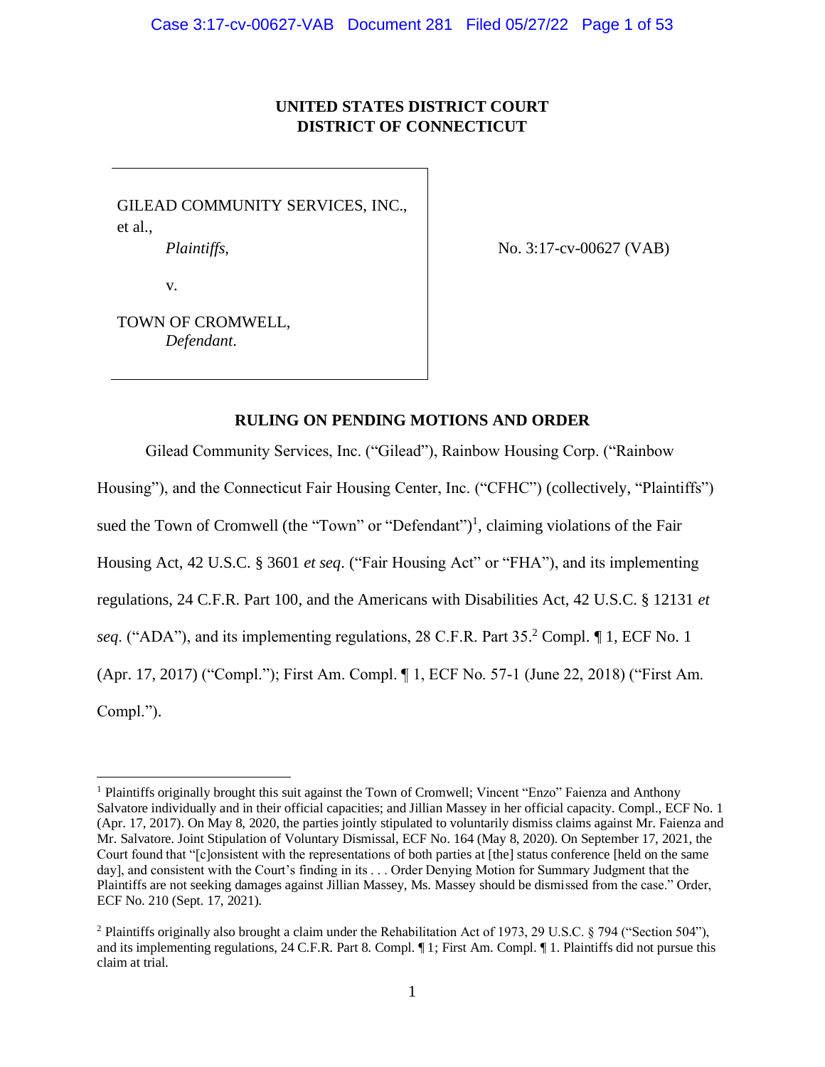**UNITED STATES DISTRICT COURT**
**DISTRICT OF CONNECTICUT**

GILEAD COMMUNITY SERVICES, INC., et al.,
*Plaintiffs*,

v.

TOWN OF CROMWELL,
*Defendant*.

No. 3:17-cv-00627 (VAB)

**RULING ON PENDING MOTIONS AND ORDER**

Gilead Community Services, Inc. ("Gilead"), Rainbow Housing Corp. ("Rainbow Housing"), and the Connecticut Fair Housing Center, Inc. ("CFHC") (collectively, "Plaintiffs") sued the Town of Cromwell (the "Town" or "Defendant")[1], claiming violations of the Fair Housing Act, 42 U.S.C. § 3601 *et seq*. ("Fair Housing Act" or "FHA"), and its implementing regulations, 24 C.F.R. Part 100, and the Americans with Disabilities Act, 42 U.S.C. § 12131 *et seq*. ("ADA"), and its implementing regulations, 28 C.F.R. Part 35.[2] Compl. ¶ 1, ECF No. 1 (Apr. 17, 2017) ("Compl."); First Am. Compl. ¶ 1, ECF No. 57-1 (June 22, 2018) ("First Am. Compl.").

---

[1] Plaintiffs originally brought this suit against the Town of Cromwell; Vincent "Enzo" Faienza and Anthony Salvatore individually and in their official capacities; and Jillian Massey in her official capacity. Compl., ECF No. 1 (Apr. 17, 2017). On May 8, 2020, the parties jointly stipulated to voluntarily dismiss claims against Mr. Faienza and Mr. Salvatore. Joint Stipulation of Voluntary Dismissal, ECF No. 164 (May 8, 2020). On September 17, 2021, the Court found that "[c]onsistent with the representations of both parties at [the] status conference [held on the same day], and consistent with the Court's finding in its . . . Order Denying Motion for Summary Judgment that the Plaintiffs are not seeking damages against Jillian Massey, Ms. Massey should be dismissed from the case." Order, ECF No. 210 (Sept. 17, 2021).

[2] Plaintiffs originally also brought a claim under the Rehabilitation Act of 1973, 29 U.S.C. § 794 ("Section 504"), and its implementing regulations, 24 C.F.R. Part 8. Compl. ¶ 1; First Am. Compl. ¶ 1. Plaintiffs did not pursue this claim at trial.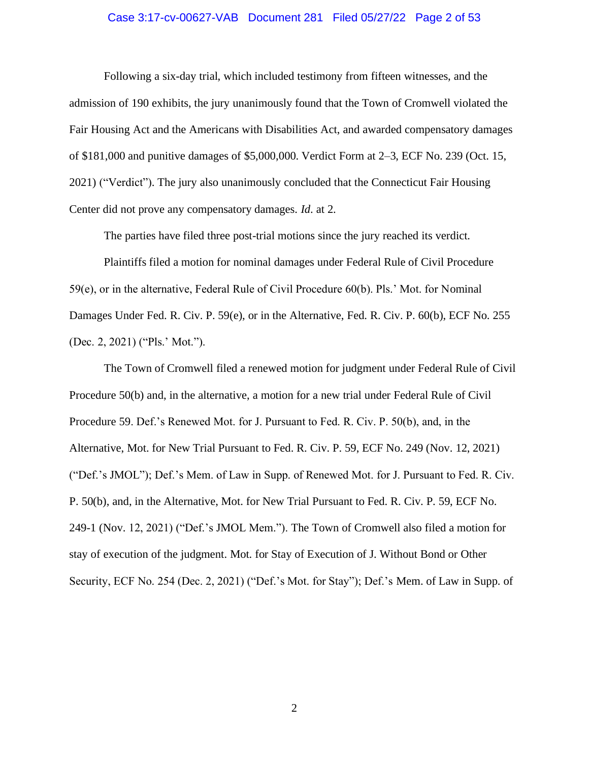Following a six-day trial, which included testimony from fifteen witnesses, and the admission of 190 exhibits, the jury unanimously found that the Town of Cromwell violated the Fair Housing Act and the Americans with Disabilities Act, and awarded compensatory damages of $181,000 and punitive damages of $5,000,000. Verdict Form at 2–3, ECF No. 239 (Oct. 15, 2021) ("Verdict"). The jury also unanimously concluded that the Connecticut Fair Housing Center did not prove any compensatory damages. *Id*. at 2.

The parties have filed three post-trial motions since the jury reached its verdict.

Plaintiffs filed a motion for nominal damages under Federal Rule of Civil Procedure 59(e), or in the alternative, Federal Rule of Civil Procedure 60(b). Pls.' Mot. for Nominal Damages Under Fed. R. Civ. P. 59(e), or in the Alternative, Fed. R. Civ. P. 60(b), ECF No. 255 (Dec. 2, 2021) ("Pls.' Mot.").

The Town of Cromwell filed a renewed motion for judgment under Federal Rule of Civil Procedure 50(b) and, in the alternative, a motion for a new trial under Federal Rule of Civil Procedure 59. Def.'s Renewed Mot. for J. Pursuant to Fed. R. Civ. P. 50(b), and, in the Alternative, Mot. for New Trial Pursuant to Fed. R. Civ. P. 59, ECF No. 249 (Nov. 12, 2021) ("Def.'s JMOL"); Def.'s Mem. of Law in Supp. of Renewed Mot. for J. Pursuant to Fed. R. Civ. P. 50(b), and, in the Alternative, Mot. for New Trial Pursuant to Fed. R. Civ. P. 59, ECF No. 249-1 (Nov. 12, 2021) ("Def.'s JMOL Mem."). The Town of Cromwell also filed a motion for stay of execution of the judgment. Mot. for Stay of Execution of J. Without Bond or Other Security, ECF No. 254 (Dec. 2, 2021) ("Def.'s Mot. for Stay"); Def.'s Mem. of Law in Supp. of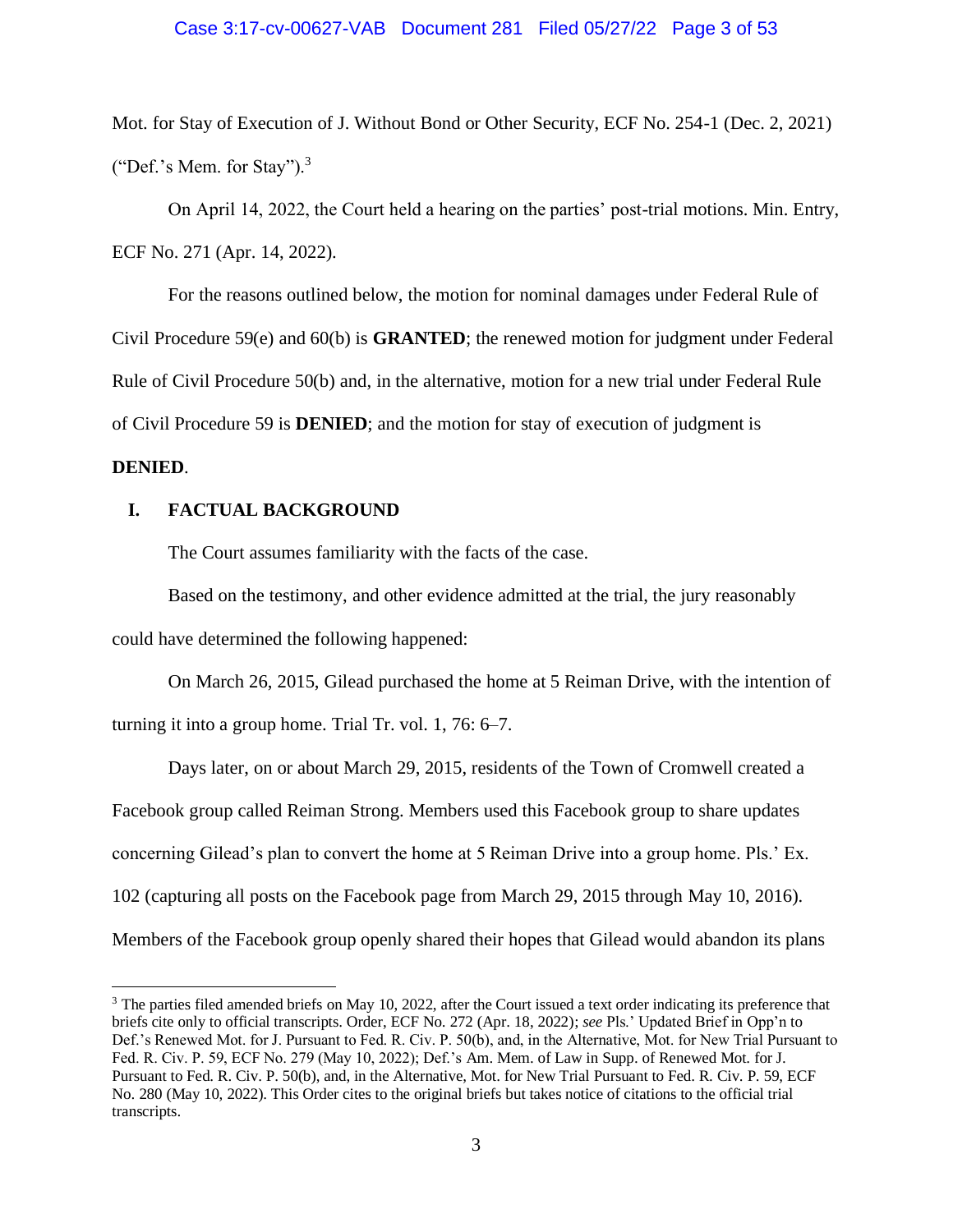Mot. for Stay of Execution of J. Without Bond or Other Security, ECF No. 254-1 (Dec. 2, 2021) ("Def.'s Mem. for Stay").[3]

On April 14, 2022, the Court held a hearing on the parties' post-trial motions. Min. Entry, ECF No. 271 (Apr. 14, 2022).

For the reasons outlined below, the motion for nominal damages under Federal Rule of Civil Procedure 59(e) and 60(b) is **GRANTED**; the renewed motion for judgment under Federal Rule of Civil Procedure 50(b) and, in the alternative, motion for a new trial under Federal Rule of Civil Procedure 59 is **DENIED**; and the motion for stay of execution of judgment is **DENIED**.

## I. FACTUAL BACKGROUND

The Court assumes familiarity with the facts of the case.

Based on the testimony, and other evidence admitted at the trial, the jury reasonably could have determined the following happened:

On March 26, 2015, Gilead purchased the home at 5 Reiman Drive, with the intention of turning it into a group home. Trial Tr. vol. 1, 76: 6–7.

Days later, on or about March 29, 2015, residents of the Town of Cromwell created a Facebook group called Reiman Strong. Members used this Facebook group to share updates concerning Gilead's plan to convert the home at 5 Reiman Drive into a group home. Pls.' Ex. 102 (capturing all posts on the Facebook page from March 29, 2015 through May 10, 2016). Members of the Facebook group openly shared their hopes that Gilead would abandon its plans

[3] The parties filed amended briefs on May 10, 2022, after the Court issued a text order indicating its preference that briefs cite only to official transcripts. Order, ECF No. 272 (Apr. 18, 2022); *see* Pls.' Updated Brief in Opp'n to Def.'s Renewed Mot. for J. Pursuant to Fed. R. Civ. P. 50(b), and, in the Alternative, Mot. for New Trial Pursuant to Fed. R. Civ. P. 59, ECF No. 279 (May 10, 2022); Def.'s Am. Mem. of Law in Supp. of Renewed Mot. for J. Pursuant to Fed. R. Civ. P. 50(b), and, in the Alternative, Mot. for New Trial Pursuant to Fed. R. Civ. P. 59, ECF No. 280 (May 10, 2022). This Order cites to the original briefs but takes notice of citations to the official trial transcripts.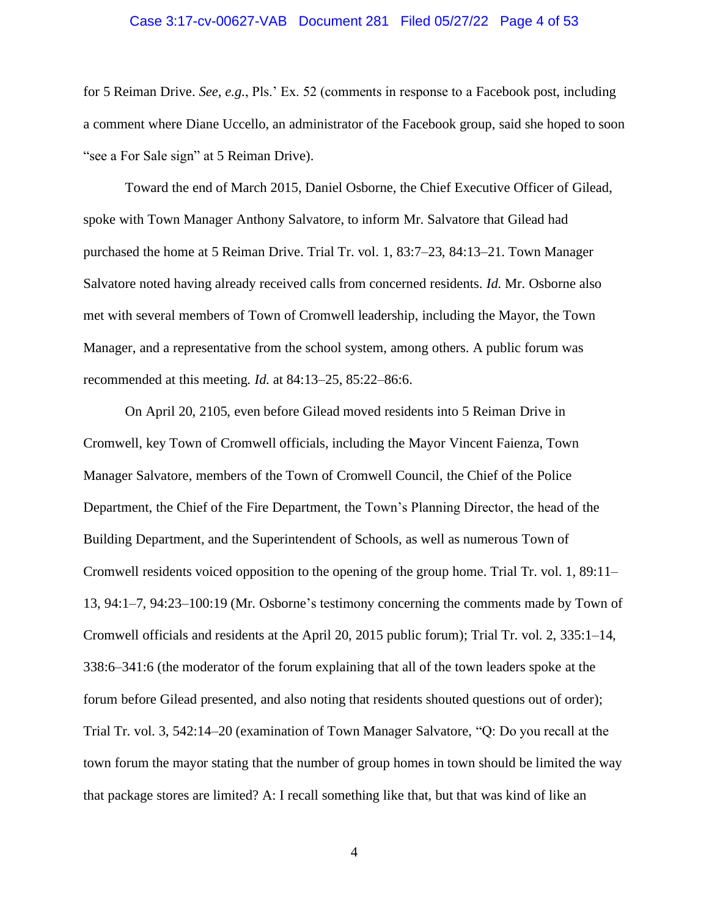for 5 Reiman Drive. *See, e.g.*, Pls.' Ex. 52 (comments in response to a Facebook post, including a comment where Diane Uccello, an administrator of the Facebook group, said she hoped to soon "see a For Sale sign" at 5 Reiman Drive).

Toward the end of March 2015, Daniel Osborne, the Chief Executive Officer of Gilead, spoke with Town Manager Anthony Salvatore, to inform Mr. Salvatore that Gilead had purchased the home at 5 Reiman Drive. Trial Tr. vol. 1, 83:7–23, 84:13–21. Town Manager Salvatore noted having already received calls from concerned residents. *Id.* Mr. Osborne also met with several members of Town of Cromwell leadership, including the Mayor, the Town Manager, and a representative from the school system, among others. A public forum was recommended at this meeting. *Id.* at 84:13–25, 85:22–86:6.

On April 20, 2105, even before Gilead moved residents into 5 Reiman Drive in Cromwell, key Town of Cromwell officials, including the Mayor Vincent Faienza, Town Manager Salvatore, members of the Town of Cromwell Council, the Chief of the Police Department, the Chief of the Fire Department, the Town's Planning Director, the head of the Building Department, and the Superintendent of Schools, as well as numerous Town of Cromwell residents voiced opposition to the opening of the group home. Trial Tr. vol. 1, 89:11–13, 94:1–7, 94:23–100:19 (Mr. Osborne's testimony concerning the comments made by Town of Cromwell officials and residents at the April 20, 2015 public forum); Trial Tr. vol. 2, 335:1–14, 338:6–341:6 (the moderator of the forum explaining that all of the town leaders spoke at the forum before Gilead presented, and also noting that residents shouted questions out of order); Trial Tr. vol. 3, 542:14–20 (examination of Town Manager Salvatore, "Q: Do you recall at the town forum the mayor stating that the number of group homes in town should be limited the way that package stores are limited? A: I recall something like that, but that was kind of like an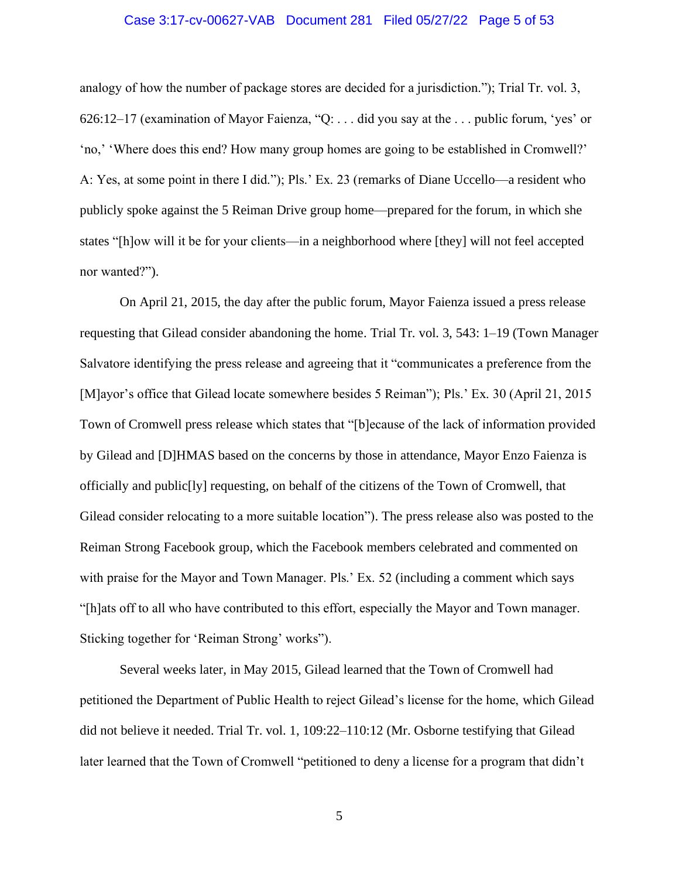analogy of how the number of package stores are decided for a jurisdiction."); Trial Tr. vol. 3, 626:12–17 (examination of Mayor Faienza, "Q: . . . did you say at the . . . public forum, 'yes' or 'no,' 'Where does this end? How many group homes are going to be established in Cromwell?' A: Yes, at some point in there I did."); Pls.' Ex. 23 (remarks of Diane Uccello—a resident who publicly spoke against the 5 Reiman Drive group home—prepared for the forum, in which she states "[h]ow will it be for your clients—in a neighborhood where [they] will not feel accepted nor wanted?").

On April 21, 2015, the day after the public forum, Mayor Faienza issued a press release requesting that Gilead consider abandoning the home. Trial Tr. vol. 3, 543: 1–19 (Town Manager Salvatore identifying the press release and agreeing that it "communicates a preference from the [M]ayor's office that Gilead locate somewhere besides 5 Reiman"); Pls.' Ex. 30 (April 21, 2015 Town of Cromwell press release which states that "[b]ecause of the lack of information provided by Gilead and [D]HMAS based on the concerns by those in attendance, Mayor Enzo Faienza is officially and public[ly] requesting, on behalf of the citizens of the Town of Cromwell, that Gilead consider relocating to a more suitable location"). The press release also was posted to the Reiman Strong Facebook group, which the Facebook members celebrated and commented on with praise for the Mayor and Town Manager. Pls.' Ex. 52 (including a comment which says "[h]ats off to all who have contributed to this effort, especially the Mayor and Town manager. Sticking together for 'Reiman Strong' works").

Several weeks later, in May 2015, Gilead learned that the Town of Cromwell had petitioned the Department of Public Health to reject Gilead's license for the home, which Gilead did not believe it needed. Trial Tr. vol. 1, 109:22–110:12 (Mr. Osborne testifying that Gilead later learned that the Town of Cromwell "petitioned to deny a license for a program that didn't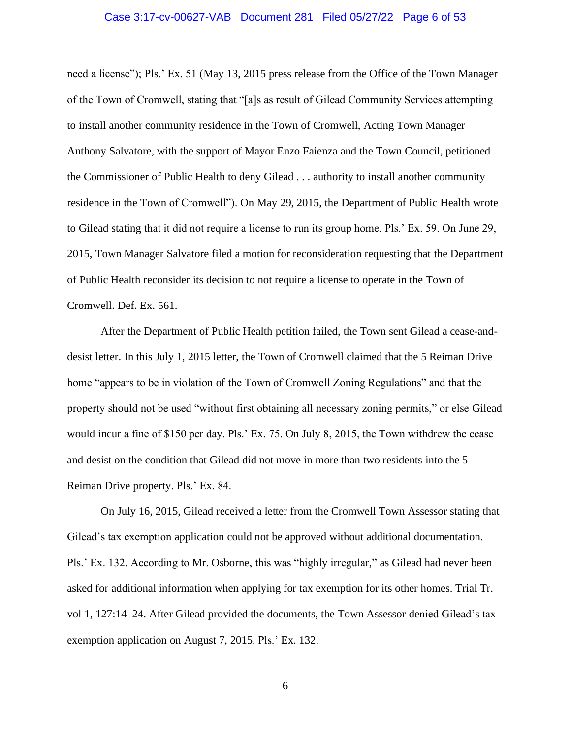need a license"); Pls.' Ex. 51 (May 13, 2015 press release from the Office of the Town Manager of the Town of Cromwell, stating that "[a]s as result of Gilead Community Services attempting to install another community residence in the Town of Cromwell, Acting Town Manager Anthony Salvatore, with the support of Mayor Enzo Faienza and the Town Council, petitioned the Commissioner of Public Health to deny Gilead . . . authority to install another community residence in the Town of Cromwell"). On May 29, 2015, the Department of Public Health wrote to Gilead stating that it did not require a license to run its group home. Pls.' Ex. 59. On June 29, 2015, Town Manager Salvatore filed a motion for reconsideration requesting that the Department of Public Health reconsider its decision to not require a license to operate in the Town of Cromwell. Def. Ex. 561.

After the Department of Public Health petition failed, the Town sent Gilead a cease-and-desist letter. In this July 1, 2015 letter, the Town of Cromwell claimed that the 5 Reiman Drive home "appears to be in violation of the Town of Cromwell Zoning Regulations" and that the property should not be used "without first obtaining all necessary zoning permits," or else Gilead would incur a fine of $150 per day. Pls.' Ex. 75. On July 8, 2015, the Town withdrew the cease and desist on the condition that Gilead did not move in more than two residents into the 5 Reiman Drive property. Pls.' Ex. 84.

On July 16, 2015, Gilead received a letter from the Cromwell Town Assessor stating that Gilead's tax exemption application could not be approved without additional documentation. Pls.' Ex. 132. According to Mr. Osborne, this was "highly irregular," as Gilead had never been asked for additional information when applying for tax exemption for its other homes. Trial Tr. vol 1, 127:14–24. After Gilead provided the documents, the Town Assessor denied Gilead's tax exemption application on August 7, 2015. Pls.' Ex. 132.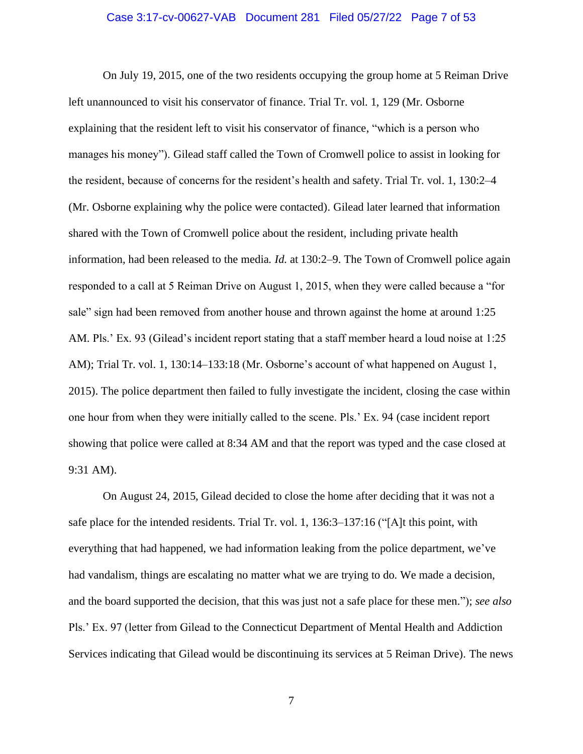On July 19, 2015, one of the two residents occupying the group home at 5 Reiman Drive left unannounced to visit his conservator of finance. Trial Tr. vol. 1, 129 (Mr. Osborne explaining that the resident left to visit his conservator of finance, "which is a person who manages his money"). Gilead staff called the Town of Cromwell police to assist in looking for the resident, because of concerns for the resident's health and safety. Trial Tr. vol. 1, 130:2–4 (Mr. Osborne explaining why the police were contacted). Gilead later learned that information shared with the Town of Cromwell police about the resident, including private health information, had been released to the media. *Id.* at 130:2–9. The Town of Cromwell police again responded to a call at 5 Reiman Drive on August 1, 2015, when they were called because a "for sale" sign had been removed from another house and thrown against the home at around 1:25 AM. Pls.' Ex. 93 (Gilead's incident report stating that a staff member heard a loud noise at 1:25 AM); Trial Tr. vol. 1, 130:14–133:18 (Mr. Osborne's account of what happened on August 1, 2015). The police department then failed to fully investigate the incident, closing the case within one hour from when they were initially called to the scene. Pls.' Ex. 94 (case incident report showing that police were called at 8:34 AM and that the report was typed and the case closed at 9:31 AM).

On August 24, 2015, Gilead decided to close the home after deciding that it was not a safe place for the intended residents. Trial Tr. vol. 1, 136:3–137:16 ("[A]t this point, with everything that had happened, we had information leaking from the police department, we've had vandalism, things are escalating no matter what we are trying to do. We made a decision, and the board supported the decision, that this was just not a safe place for these men."); *see also* Pls.' Ex. 97 (letter from Gilead to the Connecticut Department of Mental Health and Addiction Services indicating that Gilead would be discontinuing its services at 5 Reiman Drive). The news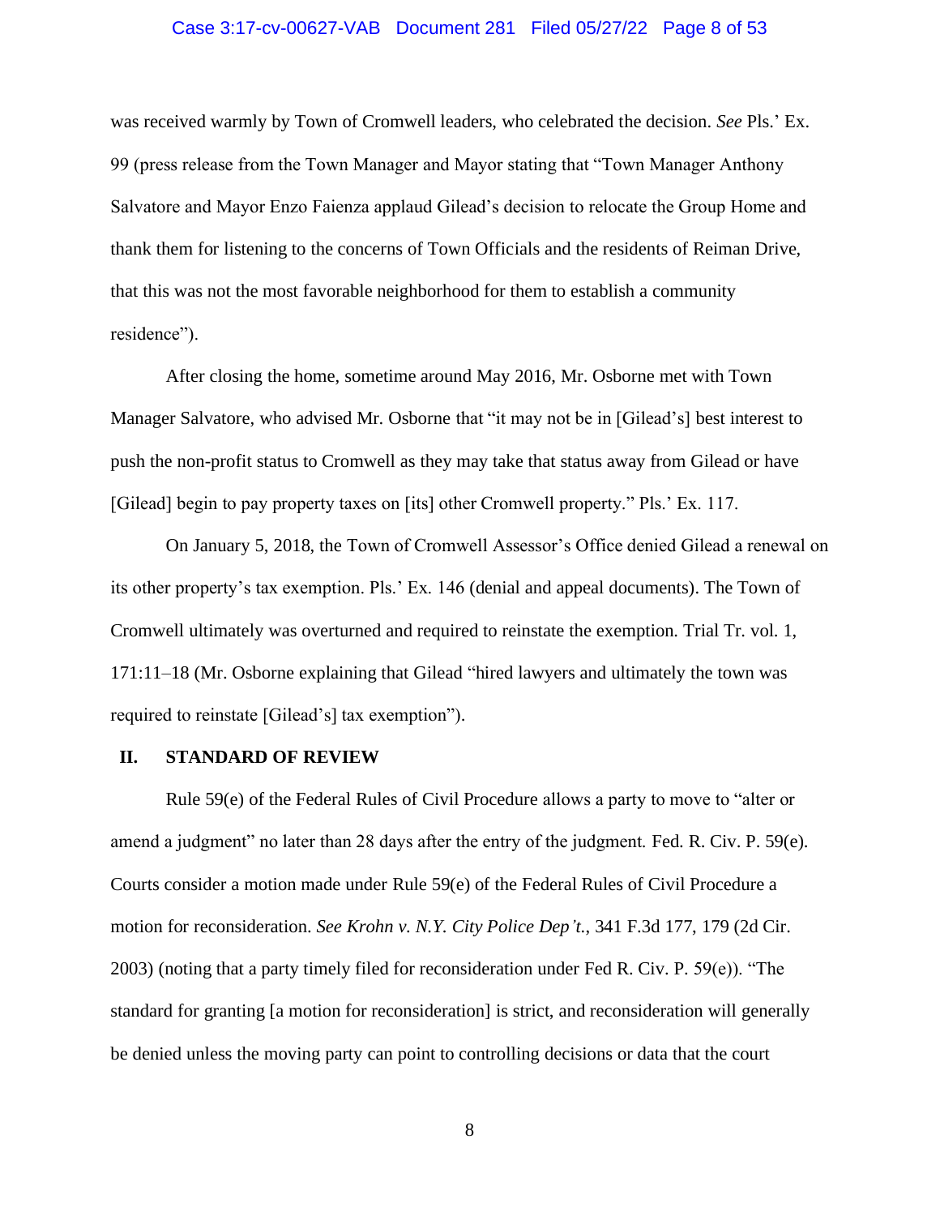was received warmly by Town of Cromwell leaders, who celebrated the decision. *See* Pls.' Ex. 99 (press release from the Town Manager and Mayor stating that "Town Manager Anthony Salvatore and Mayor Enzo Faienza applaud Gilead's decision to relocate the Group Home and thank them for listening to the concerns of Town Officials and the residents of Reiman Drive, that this was not the most favorable neighborhood for them to establish a community residence").

After closing the home, sometime around May 2016, Mr. Osborne met with Town Manager Salvatore, who advised Mr. Osborne that "it may not be in [Gilead's] best interest to push the non-profit status to Cromwell as they may take that status away from Gilead or have [Gilead] begin to pay property taxes on [its] other Cromwell property." Pls.' Ex. 117.

On January 5, 2018, the Town of Cromwell Assessor's Office denied Gilead a renewal on its other property's tax exemption. Pls.' Ex. 146 (denial and appeal documents). The Town of Cromwell ultimately was overturned and required to reinstate the exemption. Trial Tr. vol. 1, 171:11–18 (Mr. Osborne explaining that Gilead "hired lawyers and ultimately the town was required to reinstate [Gilead's] tax exemption").

## II. STANDARD OF REVIEW

Rule 59(e) of the Federal Rules of Civil Procedure allows a party to move to "alter or amend a judgment" no later than 28 days after the entry of the judgment. Fed. R. Civ. P. 59(e). Courts consider a motion made under Rule 59(e) of the Federal Rules of Civil Procedure a motion for reconsideration. *See Krohn v. N.Y. City Police Dep't.*, 341 F.3d 177, 179 (2d Cir. 2003) (noting that a party timely filed for reconsideration under Fed R. Civ. P. 59(e)). "The standard for granting [a motion for reconsideration] is strict, and reconsideration will generally be denied unless the moving party can point to controlling decisions or data that the court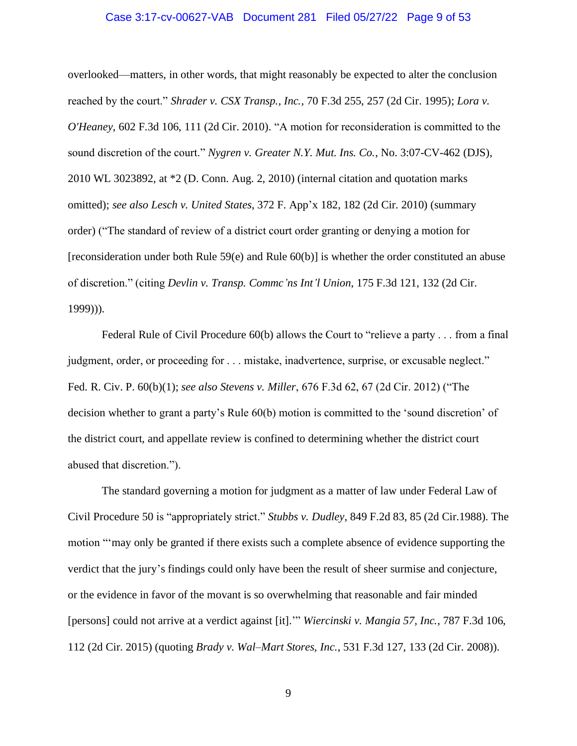overlooked—matters, in other words, that might reasonably be expected to alter the conclusion reached by the court." *Shrader v. CSX Transp., Inc.*, 70 F.3d 255, 257 (2d Cir. 1995); *Lora v. O'Heaney*, 602 F.3d 106, 111 (2d Cir. 2010). "A motion for reconsideration is committed to the sound discretion of the court." *Nygren v. Greater N.Y. Mut. Ins. Co.*, No. 3:07-CV-462 (DJS), 2010 WL 3023892, at *2 (D. Conn. Aug. 2, 2010) (internal citation and quotation marks omitted); *see also Lesch v. United States*, 372 F. App'x 182, 182 (2d Cir. 2010) (summary order) ("The standard of review of a district court order granting or denying a motion for [reconsideration under both Rule 59(e) and Rule 60(b)] is whether the order constituted an abuse of discretion." (citing *Devlin v. Transp. Commc'ns Int'l Union*, 175 F.3d 121, 132 (2d Cir. 1999))).

Federal Rule of Civil Procedure 60(b) allows the Court to "relieve a party . . . from a final judgment, order, or proceeding for . . . mistake, inadvertence, surprise, or excusable neglect." Fed. R. Civ. P. 60(b)(1); *see also Stevens v. Miller*, 676 F.3d 62, 67 (2d Cir. 2012) ("The decision whether to grant a party's Rule 60(b) motion is committed to the 'sound discretion' of the district court, and appellate review is confined to determining whether the district court abused that discretion.").

The standard governing a motion for judgment as a matter of law under Federal Law of Civil Procedure 50 is "appropriately strict." *Stubbs v. Dudley*, 849 F.2d 83, 85 (2d Cir.1988). The motion "'may only be granted if there exists such a complete absence of evidence supporting the verdict that the jury's findings could only have been the result of sheer surmise and conjecture, or the evidence in favor of the movant is so overwhelming that reasonable and fair minded [persons] could not arrive at a verdict against [it].'" *Wiercinski v. Mangia 57, Inc.*, 787 F.3d 106, 112 (2d Cir. 2015) (quoting *Brady v. Wal–Mart Stores, Inc.*, 531 F.3d 127, 133 (2d Cir. 2008)).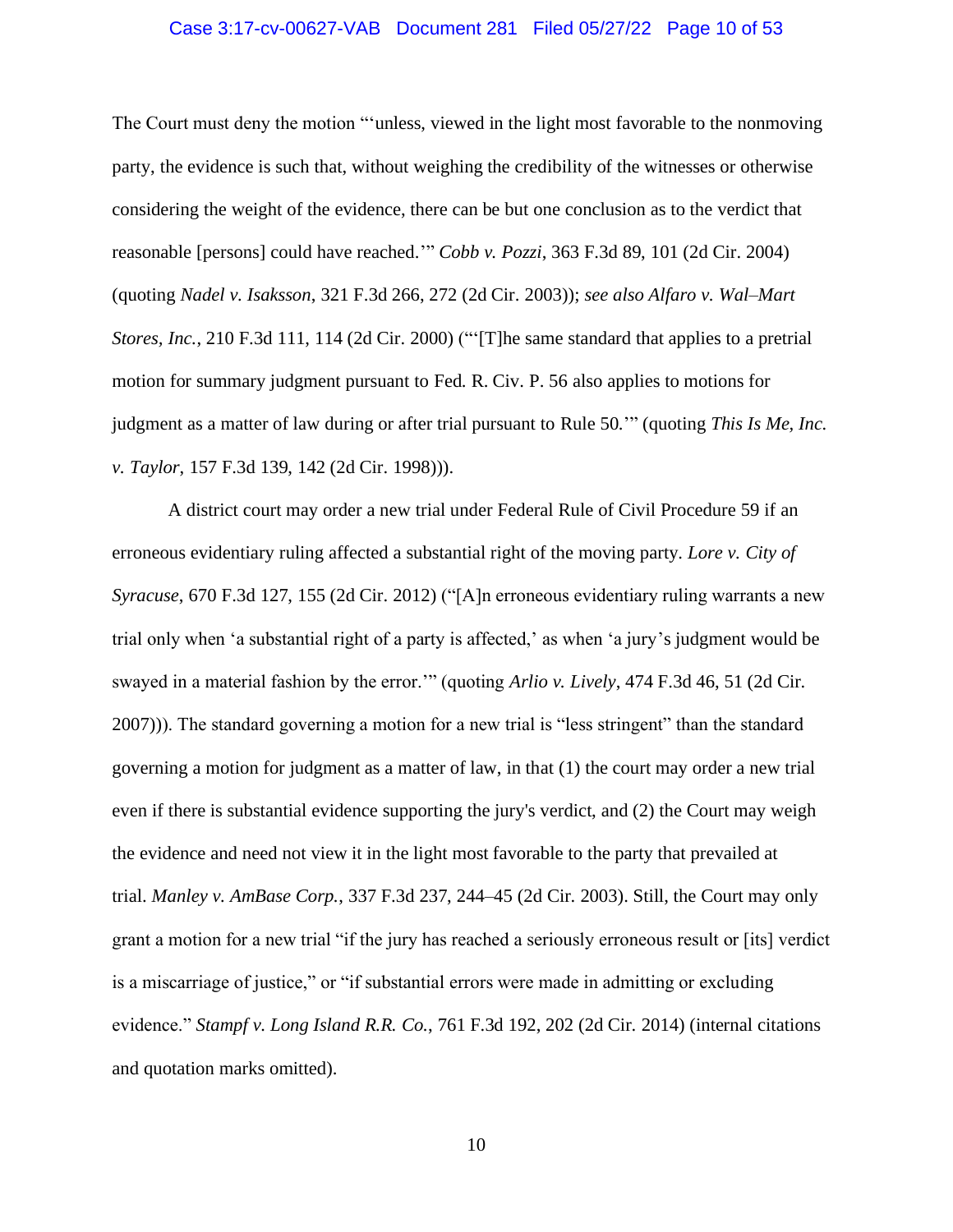The Court must deny the motion "'unless, viewed in the light most favorable to the nonmoving party, the evidence is such that, without weighing the credibility of the witnesses or otherwise considering the weight of the evidence, there can be but one conclusion as to the verdict that reasonable [persons] could have reached.'" *Cobb v. Pozzi*, 363 F.3d 89, 101 (2d Cir. 2004) (quoting *Nadel v. Isaksson*, 321 F.3d 266, 272 (2d Cir. 2003)); *see also Alfaro v. Wal–Mart Stores, Inc.*, 210 F.3d 111, 114 (2d Cir. 2000) ("'[T]he same standard that applies to a pretrial motion for summary judgment pursuant to Fed. R. Civ. P. 56 also applies to motions for judgment as a matter of law during or after trial pursuant to Rule 50.'" (quoting *This Is Me, Inc. v. Taylor*, 157 F.3d 139, 142 (2d Cir. 1998))).

A district court may order a new trial under Federal Rule of Civil Procedure 59 if an erroneous evidentiary ruling affected a substantial right of the moving party. *Lore v. City of Syracuse*, 670 F.3d 127, 155 (2d Cir. 2012) ("[A]n erroneous evidentiary ruling warrants a new trial only when 'a substantial right of a party is affected,' as when 'a jury's judgment would be swayed in a material fashion by the error.'" (quoting *Arlio v. Lively*, 474 F.3d 46, 51 (2d Cir. 2007))). The standard governing a motion for a new trial is "less stringent" than the standard governing a motion for judgment as a matter of law, in that (1) the court may order a new trial even if there is substantial evidence supporting the jury's verdict, and (2) the Court may weigh the evidence and need not view it in the light most favorable to the party that prevailed at trial. *Manley v. AmBase Corp.*, 337 F.3d 237, 244–45 (2d Cir. 2003). Still, the Court may only grant a motion for a new trial "if the jury has reached a seriously erroneous result or [its] verdict is a miscarriage of justice," or "if substantial errors were made in admitting or excluding evidence." *Stampf v. Long Island R.R. Co.*, 761 F.3d 192, 202 (2d Cir. 2014) (internal citations and quotation marks omitted).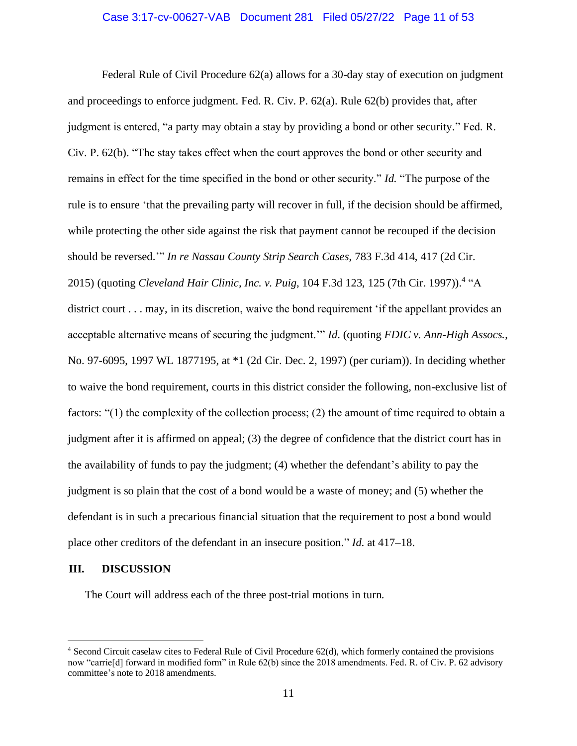Federal Rule of Civil Procedure 62(a) allows for a 30-day stay of execution on judgment and proceedings to enforce judgment. Fed. R. Civ. P. 62(a). Rule 62(b) provides that, after judgment is entered, "a party may obtain a stay by providing a bond or other security." Fed. R. Civ. P. 62(b). "The stay takes effect when the court approves the bond or other security and remains in effect for the time specified in the bond or other security." *Id.* "The purpose of the rule is to ensure 'that the prevailing party will recover in full, if the decision should be affirmed, while protecting the other side against the risk that payment cannot be recouped if the decision should be reversed.'" *In re Nassau County Strip Search Cases*, 783 F.3d 414, 417 (2d Cir. 2015) (quoting *Cleveland Hair Clinic, Inc. v. Puig*, 104 F.3d 123, 125 (7th Cir. 1997)).[4] "A district court . . . may, in its discretion, waive the bond requirement 'if the appellant provides an acceptable alternative means of securing the judgment.'" *Id*. (quoting *FDIC v. Ann-High Assocs.*, No. 97-6095, 1997 WL 1877195, at *1 (2d Cir. Dec. 2, 1997) (per curiam)). In deciding whether to waive the bond requirement, courts in this district consider the following, non-exclusive list of factors: "(1) the complexity of the collection process; (2) the amount of time required to obtain a judgment after it is affirmed on appeal; (3) the degree of confidence that the district court has in the availability of funds to pay the judgment; (4) whether the defendant's ability to pay the judgment is so plain that the cost of a bond would be a waste of money; and (5) whether the defendant is in such a precarious financial situation that the requirement to post a bond would place other creditors of the defendant in an insecure position." *Id.* at 417–18.

## III. DISCUSSION

The Court will address each of the three post-trial motions in turn.

---

[4] Second Circuit caselaw cites to Federal Rule of Civil Procedure 62(d), which formerly contained the provisions now "carrie[d] forward in modified form" in Rule 62(b) since the 2018 amendments. Fed. R. of Civ. P. 62 advisory committee's note to 2018 amendments.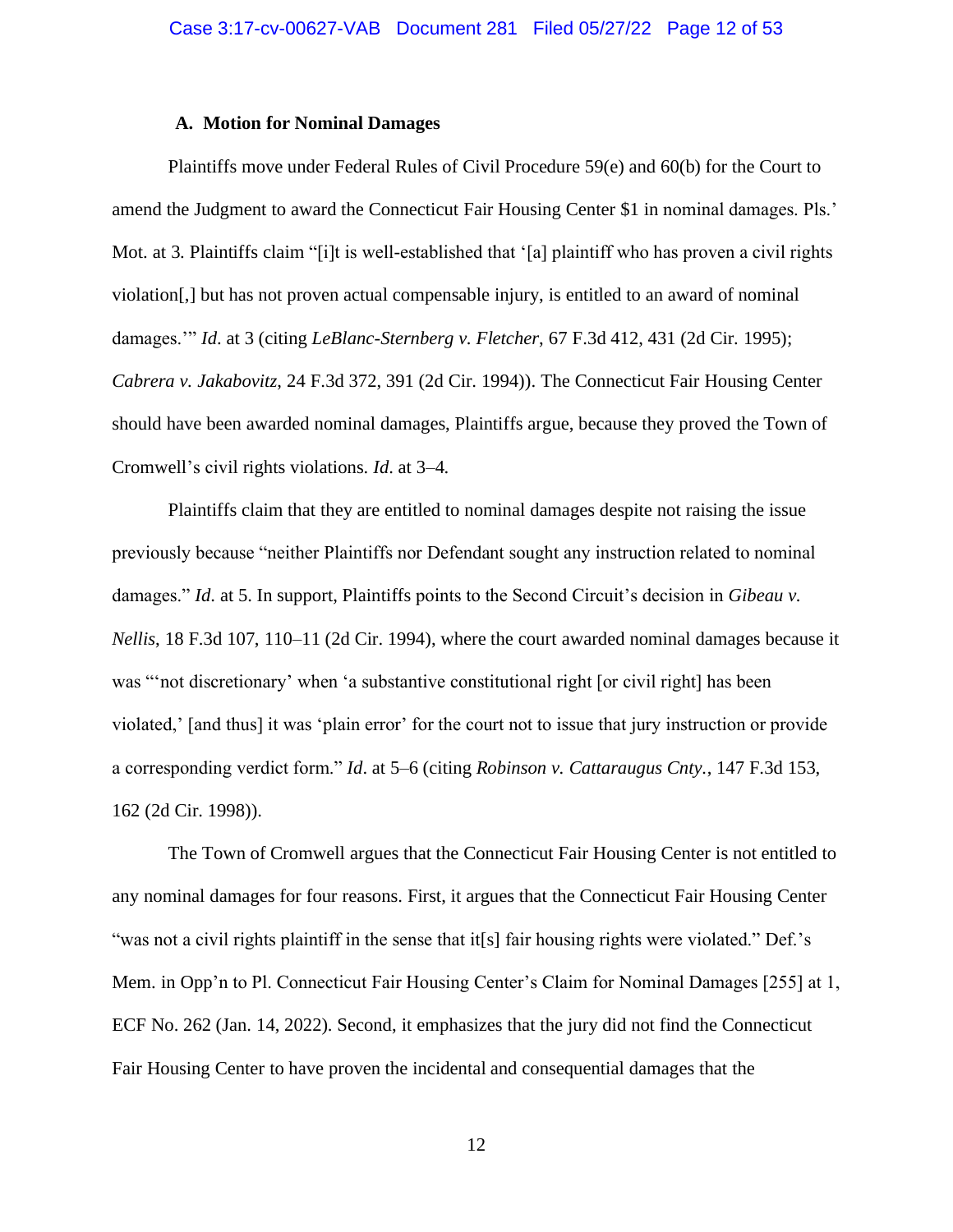### A. Motion for Nominal Damages

Plaintiffs move under Federal Rules of Civil Procedure 59(e) and 60(b) for the Court to amend the Judgment to award the Connecticut Fair Housing Center $1 in nominal damages. Pls.' Mot. at 3. Plaintiffs claim "[i]t is well-established that '[a] plaintiff who has proven a civil rights violation[,] but has not proven actual compensable injury, is entitled to an award of nominal damages.'" *Id*. at 3 (citing *LeBlanc-Sternberg v. Fletcher*, 67 F.3d 412, 431 (2d Cir. 1995); *Cabrera v. Jakabovitz*, 24 F.3d 372, 391 (2d Cir. 1994)). The Connecticut Fair Housing Center should have been awarded nominal damages, Plaintiffs argue, because they proved the Town of Cromwell's civil rights violations. *Id*. at 3–4.

Plaintiffs claim that they are entitled to nominal damages despite not raising the issue previously because "neither Plaintiffs nor Defendant sought any instruction related to nominal damages." *Id*. at 5. In support, Plaintiffs points to the Second Circuit's decision in *Gibeau v. Nellis*, 18 F.3d 107, 110–11 (2d Cir. 1994), where the court awarded nominal damages because it was "'not discretionary' when 'a substantive constitutional right [or civil right] has been violated,' [and thus] it was 'plain error' for the court not to issue that jury instruction or provide a corresponding verdict form." *Id*. at 5–6 (citing *Robinson v. Cattaraugus Cnty.*, 147 F.3d 153, 162 (2d Cir. 1998)).

The Town of Cromwell argues that the Connecticut Fair Housing Center is not entitled to any nominal damages for four reasons. First, it argues that the Connecticut Fair Housing Center "was not a civil rights plaintiff in the sense that it[s] fair housing rights were violated." Def.'s Mem. in Opp'n to Pl. Connecticut Fair Housing Center's Claim for Nominal Damages [255] at 1, ECF No. 262 (Jan. 14, 2022). Second, it emphasizes that the jury did not find the Connecticut Fair Housing Center to have proven the incidental and consequential damages that the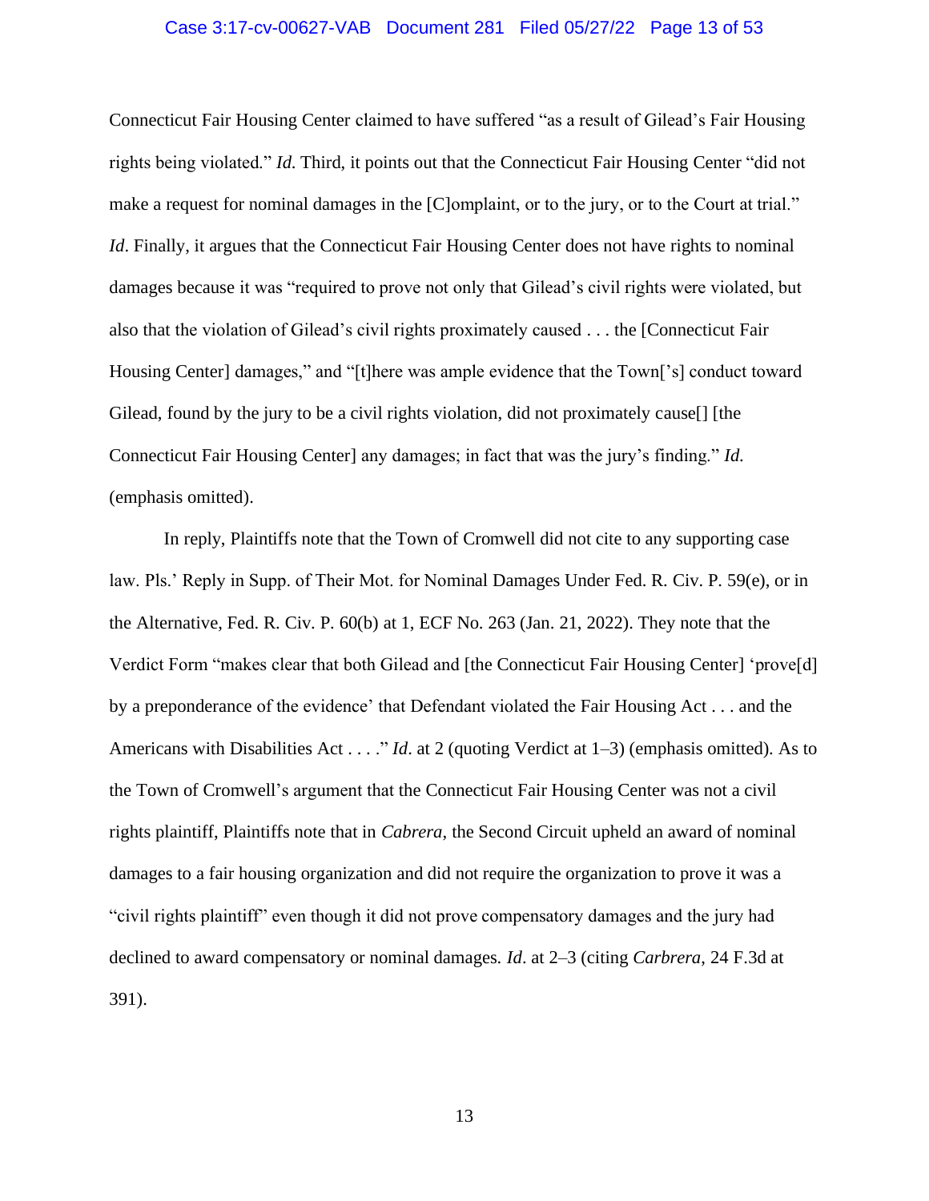Connecticut Fair Housing Center claimed to have suffered "as a result of Gilead's Fair Housing rights being violated." *Id.* Third, it points out that the Connecticut Fair Housing Center "did not make a request for nominal damages in the [C]omplaint, or to the jury, or to the Court at trial." *Id*. Finally, it argues that the Connecticut Fair Housing Center does not have rights to nominal damages because it was "required to prove not only that Gilead's civil rights were violated, but also that the violation of Gilead's civil rights proximately caused . . . the [Connecticut Fair Housing Center] damages," and "[t]here was ample evidence that the Town['s] conduct toward Gilead, found by the jury to be a civil rights violation, did not proximately cause[] [the Connecticut Fair Housing Center] any damages; in fact that was the jury's finding." *Id.* (emphasis omitted).

In reply, Plaintiffs note that the Town of Cromwell did not cite to any supporting case law. Pls.' Reply in Supp. of Their Mot. for Nominal Damages Under Fed. R. Civ. P. 59(e), or in the Alternative, Fed. R. Civ. P. 60(b) at 1, ECF No. 263 (Jan. 21, 2022). They note that the Verdict Form "makes clear that both Gilead and [the Connecticut Fair Housing Center] 'prove[d] by a preponderance of the evidence' that Defendant violated the Fair Housing Act . . . and the Americans with Disabilities Act . . . ." *Id*. at 2 (quoting Verdict at 1–3) (emphasis omitted). As to the Town of Cromwell's argument that the Connecticut Fair Housing Center was not a civil rights plaintiff, Plaintiffs note that in *Cabrera*, the Second Circuit upheld an award of nominal damages to a fair housing organization and did not require the organization to prove it was a "civil rights plaintiff" even though it did not prove compensatory damages and the jury had declined to award compensatory or nominal damages. *Id*. at 2–3 (citing *Carbrera*, 24 F.3d at 391).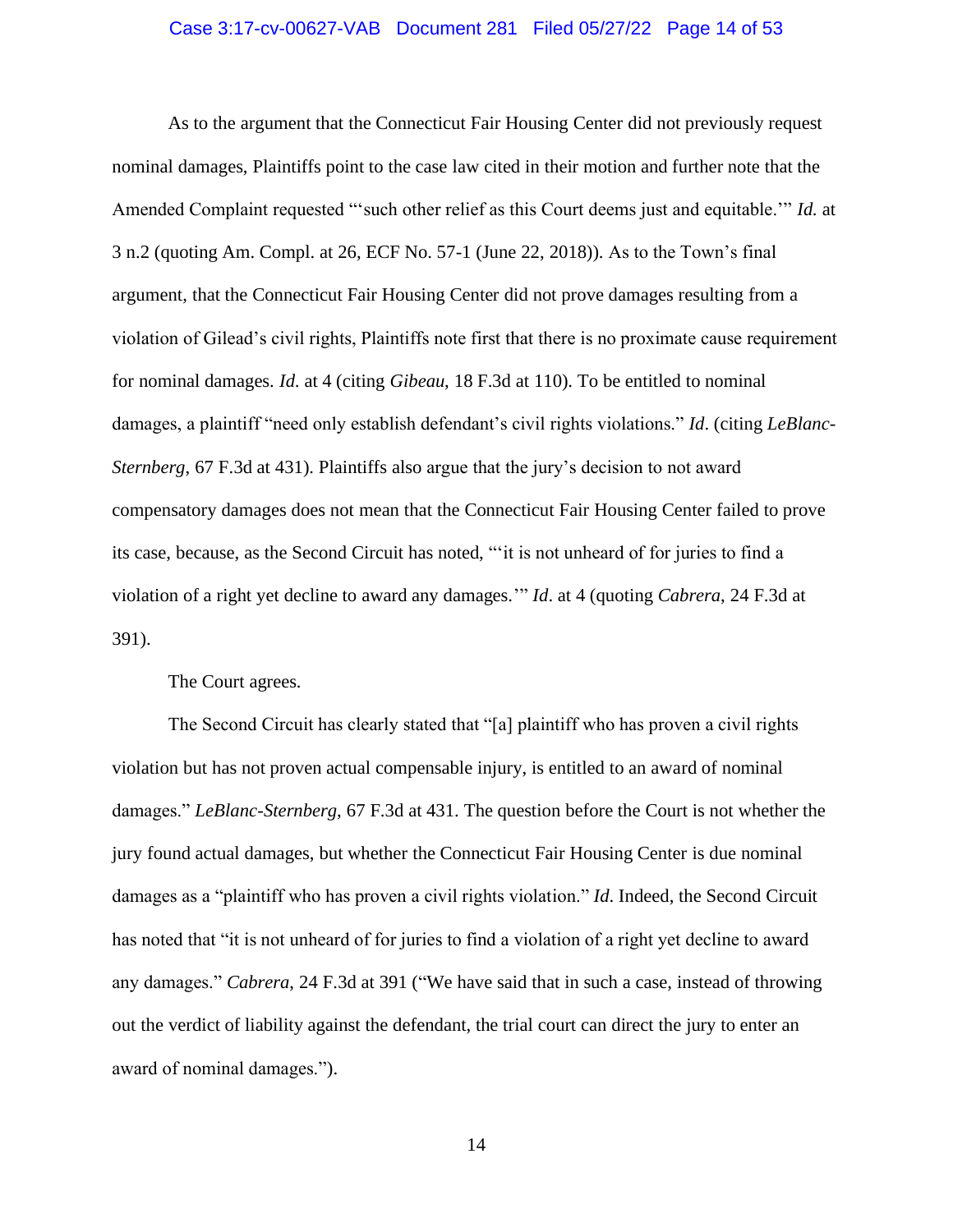As to the argument that the Connecticut Fair Housing Center did not previously request nominal damages, Plaintiffs point to the case law cited in their motion and further note that the Amended Complaint requested "'such other relief as this Court deems just and equitable.'" *Id.* at 3 n.2 (quoting Am. Compl. at 26, ECF No. 57-1 (June 22, 2018)). As to the Town's final argument, that the Connecticut Fair Housing Center did not prove damages resulting from a violation of Gilead's civil rights, Plaintiffs note first that there is no proximate cause requirement for nominal damages. *Id.* at 4 (citing *Gibeau*, 18 F.3d at 110). To be entitled to nominal damages, a plaintiff "need only establish defendant's civil rights violations." *Id*. (citing *LeBlanc-Sternberg*, 67 F.3d at 431). Plaintiffs also argue that the jury's decision to not award compensatory damages does not mean that the Connecticut Fair Housing Center failed to prove its case, because, as the Second Circuit has noted, "'it is not unheard of for juries to find a violation of a right yet decline to award any damages.'" *Id*. at 4 (quoting *Cabrera*, 24 F.3d at 391).

The Court agrees.

The Second Circuit has clearly stated that "[a] plaintiff who has proven a civil rights violation but has not proven actual compensable injury, is entitled to an award of nominal damages." *LeBlanc-Sternberg*, 67 F.3d at 431. The question before the Court is not whether the jury found actual damages, but whether the Connecticut Fair Housing Center is due nominal damages as a "plaintiff who has proven a civil rights violation." *Id*. Indeed, the Second Circuit has noted that "it is not unheard of for juries to find a violation of a right yet decline to award any damages." *Cabrera*, 24 F.3d at 391 ("We have said that in such a case, instead of throwing out the verdict of liability against the defendant, the trial court can direct the jury to enter an award of nominal damages.").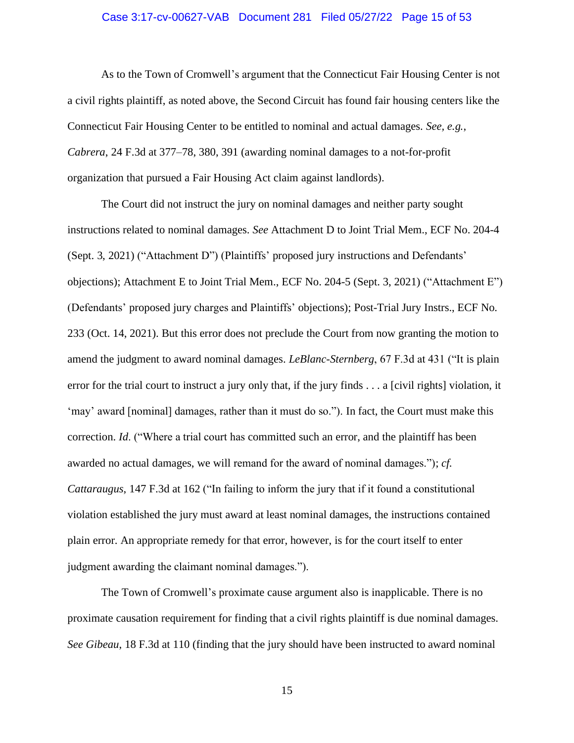As to the Town of Cromwell's argument that the Connecticut Fair Housing Center is not a civil rights plaintiff, as noted above, the Second Circuit has found fair housing centers like the Connecticut Fair Housing Center to be entitled to nominal and actual damages. *See, e.g.*, *Cabrera*, 24 F.3d at 377–78, 380, 391 (awarding nominal damages to a not-for-profit organization that pursued a Fair Housing Act claim against landlords).

The Court did not instruct the jury on nominal damages and neither party sought instructions related to nominal damages. *See* Attachment D to Joint Trial Mem., ECF No. 204-4 (Sept. 3, 2021) ("Attachment D") (Plaintiffs' proposed jury instructions and Defendants' objections); Attachment E to Joint Trial Mem., ECF No. 204-5 (Sept. 3, 2021) ("Attachment E") (Defendants' proposed jury charges and Plaintiffs' objections); Post-Trial Jury Instrs., ECF No. 233 (Oct. 14, 2021). But this error does not preclude the Court from now granting the motion to amend the judgment to award nominal damages. *LeBlanc-Sternberg*, 67 F.3d at 431 ("It is plain error for the trial court to instruct a jury only that, if the jury finds . . . a [civil rights] violation, it 'may' award [nominal] damages, rather than it must do so."). In fact, the Court must make this correction. *Id*. ("Where a trial court has committed such an error, and the plaintiff has been awarded no actual damages, we will remand for the award of nominal damages."); *cf. Cattaraugus*, 147 F.3d at 162 ("In failing to inform the jury that if it found a constitutional violation established the jury must award at least nominal damages, the instructions contained plain error. An appropriate remedy for that error, however, is for the court itself to enter judgment awarding the claimant nominal damages.").

The Town of Cromwell's proximate cause argument also is inapplicable. There is no proximate causation requirement for finding that a civil rights plaintiff is due nominal damages. *See Gibeau*, 18 F.3d at 110 (finding that the jury should have been instructed to award nominal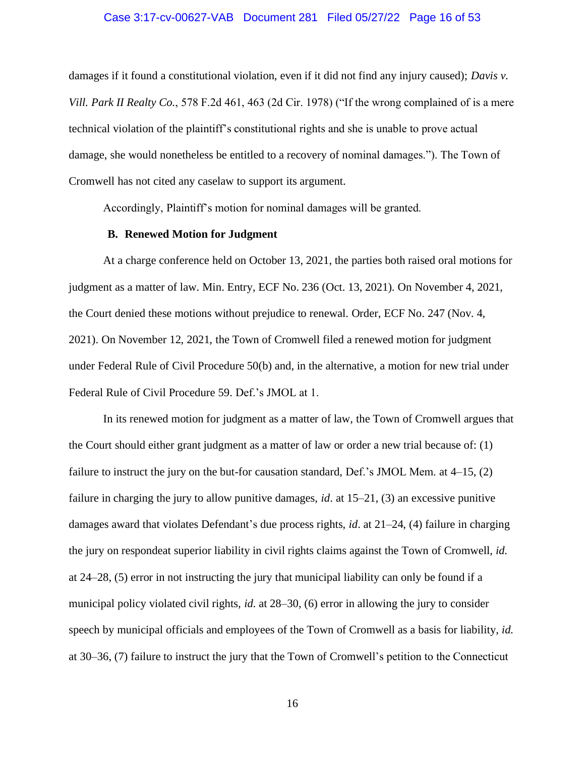damages if it found a constitutional violation, even if it did not find any injury caused); *Davis v. Vill. Park II Realty Co.*, 578 F.2d 461, 463 (2d Cir. 1978) ("If the wrong complained of is a mere technical violation of the plaintiff's constitutional rights and she is unable to prove actual damage, she would nonetheless be entitled to a recovery of nominal damages."). The Town of Cromwell has not cited any caselaw to support its argument.

Accordingly, Plaintiff's motion for nominal damages will be granted.

### B. Renewed Motion for Judgment

At a charge conference held on October 13, 2021, the parties both raised oral motions for judgment as a matter of law. Min. Entry, ECF No. 236 (Oct. 13, 2021). On November 4, 2021, the Court denied these motions without prejudice to renewal. Order, ECF No. 247 (Nov. 4, 2021). On November 12, 2021, the Town of Cromwell filed a renewed motion for judgment under Federal Rule of Civil Procedure 50(b) and, in the alternative, a motion for new trial under Federal Rule of Civil Procedure 59. Def.'s JMOL at 1.

In its renewed motion for judgment as a matter of law, the Town of Cromwell argues that the Court should either grant judgment as a matter of law or order a new trial because of: (1) failure to instruct the jury on the but-for causation standard, Def.'s JMOL Mem. at 4–15, (2) failure in charging the jury to allow punitive damages, *id*. at 15–21, (3) an excessive punitive damages award that violates Defendant's due process rights, *id*. at 21–24, (4) failure in charging the jury on respondeat superior liability in civil rights claims against the Town of Cromwell, *id.* at 24–28, (5) error in not instructing the jury that municipal liability can only be found if a municipal policy violated civil rights, *id.* at 28–30, (6) error in allowing the jury to consider speech by municipal officials and employees of the Town of Cromwell as a basis for liability, *id.* at 30–36, (7) failure to instruct the jury that the Town of Cromwell's petition to the Connecticut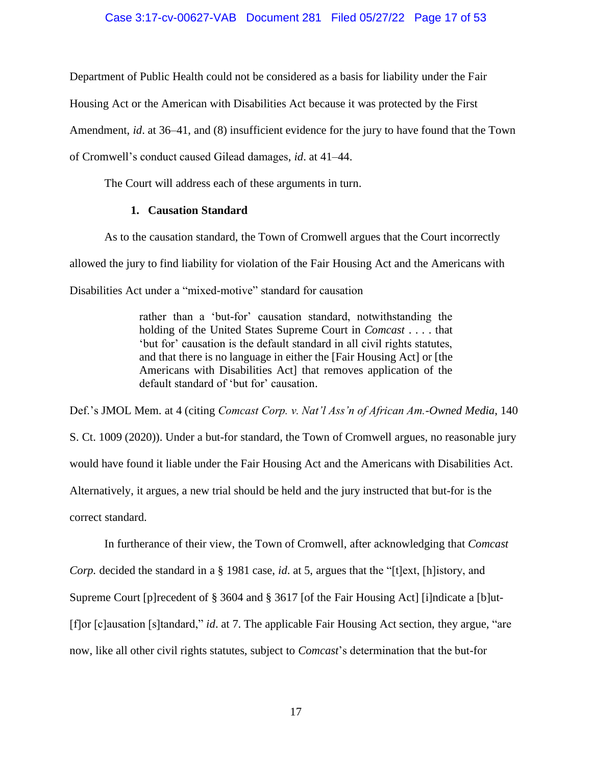Department of Public Health could not be considered as a basis for liability under the Fair Housing Act or the American with Disabilities Act because it was protected by the First Amendment, *id*. at 36–41, and (8) insufficient evidence for the jury to have found that the Town of Cromwell's conduct caused Gilead damages, *id*. at 41–44.

The Court will address each of these arguments in turn.

**1. Causation Standard**

As to the causation standard, the Town of Cromwell argues that the Court incorrectly allowed the jury to find liability for violation of the Fair Housing Act and the Americans with Disabilities Act under a "mixed-motive" standard for causation

> rather than a 'but-for' causation standard, notwithstanding the holding of the United States Supreme Court in *Comcast* . . . . that 'but for' causation is the default standard in all civil rights statutes, and that there is no language in either the [Fair Housing Act] or [the Americans with Disabilities Act] that removes application of the default standard of 'but for' causation.

Def.'s JMOL Mem. at 4 (citing *Comcast Corp. v. Nat'l Ass'n of African Am.-Owned Media*, 140 S. Ct. 1009 (2020)). Under a but-for standard, the Town of Cromwell argues, no reasonable jury would have found it liable under the Fair Housing Act and the Americans with Disabilities Act. Alternatively, it argues, a new trial should be held and the jury instructed that but-for is the correct standard.

In furtherance of their view, the Town of Cromwell, after acknowledging that *Comcast Corp.* decided the standard in a § 1981 case, *id*. at 5, argues that the "[t]ext, [h]istory, and Supreme Court [p]recedent of § 3604 and § 3617 [of the Fair Housing Act] [i]ndicate a [b]ut-[f]or [c]ausation [s]tandard," *id*. at 7. The applicable Fair Housing Act section, they argue, "are now, like all other civil rights statutes, subject to *Comcast*'s determination that the but-for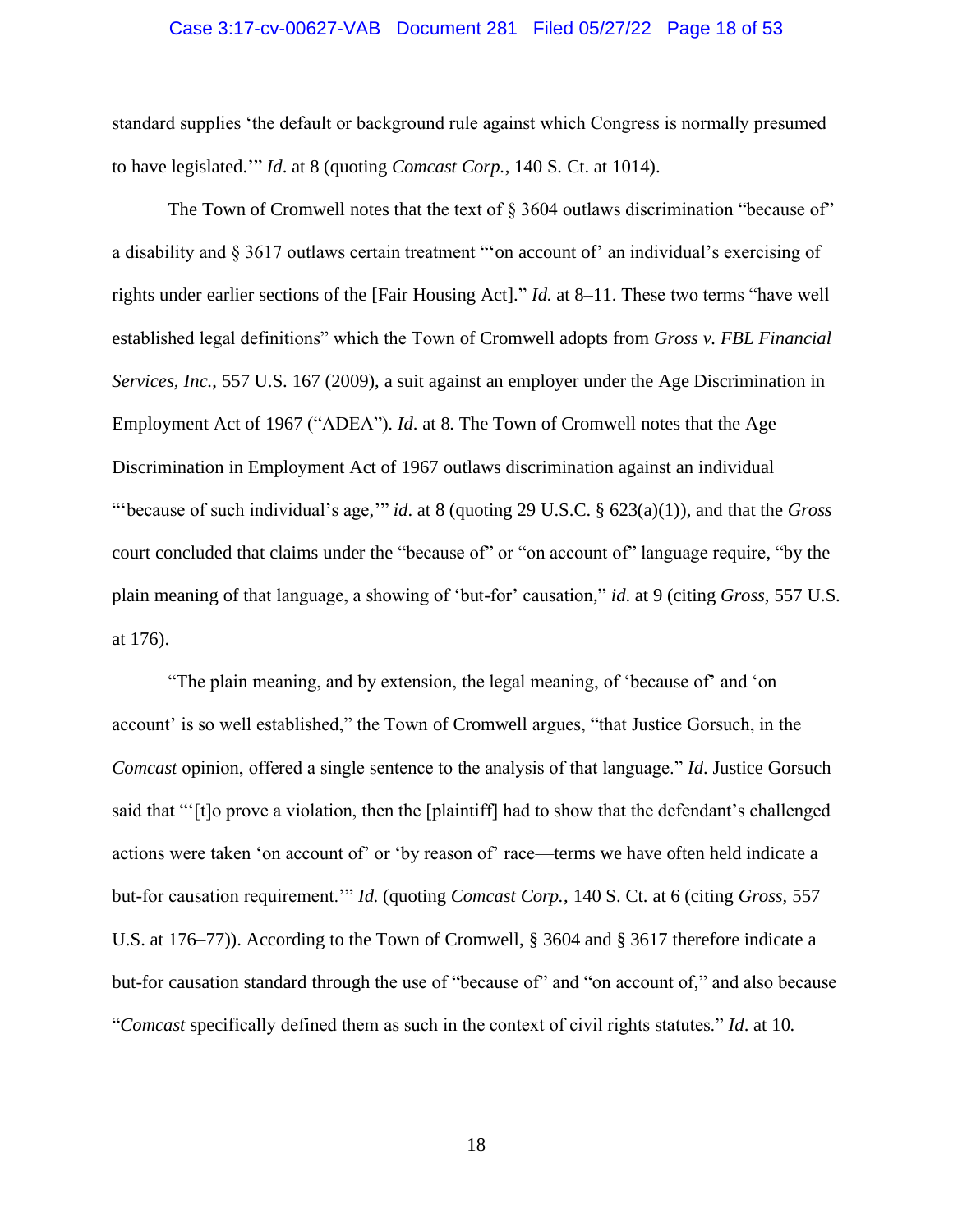standard supplies 'the default or background rule against which Congress is normally presumed to have legislated.'" *Id*. at 8 (quoting *Comcast Corp.*, 140 S. Ct. at 1014).

The Town of Cromwell notes that the text of § 3604 outlaws discrimination "because of" a disability and § 3617 outlaws certain treatment "'on account of' an individual's exercising of rights under earlier sections of the [Fair Housing Act]." *Id.* at 8–11. These two terms "have well established legal definitions" which the Town of Cromwell adopts from *Gross v. FBL Financial Services, Inc.*, 557 U.S. 167 (2009), a suit against an employer under the Age Discrimination in Employment Act of 1967 ("ADEA"). *Id*. at 8. The Town of Cromwell notes that the Age Discrimination in Employment Act of 1967 outlaws discrimination against an individual "'because of such individual's age,'" *id*. at 8 (quoting 29 U.S.C. § 623(a)(1)), and that the *Gross* court concluded that claims under the "because of" or "on account of" language require, "by the plain meaning of that language, a showing of 'but-for' causation," *id*. at 9 (citing *Gross*, 557 U.S. at 176).

"The plain meaning, and by extension, the legal meaning, of 'because of' and 'on account' is so well established," the Town of Cromwell argues, "that Justice Gorsuch, in the *Comcast* opinion, offered a single sentence to the analysis of that language." *Id*. Justice Gorsuch said that "'[t]o prove a violation, then the [plaintiff] had to show that the defendant's challenged actions were taken 'on account of' or 'by reason of' race—terms we have often held indicate a but-for causation requirement.'" *Id.* (quoting *Comcast Corp.*, 140 S. Ct. at 6 (citing *Gross*, 557 U.S. at 176–77)). According to the Town of Cromwell, § 3604 and § 3617 therefore indicate a but-for causation standard through the use of "because of" and "on account of," and also because "*Comcast* specifically defined them as such in the context of civil rights statutes." *Id*. at 10.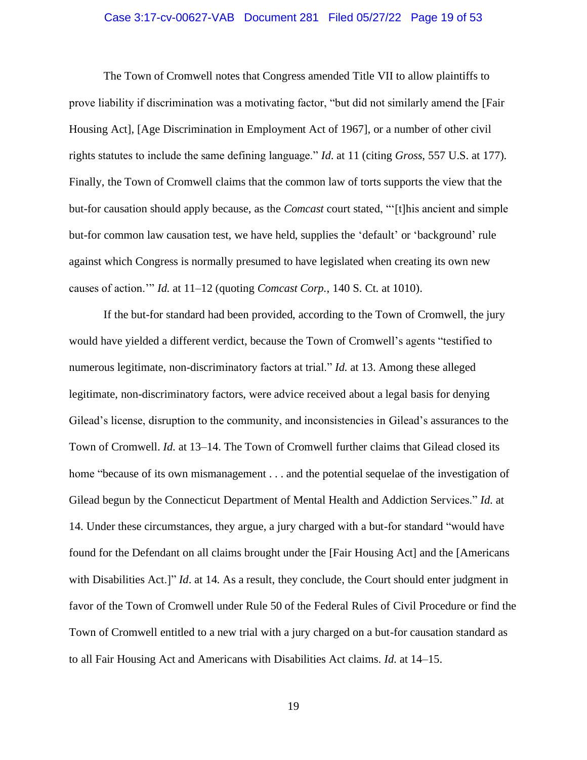The Town of Cromwell notes that Congress amended Title VII to allow plaintiffs to prove liability if discrimination was a motivating factor, "but did not similarly amend the [Fair Housing Act], [Age Discrimination in Employment Act of 1967], or a number of other civil rights statutes to include the same defining language." *Id*. at 11 (citing *Gross*, 557 U.S. at 177). Finally, the Town of Cromwell claims that the common law of torts supports the view that the but-for causation should apply because, as the *Comcast* court stated, "'[t]his ancient and simple but-for common law causation test, we have held, supplies the 'default' or 'background' rule against which Congress is normally presumed to have legislated when creating its own new causes of action.'" *Id.* at 11–12 (quoting *Comcast Corp.*, 140 S. Ct. at 1010).

If the but-for standard had been provided, according to the Town of Cromwell, the jury would have yielded a different verdict, because the Town of Cromwell's agents "testified to numerous legitimate, non-discriminatory factors at trial." *Id.* at 13. Among these alleged legitimate, non-discriminatory factors, were advice received about a legal basis for denying Gilead's license, disruption to the community, and inconsistencies in Gilead's assurances to the Town of Cromwell. *Id.* at 13–14. The Town of Cromwell further claims that Gilead closed its home "because of its own mismanagement . . . and the potential sequelae of the investigation of Gilead begun by the Connecticut Department of Mental Health and Addiction Services." *Id.* at 14. Under these circumstances, they argue, a jury charged with a but-for standard "would have found for the Defendant on all claims brought under the [Fair Housing Act] and the [Americans with Disabilities Act.]" *Id*. at 14. As a result, they conclude, the Court should enter judgment in favor of the Town of Cromwell under Rule 50 of the Federal Rules of Civil Procedure or find the Town of Cromwell entitled to a new trial with a jury charged on a but-for causation standard as to all Fair Housing Act and Americans with Disabilities Act claims. *Id.* at 14–15.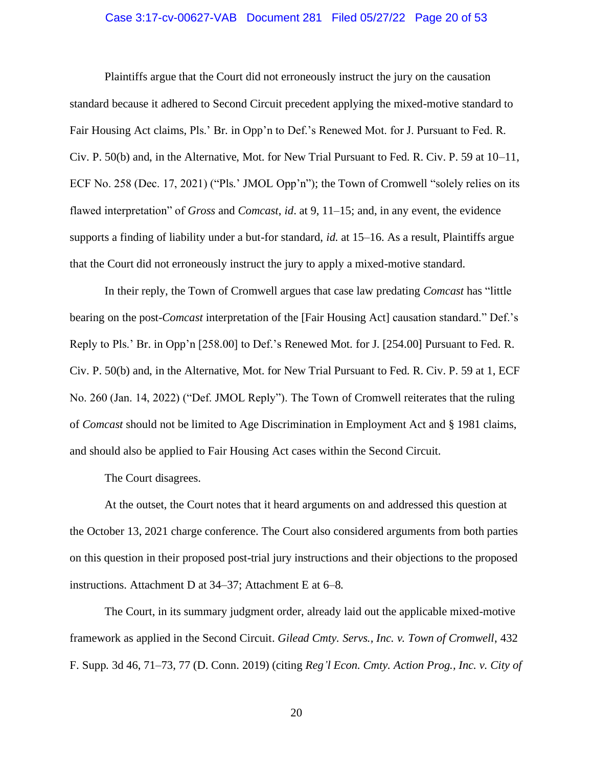Plaintiffs argue that the Court did not erroneously instruct the jury on the causation standard because it adhered to Second Circuit precedent applying the mixed-motive standard to Fair Housing Act claims, Pls.' Br. in Opp'n to Def.'s Renewed Mot. for J. Pursuant to Fed. R. Civ. P. 50(b) and, in the Alternative, Mot. for New Trial Pursuant to Fed. R. Civ. P. 59 at 10–11, ECF No. 258 (Dec. 17, 2021) ("Pls.' JMOL Opp'n"); the Town of Cromwell "solely relies on its flawed interpretation" of *Gross* and *Comcast*, *id*. at 9, 11–15; and, in any event, the evidence supports a finding of liability under a but-for standard, *id.* at 15–16. As a result, Plaintiffs argue that the Court did not erroneously instruct the jury to apply a mixed-motive standard.

In their reply, the Town of Cromwell argues that case law predating *Comcast* has "little bearing on the post-*Comcast* interpretation of the [Fair Housing Act] causation standard." Def.'s Reply to Pls.' Br. in Opp'n [258.00] to Def.'s Renewed Mot. for J. [254.00] Pursuant to Fed. R. Civ. P. 50(b) and, in the Alternative, Mot. for New Trial Pursuant to Fed. R. Civ. P. 59 at 1, ECF No. 260 (Jan. 14, 2022) ("Def. JMOL Reply"). The Town of Cromwell reiterates that the ruling of *Comcast* should not be limited to Age Discrimination in Employment Act and § 1981 claims, and should also be applied to Fair Housing Act cases within the Second Circuit.

The Court disagrees.

At the outset, the Court notes that it heard arguments on and addressed this question at the October 13, 2021 charge conference. The Court also considered arguments from both parties on this question in their proposed post-trial jury instructions and their objections to the proposed instructions. Attachment D at 34–37; Attachment E at 6–8.

The Court, in its summary judgment order, already laid out the applicable mixed-motive framework as applied in the Second Circuit. *Gilead Cmty. Servs., Inc. v. Town of Cromwell*, 432 F. Supp. 3d 46, 71–73, 77 (D. Conn. 2019) (citing *Reg'l Econ. Cmty. Action Prog., Inc. v. City of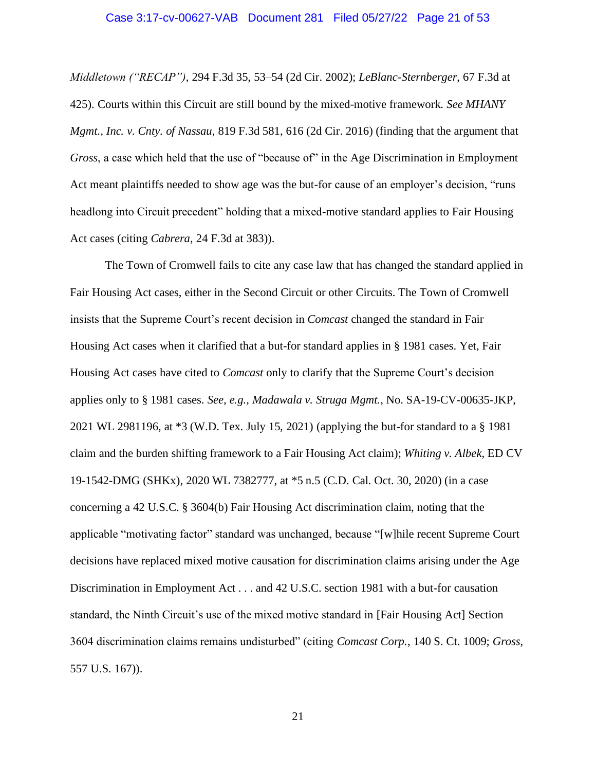*Middletown ("RECAP")*, 294 F.3d 35, 53–54 (2d Cir. 2002); *LeBlanc-Sternberger*, 67 F.3d at 425). Courts within this Circuit are still bound by the mixed-motive framework. *See MHANY Mgmt., Inc. v. Cnty. of Nassau*, 819 F.3d 581, 616 (2d Cir. 2016) (finding that the argument that *Gross*, a case which held that the use of "because of" in the Age Discrimination in Employment Act meant plaintiffs needed to show age was the but-for cause of an employer's decision, "runs headlong into Circuit precedent" holding that a mixed-motive standard applies to Fair Housing Act cases (citing *Cabrera*, 24 F.3d at 383)).

The Town of Cromwell fails to cite any case law that has changed the standard applied in Fair Housing Act cases, either in the Second Circuit or other Circuits. The Town of Cromwell insists that the Supreme Court's recent decision in *Comcast* changed the standard in Fair Housing Act cases when it clarified that a but-for standard applies in § 1981 cases. Yet, Fair Housing Act cases have cited to *Comcast* only to clarify that the Supreme Court's decision applies only to § 1981 cases. *See, e.g.*, *Madawala v. Struga Mgmt.*, No. SA-19-CV-00635-JKP, 2021 WL 2981196, at *3 (W.D. Tex. July 15, 2021) (applying the but-for standard to a § 1981 claim and the burden shifting framework to a Fair Housing Act claim); *Whiting v. Albek*, ED CV 19-1542-DMG (SHKx), 2020 WL 7382777, at *5 n.5 (C.D. Cal. Oct. 30, 2020) (in a case concerning a 42 U.S.C. § 3604(b) Fair Housing Act discrimination claim, noting that the applicable "motivating factor" standard was unchanged, because "[w]hile recent Supreme Court decisions have replaced mixed motive causation for discrimination claims arising under the Age Discrimination in Employment Act . . . and 42 U.S.C. section 1981 with a but-for causation standard, the Ninth Circuit's use of the mixed motive standard in [Fair Housing Act] Section 3604 discrimination claims remains undisturbed" (citing *Comcast Corp.*, 140 S. Ct. 1009; *Gross*, 557 U.S. 167)).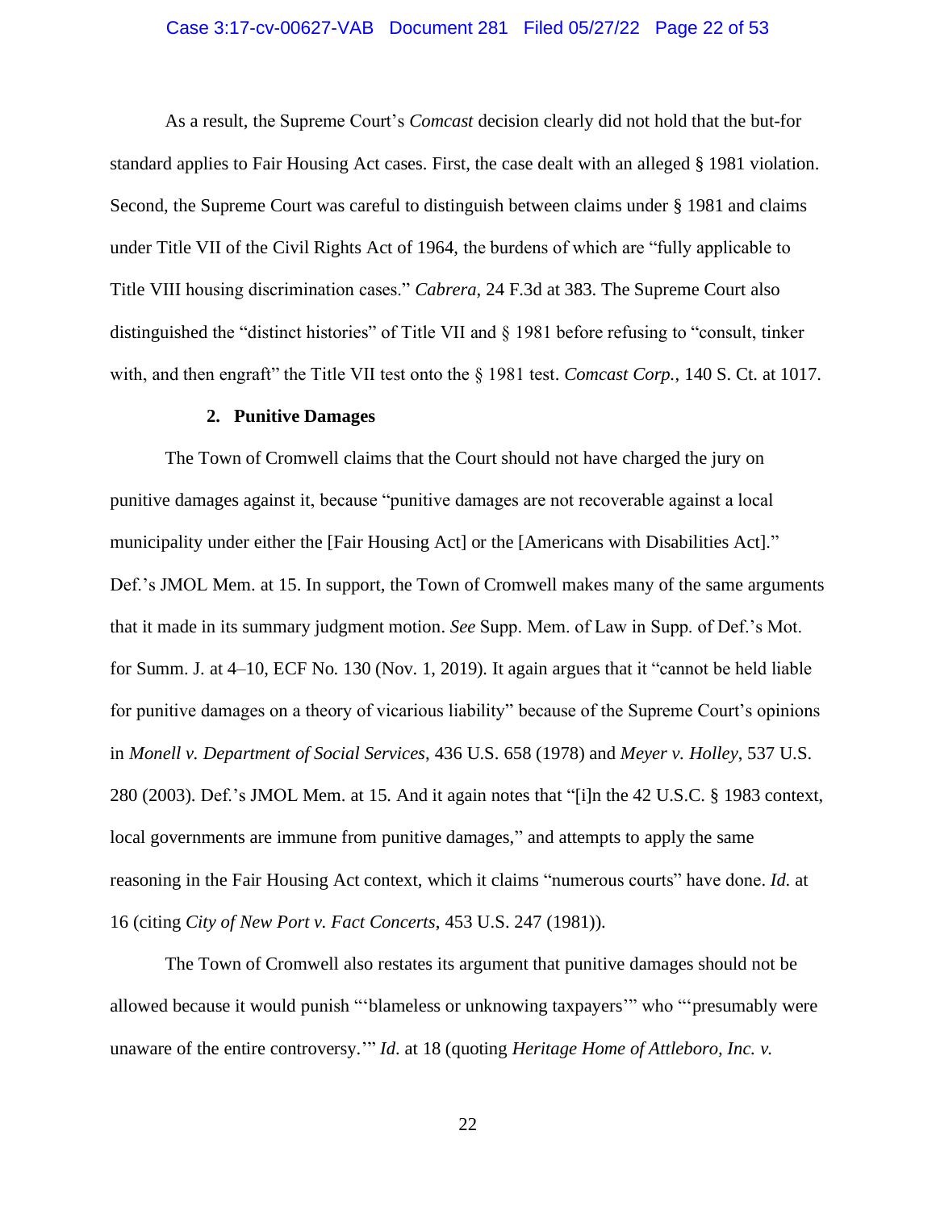As a result, the Supreme Court's *Comcast* decision clearly did not hold that the but-for standard applies to Fair Housing Act cases. First, the case dealt with an alleged § 1981 violation. Second, the Supreme Court was careful to distinguish between claims under § 1981 and claims under Title VII of the Civil Rights Act of 1964, the burdens of which are "fully applicable to Title VIII housing discrimination cases." *Cabrera*, 24 F.3d at 383. The Supreme Court also distinguished the "distinct histories" of Title VII and § 1981 before refusing to "consult, tinker with, and then engraft" the Title VII test onto the § 1981 test. *Comcast Corp.*, 140 S. Ct. at 1017.

### 2. Punitive Damages

The Town of Cromwell claims that the Court should not have charged the jury on punitive damages against it, because "punitive damages are not recoverable against a local municipality under either the [Fair Housing Act] or the [Americans with Disabilities Act]." Def.'s JMOL Mem. at 15. In support, the Town of Cromwell makes many of the same arguments that it made in its summary judgment motion. *See* Supp. Mem. of Law in Supp. of Def.'s Mot. for Summ. J. at 4–10, ECF No. 130 (Nov. 1, 2019). It again argues that it "cannot be held liable for punitive damages on a theory of vicarious liability" because of the Supreme Court's opinions in *Monell v. Department of Social Services*, 436 U.S. 658 (1978) and *Meyer v. Holley*, 537 U.S. 280 (2003). Def.'s JMOL Mem. at 15. And it again notes that "[i]n the 42 U.S.C. § 1983 context, local governments are immune from punitive damages," and attempts to apply the same reasoning in the Fair Housing Act context, which it claims "numerous courts" have done. *Id.* at 16 (citing *City of New Port v. Fact Concerts*, 453 U.S. 247 (1981)).

The Town of Cromwell also restates its argument that punitive damages should not be allowed because it would punish "'blameless or unknowing taxpayers'" who "'presumably were unaware of the entire controversy.'" *Id.* at 18 (quoting *Heritage Home of Attleboro, Inc. v.*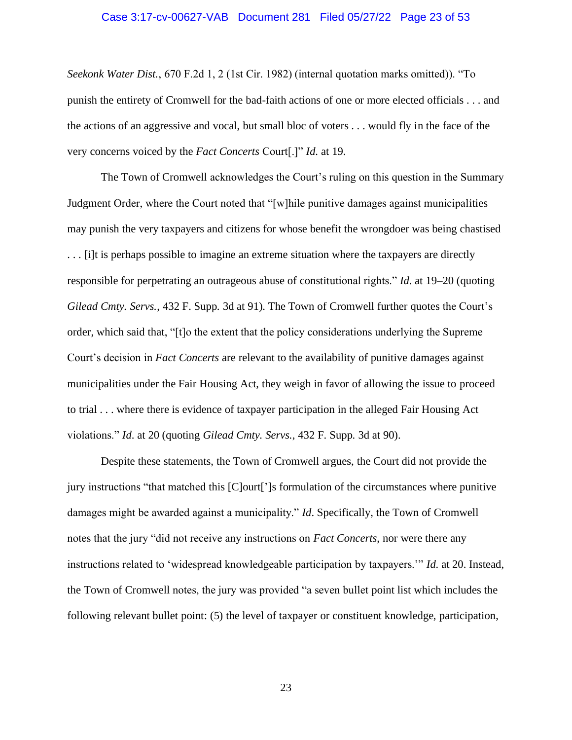*Seekonk Water Dist.*, 670 F.2d 1, 2 (1st Cir. 1982) (internal quotation marks omitted)). "To punish the entirety of Cromwell for the bad-faith actions of one or more elected officials . . . and the actions of an aggressive and vocal, but small bloc of voters . . . would fly in the face of the very concerns voiced by the *Fact Concerts* Court[.]" *Id.* at 19.

The Town of Cromwell acknowledges the Court's ruling on this question in the Summary Judgment Order, where the Court noted that "[w]hile punitive damages against municipalities may punish the very taxpayers and citizens for whose benefit the wrongdoer was being chastised . . . [i]t is perhaps possible to imagine an extreme situation where the taxpayers are directly responsible for perpetrating an outrageous abuse of constitutional rights." *Id.* at 19–20 (quoting *Gilead Cmty. Servs.*, 432 F. Supp. 3d at 91). The Town of Cromwell further quotes the Court's order, which said that, "[t]o the extent that the policy considerations underlying the Supreme Court's decision in *Fact Concerts* are relevant to the availability of punitive damages against municipalities under the Fair Housing Act, they weigh in favor of allowing the issue to proceed to trial . . . where there is evidence of taxpayer participation in the alleged Fair Housing Act violations." *Id.* at 20 (quoting *Gilead Cmty. Servs.*, 432 F. Supp. 3d at 90).

Despite these statements, the Town of Cromwell argues, the Court did not provide the jury instructions "that matched this [C]ourt[']s formulation of the circumstances where punitive damages might be awarded against a municipality." *Id*. Specifically, the Town of Cromwell notes that the jury "did not receive any instructions on *Fact Concerts*, nor were there any instructions related to 'widespread knowledgeable participation by taxpayers.'" *Id.* at 20. Instead, the Town of Cromwell notes, the jury was provided "a seven bullet point list which includes the following relevant bullet point: (5) the level of taxpayer or constituent knowledge, participation,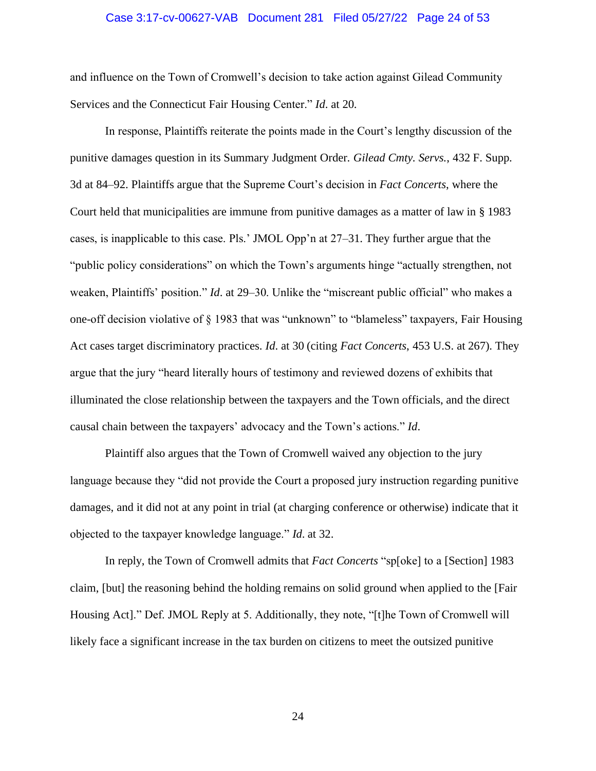and influence on the Town of Cromwell's decision to take action against Gilead Community Services and the Connecticut Fair Housing Center." *Id*. at 20.

In response, Plaintiffs reiterate the points made in the Court's lengthy discussion of the punitive damages question in its Summary Judgment Order. *Gilead Cmty. Servs.*, 432 F. Supp. 3d at 84–92. Plaintiffs argue that the Supreme Court's decision in *Fact Concerts*, where the Court held that municipalities are immune from punitive damages as a matter of law in § 1983 cases, is inapplicable to this case. Pls.' JMOL Opp'n at 27–31. They further argue that the "public policy considerations" on which the Town's arguments hinge "actually strengthen, not weaken, Plaintiffs' position." *Id*. at 29–30. Unlike the "miscreant public official" who makes a one-off decision violative of § 1983 that was "unknown" to "blameless" taxpayers, Fair Housing Act cases target discriminatory practices. *Id*. at 30 (citing *Fact Concerts*, 453 U.S. at 267). They argue that the jury "heard literally hours of testimony and reviewed dozens of exhibits that illuminated the close relationship between the taxpayers and the Town officials, and the direct causal chain between the taxpayers' advocacy and the Town's actions." *Id*.

Plaintiff also argues that the Town of Cromwell waived any objection to the jury language because they "did not provide the Court a proposed jury instruction regarding punitive damages, and it did not at any point in trial (at charging conference or otherwise) indicate that it objected to the taxpayer knowledge language." *Id*. at 32.

In reply, the Town of Cromwell admits that *Fact Concerts* "sp[oke] to a [Section] 1983 claim, [but] the reasoning behind the holding remains on solid ground when applied to the [Fair Housing Act]." Def. JMOL Reply at 5. Additionally, they note, "[t]he Town of Cromwell will likely face a significant increase in the tax burden on citizens to meet the outsized punitive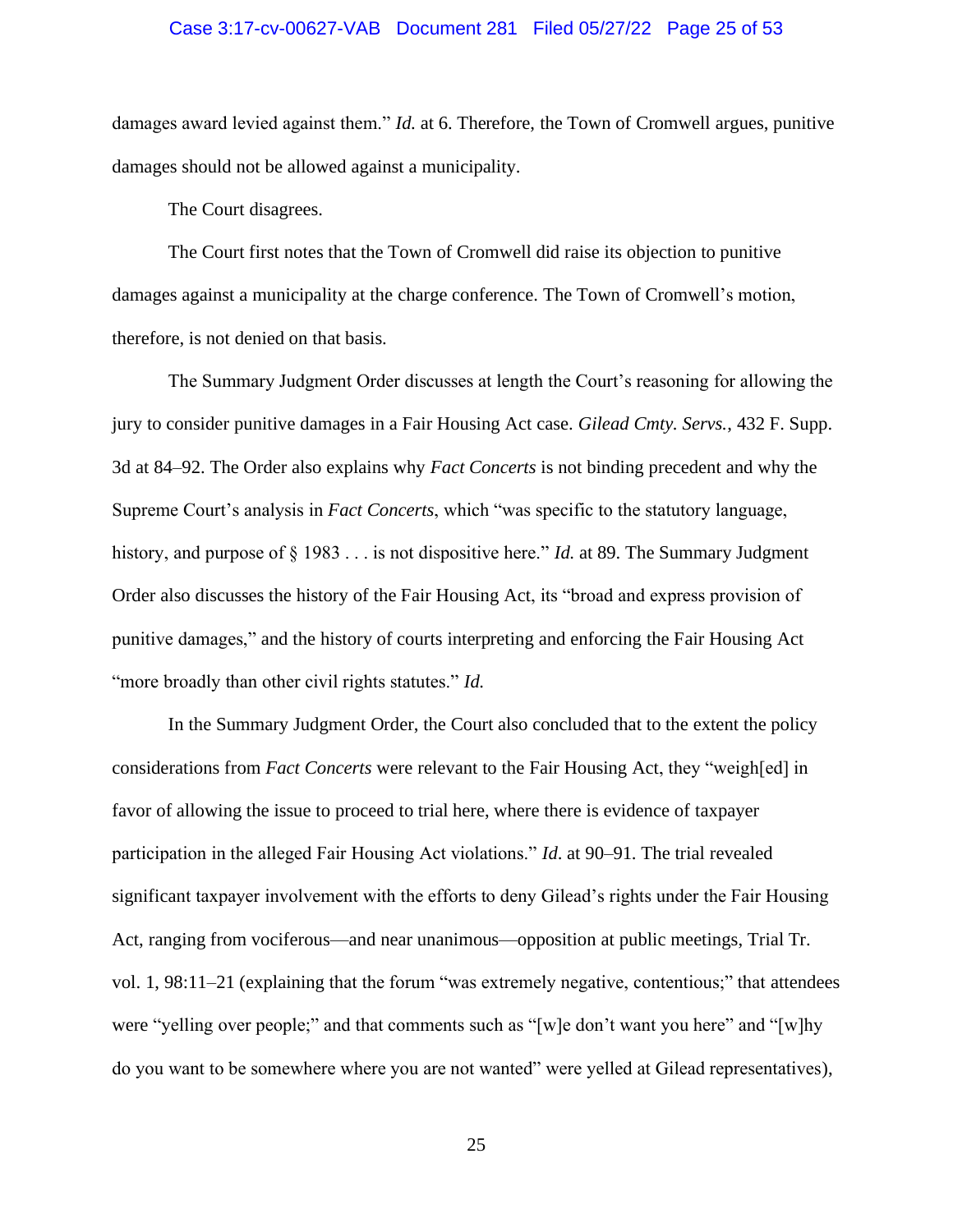damages award levied against them." *Id.* at 6. Therefore, the Town of Cromwell argues, punitive damages should not be allowed against a municipality.

The Court disagrees.

The Court first notes that the Town of Cromwell did raise its objection to punitive damages against a municipality at the charge conference. The Town of Cromwell's motion, therefore, is not denied on that basis.

The Summary Judgment Order discusses at length the Court's reasoning for allowing the jury to consider punitive damages in a Fair Housing Act case. *Gilead Cmty. Servs.*, 432 F. Supp. 3d at 84–92. The Order also explains why *Fact Concerts* is not binding precedent and why the Supreme Court's analysis in *Fact Concerts*, which "was specific to the statutory language, history, and purpose of § 1983 . . . is not dispositive here." *Id.* at 89. The Summary Judgment Order also discusses the history of the Fair Housing Act, its "broad and express provision of punitive damages," and the history of courts interpreting and enforcing the Fair Housing Act "more broadly than other civil rights statutes." *Id.*

In the Summary Judgment Order, the Court also concluded that to the extent the policy considerations from *Fact Concerts* were relevant to the Fair Housing Act, they "weigh[ed] in favor of allowing the issue to proceed to trial here, where there is evidence of taxpayer participation in the alleged Fair Housing Act violations." *Id*. at 90–91. The trial revealed significant taxpayer involvement with the efforts to deny Gilead's rights under the Fair Housing Act, ranging from vociferous—and near unanimous—opposition at public meetings, Trial Tr. vol. 1, 98:11–21 (explaining that the forum "was extremely negative, contentious;" that attendees were "yelling over people;" and that comments such as "[w]e don't want you here" and "[w]hy do you want to be somewhere where you are not wanted" were yelled at Gilead representatives),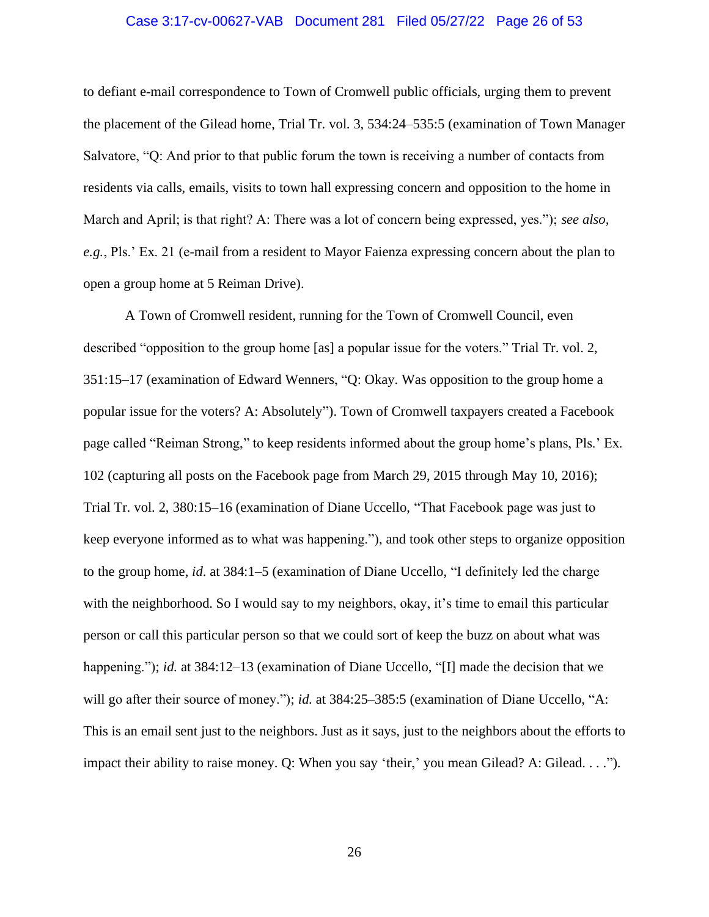to defiant e-mail correspondence to Town of Cromwell public officials, urging them to prevent the placement of the Gilead home, Trial Tr. vol. 3, 534:24–535:5 (examination of Town Manager Salvatore, "Q: And prior to that public forum the town is receiving a number of contacts from residents via calls, emails, visits to town hall expressing concern and opposition to the home in March and April; is that right? A: There was a lot of concern being expressed, yes."); *see also, e.g.*, Pls.' Ex. 21 (e-mail from a resident to Mayor Faienza expressing concern about the plan to open a group home at 5 Reiman Drive).

A Town of Cromwell resident, running for the Town of Cromwell Council, even described "opposition to the group home [as] a popular issue for the voters." Trial Tr. vol. 2, 351:15–17 (examination of Edward Wenners, "Q: Okay. Was opposition to the group home a popular issue for the voters? A: Absolutely"). Town of Cromwell taxpayers created a Facebook page called "Reiman Strong," to keep residents informed about the group home's plans, Pls.' Ex. 102 (capturing all posts on the Facebook page from March 29, 2015 through May 10, 2016); Trial Tr. vol. 2, 380:15–16 (examination of Diane Uccello, "That Facebook page was just to keep everyone informed as to what was happening."), and took other steps to organize opposition to the group home, *id*. at 384:1–5 (examination of Diane Uccello, "I definitely led the charge with the neighborhood. So I would say to my neighbors, okay, it's time to email this particular person or call this particular person so that we could sort of keep the buzz on about what was happening."); *id.* at 384:12–13 (examination of Diane Uccello, "[I] made the decision that we will go after their source of money."); *id.* at 384:25–385:5 (examination of Diane Uccello, "A: This is an email sent just to the neighbors. Just as it says, just to the neighbors about the efforts to impact their ability to raise money. Q: When you say 'their,' you mean Gilead? A: Gilead. . . .").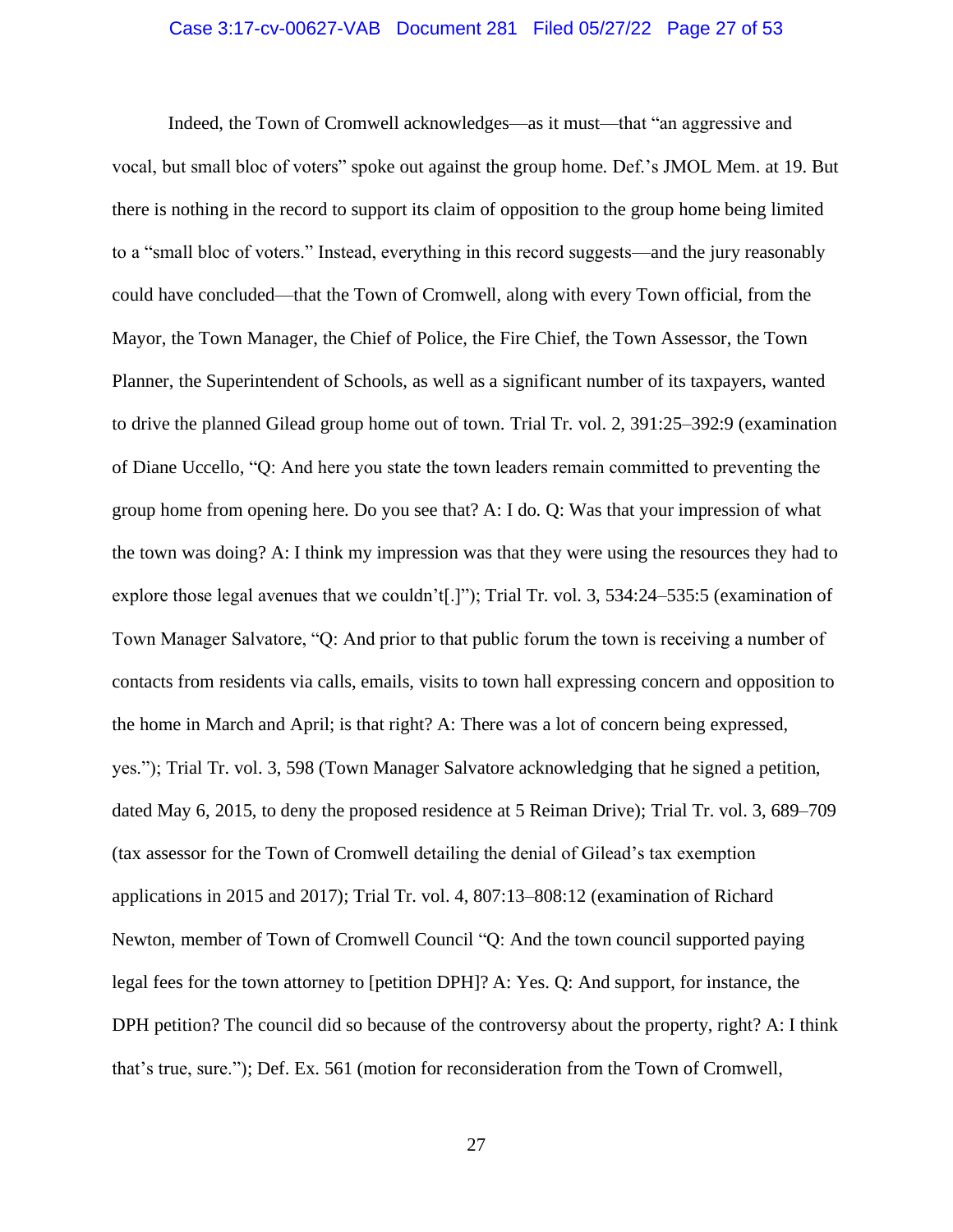Indeed, the Town of Cromwell acknowledges—as it must—that "an aggressive and vocal, but small bloc of voters" spoke out against the group home. Def.'s JMOL Mem. at 19. But there is nothing in the record to support its claim of opposition to the group home being limited to a "small bloc of voters." Instead, everything in this record suggests—and the jury reasonably could have concluded—that the Town of Cromwell, along with every Town official, from the Mayor, the Town Manager, the Chief of Police, the Fire Chief, the Town Assessor, the Town Planner, the Superintendent of Schools, as well as a significant number of its taxpayers, wanted to drive the planned Gilead group home out of town. Trial Tr. vol. 2, 391:25–392:9 (examination of Diane Uccello, "Q: And here you state the town leaders remain committed to preventing the group home from opening here. Do you see that? A: I do. Q: Was that your impression of what the town was doing? A: I think my impression was that they were using the resources they had to explore those legal avenues that we couldn't[.]"); Trial Tr. vol. 3, 534:24–535:5 (examination of Town Manager Salvatore, "Q: And prior to that public forum the town is receiving a number of contacts from residents via calls, emails, visits to town hall expressing concern and opposition to the home in March and April; is that right? A: There was a lot of concern being expressed, yes."); Trial Tr. vol. 3, 598 (Town Manager Salvatore acknowledging that he signed a petition, dated May 6, 2015, to deny the proposed residence at 5 Reiman Drive); Trial Tr. vol. 3, 689–709 (tax assessor for the Town of Cromwell detailing the denial of Gilead's tax exemption applications in 2015 and 2017); Trial Tr. vol. 4, 807:13–808:12 (examination of Richard Newton, member of Town of Cromwell Council "Q: And the town council supported paying legal fees for the town attorney to [petition DPH]? A: Yes. Q: And support, for instance, the DPH petition? The council did so because of the controversy about the property, right? A: I think that's true, sure."); Def. Ex. 561 (motion for reconsideration from the Town of Cromwell,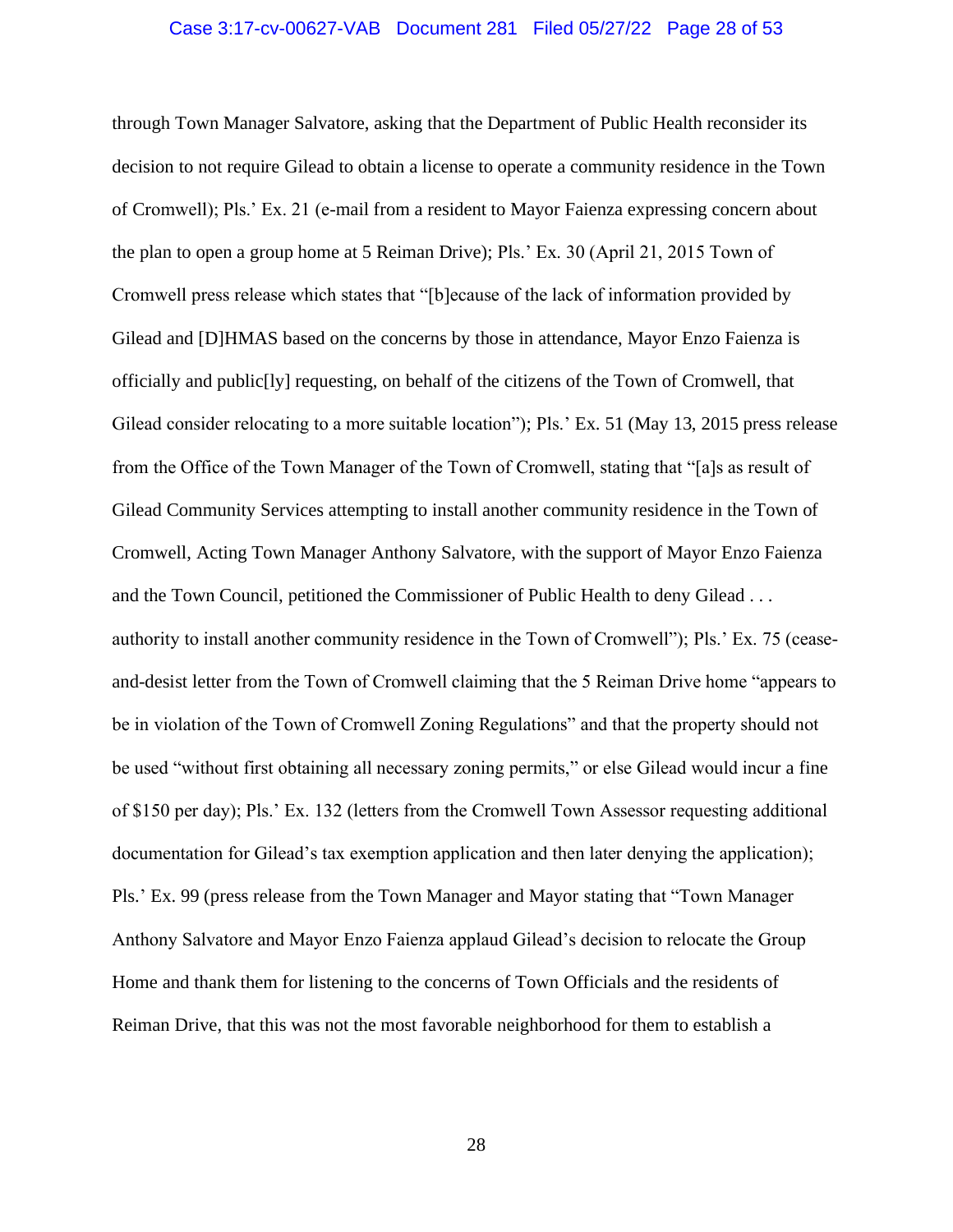through Town Manager Salvatore, asking that the Department of Public Health reconsider its decision to not require Gilead to obtain a license to operate a community residence in the Town of Cromwell); Pls.' Ex. 21 (e-mail from a resident to Mayor Faienza expressing concern about the plan to open a group home at 5 Reiman Drive); Pls.' Ex. 30 (April 21, 2015 Town of Cromwell press release which states that "[b]ecause of the lack of information provided by Gilead and [D]HMAS based on the concerns by those in attendance, Mayor Enzo Faienza is officially and public[ly] requesting, on behalf of the citizens of the Town of Cromwell, that Gilead consider relocating to a more suitable location"); Pls.' Ex. 51 (May 13, 2015 press release from the Office of the Town Manager of the Town of Cromwell, stating that "[a]s as result of Gilead Community Services attempting to install another community residence in the Town of Cromwell, Acting Town Manager Anthony Salvatore, with the support of Mayor Enzo Faienza and the Town Council, petitioned the Commissioner of Public Health to deny Gilead . . . authority to install another community residence in the Town of Cromwell"); Pls.' Ex. 75 (cease-and-desist letter from the Town of Cromwell claiming that the 5 Reiman Drive home "appears to be in violation of the Town of Cromwell Zoning Regulations" and that the property should not be used "without first obtaining all necessary zoning permits," or else Gilead would incur a fine of $150 per day); Pls.' Ex. 132 (letters from the Cromwell Town Assessor requesting additional documentation for Gilead's tax exemption application and then later denying the application); Pls.' Ex. 99 (press release from the Town Manager and Mayor stating that "Town Manager Anthony Salvatore and Mayor Enzo Faienza applaud Gilead's decision to relocate the Group Home and thank them for listening to the concerns of Town Officials and the residents of Reiman Drive, that this was not the most favorable neighborhood for them to establish a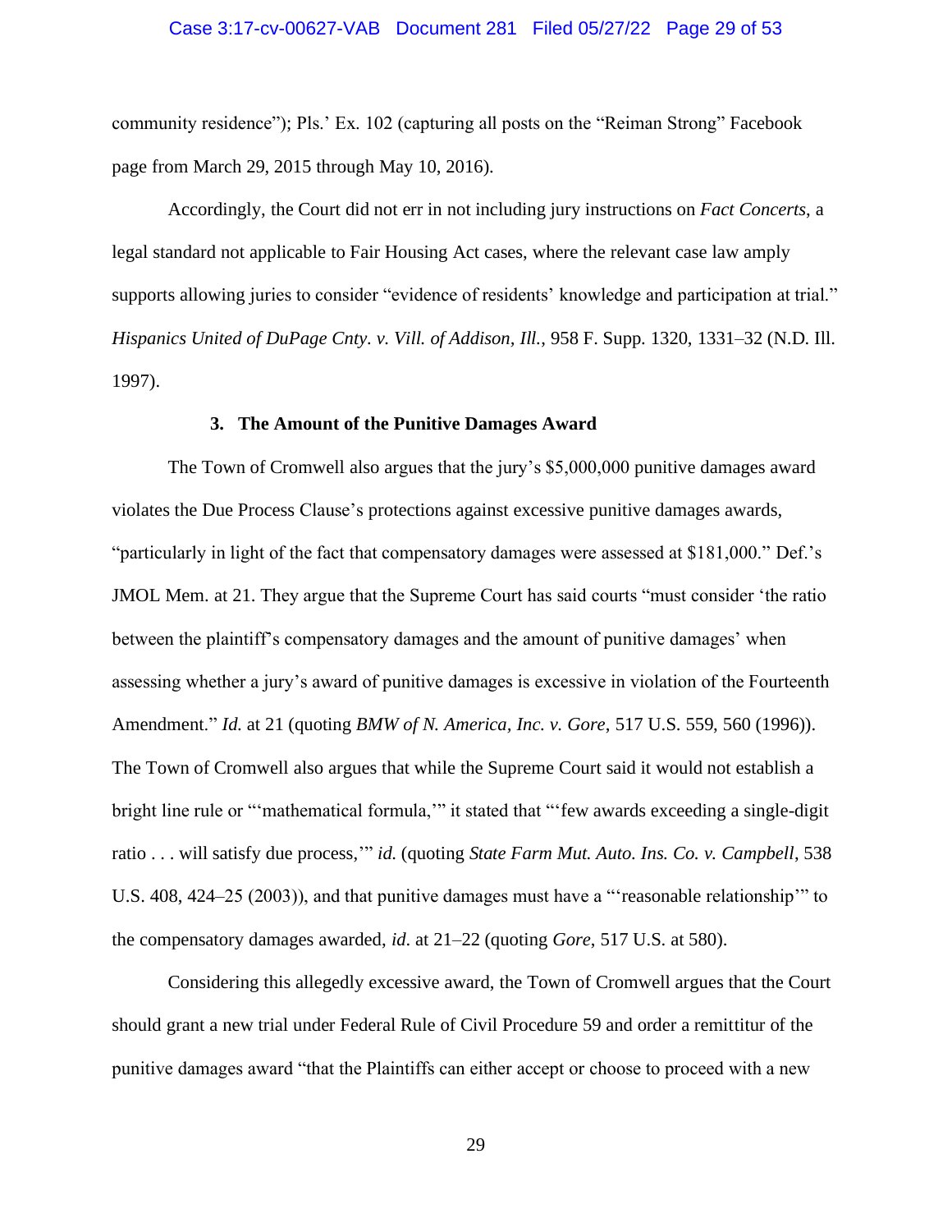community residence"); Pls.' Ex. 102 (capturing all posts on the "Reiman Strong" Facebook page from March 29, 2015 through May 10, 2016).

Accordingly, the Court did not err in not including jury instructions on *Fact Concerts*, a legal standard not applicable to Fair Housing Act cases, where the relevant case law amply supports allowing juries to consider "evidence of residents' knowledge and participation at trial." *Hispanics United of DuPage Cnty. v. Vill. of Addison, Ill.*, 958 F. Supp. 1320, 1331–32 (N.D. Ill. 1997).

**3. The Amount of the Punitive Damages Award**

The Town of Cromwell also argues that the jury's $5,000,000 punitive damages award violates the Due Process Clause's protections against excessive punitive damages awards, "particularly in light of the fact that compensatory damages were assessed at $181,000." Def.'s JMOL Mem. at 21. They argue that the Supreme Court has said courts "must consider 'the ratio between the plaintiff's compensatory damages and the amount of punitive damages' when assessing whether a jury's award of punitive damages is excessive in violation of the Fourteenth Amendment." *Id.* at 21 (quoting *BMW of N. America, Inc. v. Gore*, 517 U.S. 559, 560 (1996)). The Town of Cromwell also argues that while the Supreme Court said it would not establish a bright line rule or "'mathematical formula,'" it stated that "'few awards exceeding a single-digit ratio . . . will satisfy due process,'" *id.* (quoting *State Farm Mut. Auto. Ins. Co. v. Campbell*, 538 U.S. 408, 424–25 (2003)), and that punitive damages must have a "'reasonable relationship'" to the compensatory damages awarded, *id*. at 21–22 (quoting *Gore*, 517 U.S. at 580).

Considering this allegedly excessive award, the Town of Cromwell argues that the Court should grant a new trial under Federal Rule of Civil Procedure 59 and order a remittitur of the punitive damages award "that the Plaintiffs can either accept or choose to proceed with a new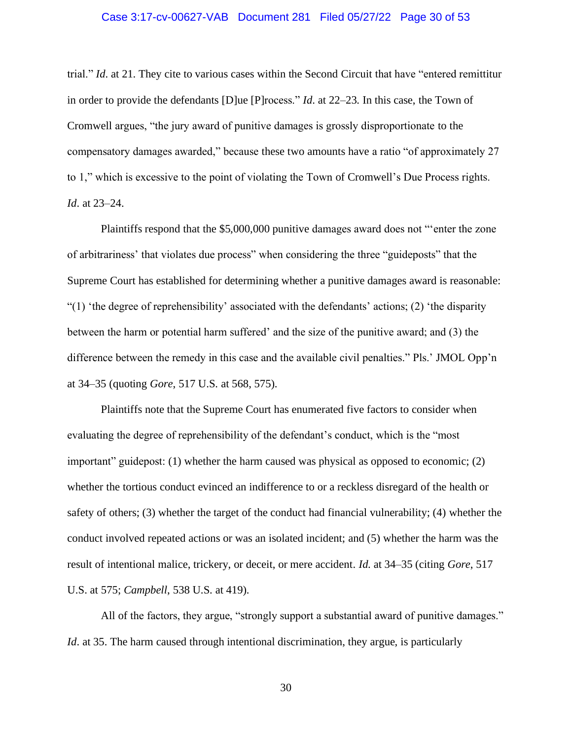trial." *Id*. at 21. They cite to various cases within the Second Circuit that have "entered remittitur in order to provide the defendants [D]ue [P]rocess." *Id*. at 22–23. In this case, the Town of Cromwell argues, "the jury award of punitive damages is grossly disproportionate to the compensatory damages awarded," because these two amounts have a ratio "of approximately 27 to 1," which is excessive to the point of violating the Town of Cromwell's Due Process rights. *Id*. at 23–24.

Plaintiffs respond that the $5,000,000 punitive damages award does not "'enter the zone of arbitrariness' that violates due process" when considering the three "guideposts" that the Supreme Court has established for determining whether a punitive damages award is reasonable: "(1) 'the degree of reprehensibility' associated with the defendants' actions; (2) 'the disparity between the harm or potential harm suffered' and the size of the punitive award; and (3) the difference between the remedy in this case and the available civil penalties." Pls.' JMOL Opp'n at 34–35 (quoting *Gore*, 517 U.S. at 568, 575).

Plaintiffs note that the Supreme Court has enumerated five factors to consider when evaluating the degree of reprehensibility of the defendant's conduct, which is the "most important" guidepost: (1) whether the harm caused was physical as opposed to economic; (2) whether the tortious conduct evinced an indifference to or a reckless disregard of the health or safety of others; (3) whether the target of the conduct had financial vulnerability; (4) whether the conduct involved repeated actions or was an isolated incident; and (5) whether the harm was the result of intentional malice, trickery, or deceit, or mere accident. *Id.* at 34–35 (citing *Gore*, 517 U.S. at 575; *Campbell*, 538 U.S. at 419).

All of the factors, they argue, "strongly support a substantial award of punitive damages." *Id*. at 35. The harm caused through intentional discrimination, they argue, is particularly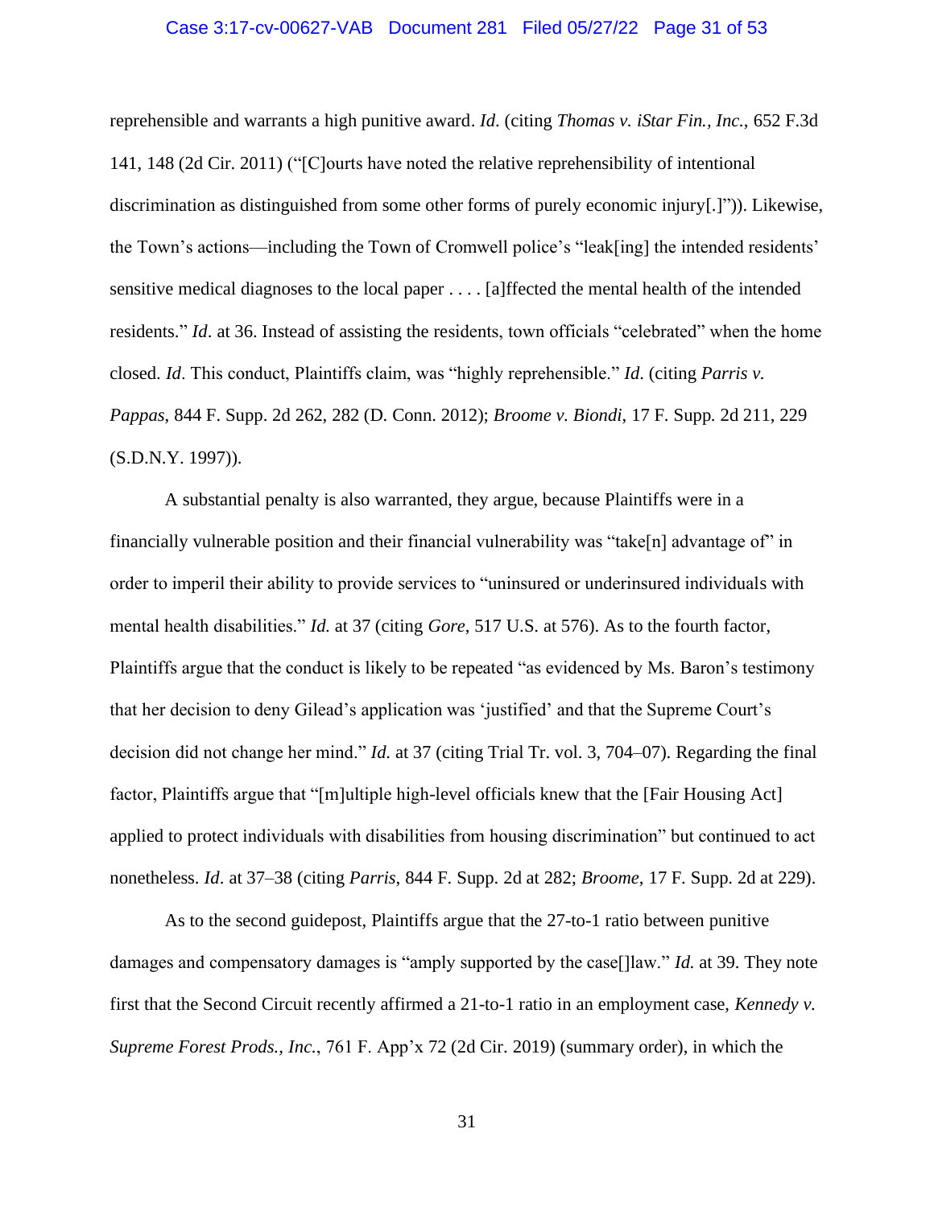reprehensible and warrants a high punitive award. *Id.* (citing *Thomas v. iStar Fin., Inc.*, 652 F.3d 141, 148 (2d Cir. 2011) ("[C]ourts have noted the relative reprehensibility of intentional discrimination as distinguished from some other forms of purely economic injury[.]")). Likewise, the Town's actions—including the Town of Cromwell police's "leak[ing] the intended residents' sensitive medical diagnoses to the local paper . . . . [a]ffected the mental health of the intended residents." *Id*. at 36. Instead of assisting the residents, town officials "celebrated" when the home closed. *Id*. This conduct, Plaintiffs claim, was "highly reprehensible." *Id*. (citing *Parris v. Pappas*, 844 F. Supp. 2d 262, 282 (D. Conn. 2012); *Broome v. Biondi*, 17 F. Supp. 2d 211, 229 (S.D.N.Y. 1997)).

A substantial penalty is also warranted, they argue, because Plaintiffs were in a financially vulnerable position and their financial vulnerability was "take[n] advantage of" in order to imperil their ability to provide services to "uninsured or underinsured individuals with mental health disabilities." *Id.* at 37 (citing *Gore*, 517 U.S. at 576). As to the fourth factor, Plaintiffs argue that the conduct is likely to be repeated "as evidenced by Ms. Baron's testimony that her decision to deny Gilead's application was 'justified' and that the Supreme Court's decision did not change her mind." *Id.* at 37 (citing Trial Tr. vol. 3, 704–07). Regarding the final factor, Plaintiffs argue that "[m]ultiple high-level officials knew that the [Fair Housing Act] applied to protect individuals with disabilities from housing discrimination" but continued to act nonetheless. *Id*. at 37–38 (citing *Parris*, 844 F. Supp. 2d at 282; *Broome*, 17 F. Supp. 2d at 229).

As to the second guidepost, Plaintiffs argue that the 27-to-1 ratio between punitive damages and compensatory damages is "amply supported by the case[]law." *Id.* at 39. They note first that the Second Circuit recently affirmed a 21-to-1 ratio in an employment case, *Kennedy v. Supreme Forest Prods., Inc.*, 761 F. App'x 72 (2d Cir. 2019) (summary order), in which the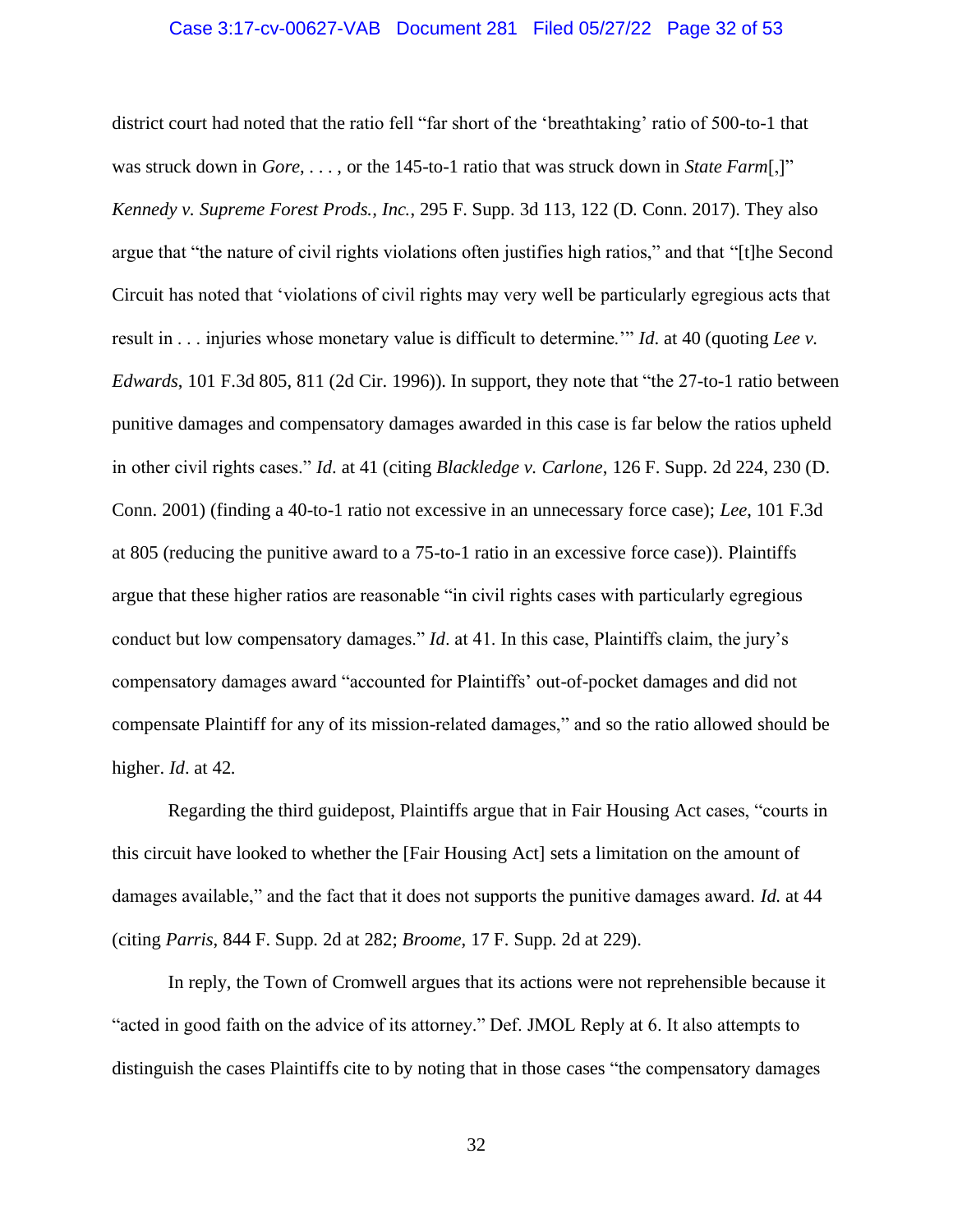district court had noted that the ratio fell "far short of the 'breathtaking' ratio of 500-to-1 that was struck down in *Gore*, . . . , or the 145-to-1 ratio that was struck down in *State Farm*[,]" *Kennedy v. Supreme Forest Prods., Inc.*, 295 F. Supp. 3d 113, 122 (D. Conn. 2017). They also argue that "the nature of civil rights violations often justifies high ratios," and that "[t]he Second Circuit has noted that 'violations of civil rights may very well be particularly egregious acts that result in . . . injuries whose monetary value is difficult to determine.'" *Id.* at 40 (quoting *Lee v. Edwards*, 101 F.3d 805, 811 (2d Cir. 1996)). In support, they note that "the 27-to-1 ratio between punitive damages and compensatory damages awarded in this case is far below the ratios upheld in other civil rights cases." *Id.* at 41 (citing *Blackledge v. Carlone*, 126 F. Supp. 2d 224, 230 (D. Conn. 2001) (finding a 40-to-1 ratio not excessive in an unnecessary force case); *Lee*, 101 F.3d at 805 (reducing the punitive award to a 75-to-1 ratio in an excessive force case)). Plaintiffs argue that these higher ratios are reasonable "in civil rights cases with particularly egregious conduct but low compensatory damages." *Id*. at 41. In this case, Plaintiffs claim, the jury's compensatory damages award "accounted for Plaintiffs' out-of-pocket damages and did not compensate Plaintiff for any of its mission-related damages," and so the ratio allowed should be higher. *Id*. at 42.

Regarding the third guidepost, Plaintiffs argue that in Fair Housing Act cases, "courts in this circuit have looked to whether the [Fair Housing Act] sets a limitation on the amount of damages available," and the fact that it does not supports the punitive damages award. *Id.* at 44 (citing *Parris*, 844 F. Supp. 2d at 282; *Broome*, 17 F. Supp. 2d at 229).

In reply, the Town of Cromwell argues that its actions were not reprehensible because it "acted in good faith on the advice of its attorney." Def. JMOL Reply at 6. It also attempts to distinguish the cases Plaintiffs cite to by noting that in those cases "the compensatory damages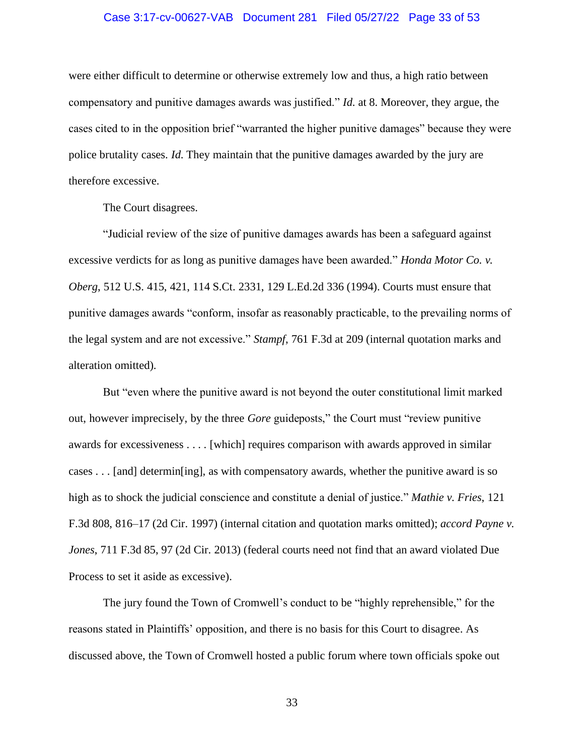were either difficult to determine or otherwise extremely low and thus, a high ratio between compensatory and punitive damages awards was justified." *Id.* at 8. Moreover, they argue, the cases cited to in the opposition brief "warranted the higher punitive damages" because they were police brutality cases. *Id.* They maintain that the punitive damages awarded by the jury are therefore excessive.

The Court disagrees.

"Judicial review of the size of punitive damages awards has been a safeguard against excessive verdicts for as long as punitive damages have been awarded." *Honda Motor Co. v. Oberg*, 512 U.S. 415, 421, 114 S.Ct. 2331, 129 L.Ed.2d 336 (1994). Courts must ensure that punitive damages awards "conform, insofar as reasonably practicable, to the prevailing norms of the legal system and are not excessive." *Stampf*, 761 F.3d at 209 (internal quotation marks and alteration omitted).

But "even where the punitive award is not beyond the outer constitutional limit marked out, however imprecisely, by the three *Gore* guideposts," the Court must "review punitive awards for excessiveness . . . . [which] requires comparison with awards approved in similar cases . . . [and] determin[ing], as with compensatory awards, whether the punitive award is so high as to shock the judicial conscience and constitute a denial of justice." *Mathie v. Fries*, 121 F.3d 808, 816–17 (2d Cir. 1997) (internal citation and quotation marks omitted); *accord Payne v. Jones*, 711 F.3d 85, 97 (2d Cir. 2013) (federal courts need not find that an award violated Due Process to set it aside as excessive).

The jury found the Town of Cromwell's conduct to be "highly reprehensible," for the reasons stated in Plaintiffs' opposition, and there is no basis for this Court to disagree. As discussed above, the Town of Cromwell hosted a public forum where town officials spoke out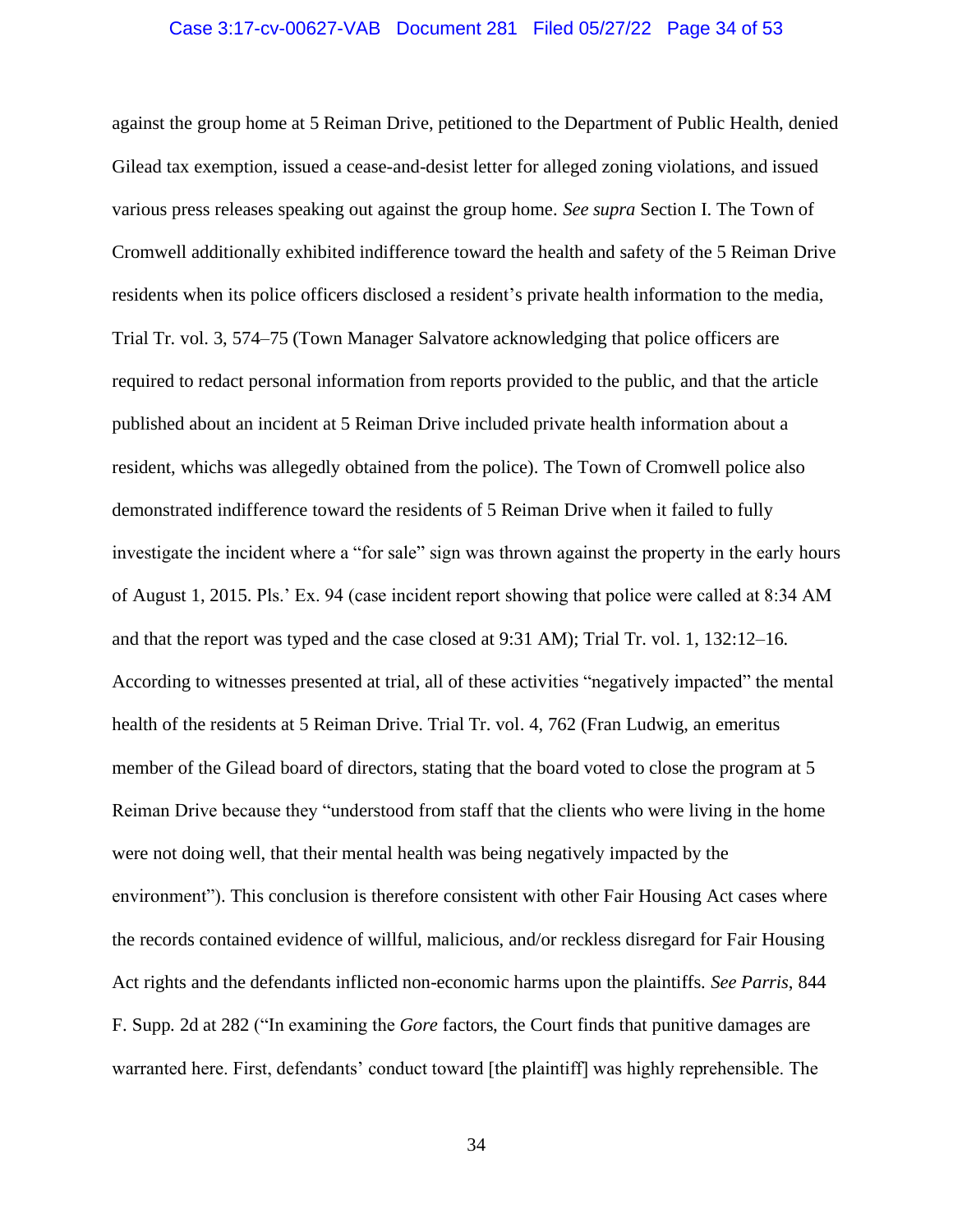against the group home at 5 Reiman Drive, petitioned to the Department of Public Health, denied Gilead tax exemption, issued a cease-and-desist letter for alleged zoning violations, and issued various press releases speaking out against the group home. *See supra* Section I. The Town of Cromwell additionally exhibited indifference toward the health and safety of the 5 Reiman Drive residents when its police officers disclosed a resident's private health information to the media, Trial Tr. vol. 3, 574–75 (Town Manager Salvatore acknowledging that police officers are required to redact personal information from reports provided to the public, and that the article published about an incident at 5 Reiman Drive included private health information about a resident, whichs was allegedly obtained from the police). The Town of Cromwell police also demonstrated indifference toward the residents of 5 Reiman Drive when it failed to fully investigate the incident where a "for sale" sign was thrown against the property in the early hours of August 1, 2015. Pls.' Ex. 94 (case incident report showing that police were called at 8:34 AM and that the report was typed and the case closed at 9:31 AM); Trial Tr. vol. 1, 132:12–16. According to witnesses presented at trial, all of these activities "negatively impacted" the mental health of the residents at 5 Reiman Drive. Trial Tr. vol. 4, 762 (Fran Ludwig, an emeritus member of the Gilead board of directors, stating that the board voted to close the program at 5 Reiman Drive because they "understood from staff that the clients who were living in the home were not doing well, that their mental health was being negatively impacted by the environment"). This conclusion is therefore consistent with other Fair Housing Act cases where the records contained evidence of willful, malicious, and/or reckless disregard for Fair Housing Act rights and the defendants inflicted non-economic harms upon the plaintiffs. *See Parris*, 844 F. Supp. 2d at 282 ("In examining the *Gore* factors, the Court finds that punitive damages are warranted here. First, defendants' conduct toward [the plaintiff] was highly reprehensible. The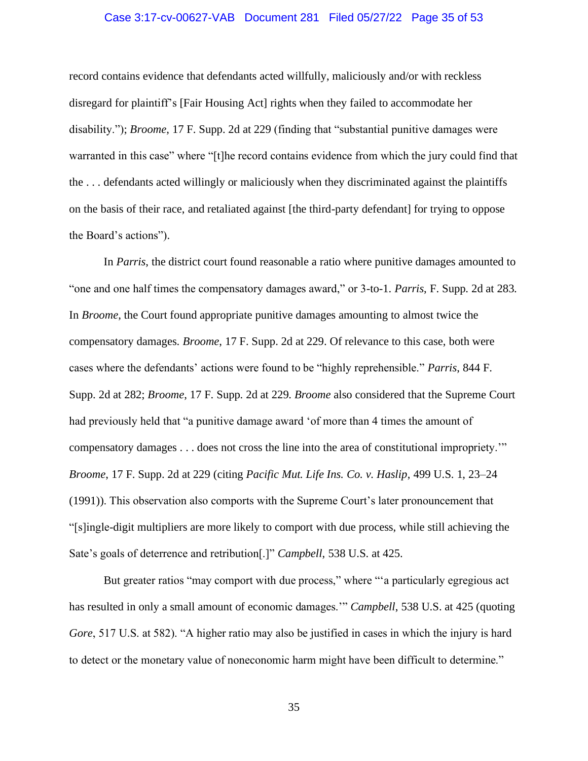record contains evidence that defendants acted willfully, maliciously and/or with reckless disregard for plaintiff's [Fair Housing Act] rights when they failed to accommodate her disability."); *Broome*, 17 F. Supp. 2d at 229 (finding that "substantial punitive damages were warranted in this case" where "[t]he record contains evidence from which the jury could find that the . . . defendants acted willingly or maliciously when they discriminated against the plaintiffs on the basis of their race, and retaliated against [the third-party defendant] for trying to oppose the Board's actions").

In *Parris*, the district court found reasonable a ratio where punitive damages amounted to "one and one half times the compensatory damages award," or 3-to-1. *Parris*, F. Supp. 2d at 283. In *Broome*, the Court found appropriate punitive damages amounting to almost twice the compensatory damages. *Broome*, 17 F. Supp. 2d at 229. Of relevance to this case, both were cases where the defendants' actions were found to be "highly reprehensible." *Parris*, 844 F. Supp. 2d at 282; *Broome*, 17 F. Supp. 2d at 229. *Broome* also considered that the Supreme Court had previously held that "a punitive damage award 'of more than 4 times the amount of compensatory damages . . . does not cross the line into the area of constitutional impropriety.'" *Broome*, 17 F. Supp. 2d at 229 (citing *Pacific Mut. Life Ins. Co. v. Haslip*, 499 U.S. 1, 23–24 (1991)). This observation also comports with the Supreme Court's later pronouncement that "[s]ingle-digit multipliers are more likely to comport with due process, while still achieving the Sate's goals of deterrence and retribution[.]" *Campbell*, 538 U.S. at 425.

But greater ratios "may comport with due process," where "'a particularly egregious act has resulted in only a small amount of economic damages.'" *Campbell*, 538 U.S. at 425 (quoting *Gore*, 517 U.S. at 582). "A higher ratio may also be justified in cases in which the injury is hard to detect or the monetary value of noneconomic harm might have been difficult to determine."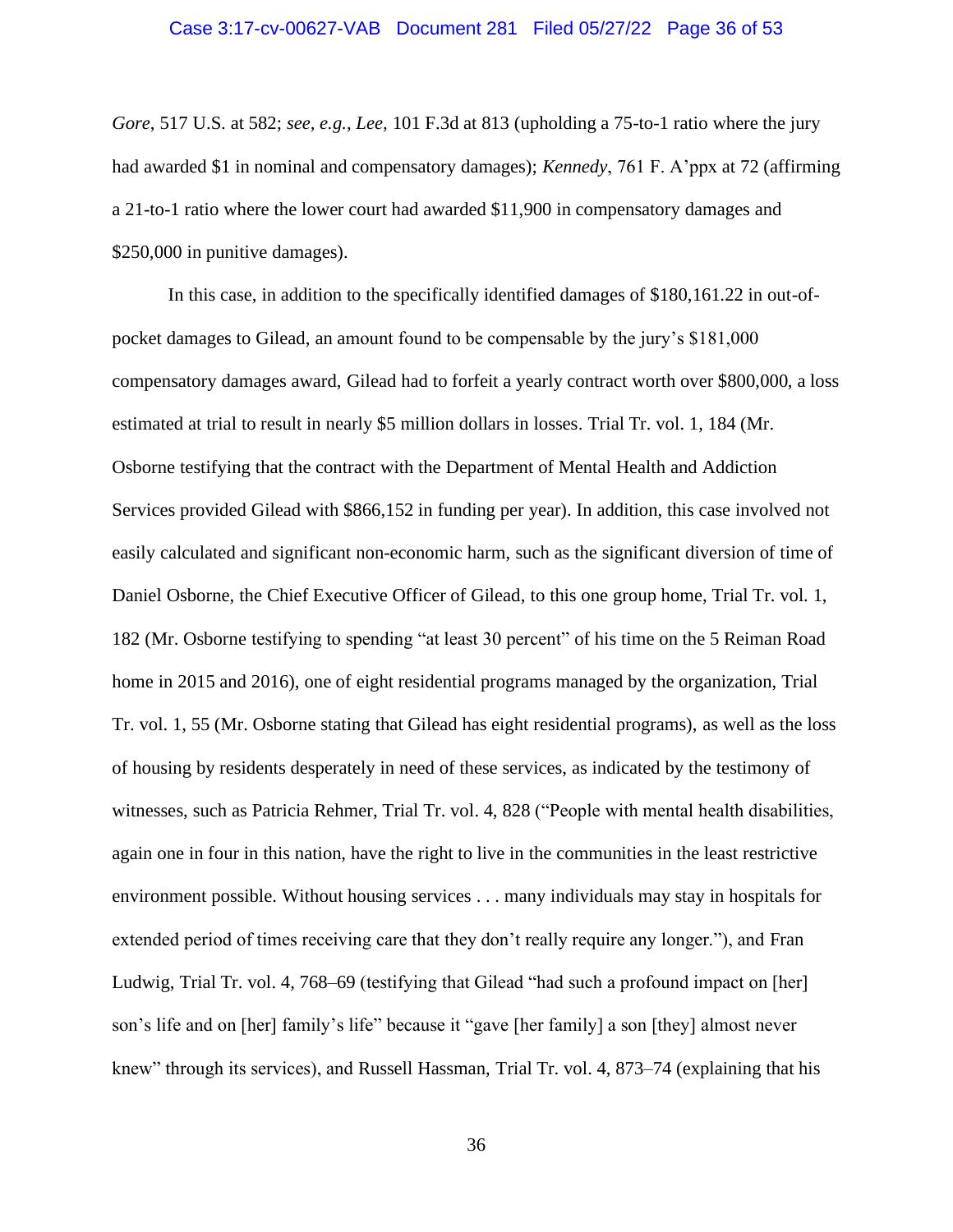*Gore*, 517 U.S. at 582; *see, e.g.*, *Lee*, 101 F.3d at 813 (upholding a 75-to-1 ratio where the jury had awarded $1 in nominal and compensatory damages); *Kennedy*, 761 F. A'ppx at 72 (affirming a 21-to-1 ratio where the lower court had awarded $11,900 in compensatory damages and $250,000 in punitive damages).

In this case, in addition to the specifically identified damages of $180,161.22 in out-of-pocket damages to Gilead, an amount found to be compensable by the jury's $181,000 compensatory damages award, Gilead had to forfeit a yearly contract worth over $800,000, a loss estimated at trial to result in nearly $5 million dollars in losses. Trial Tr. vol. 1, 184 (Mr. Osborne testifying that the contract with the Department of Mental Health and Addiction Services provided Gilead with $866,152 in funding per year). In addition, this case involved not easily calculated and significant non-economic harm, such as the significant diversion of time of Daniel Osborne, the Chief Executive Officer of Gilead, to this one group home, Trial Tr. vol. 1, 182 (Mr. Osborne testifying to spending "at least 30 percent" of his time on the 5 Reiman Road home in 2015 and 2016), one of eight residential programs managed by the organization, Trial Tr. vol. 1, 55 (Mr. Osborne stating that Gilead has eight residential programs), as well as the loss of housing by residents desperately in need of these services, as indicated by the testimony of witnesses, such as Patricia Rehmer, Trial Tr. vol. 4, 828 ("People with mental health disabilities, again one in four in this nation, have the right to live in the communities in the least restrictive environment possible. Without housing services . . . many individuals may stay in hospitals for extended period of times receiving care that they don't really require any longer."), and Fran Ludwig, Trial Tr. vol. 4, 768–69 (testifying that Gilead "had such a profound impact on [her] son's life and on [her] family's life" because it "gave [her family] a son [they] almost never knew" through its services), and Russell Hassman, Trial Tr. vol. 4, 873–74 (explaining that his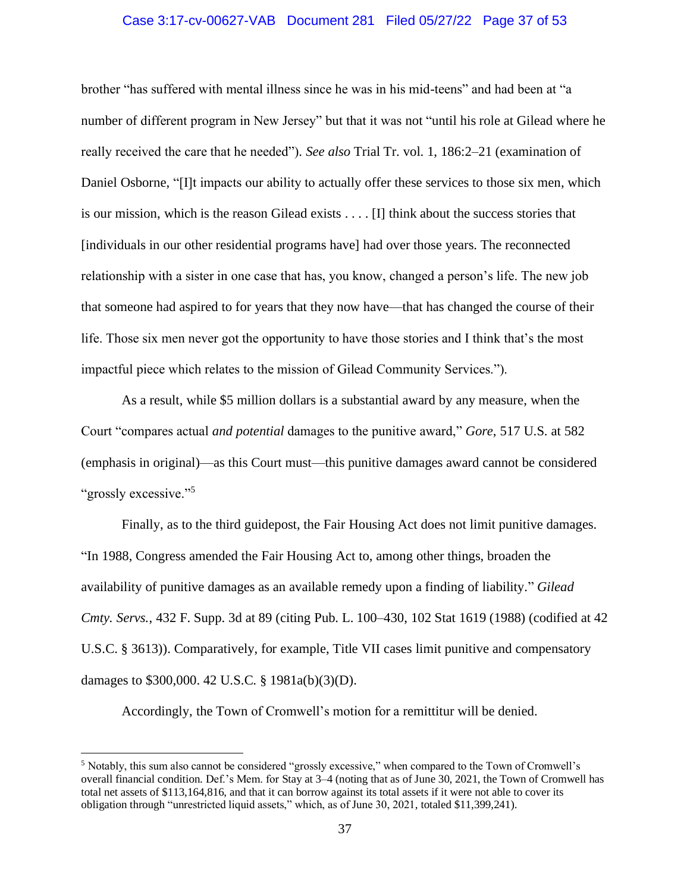brother "has suffered with mental illness since he was in his mid-teens" and had been at "a number of different program in New Jersey" but that it was not "until his role at Gilead where he really received the care that he needed"). *See also* Trial Tr. vol. 1, 186:2–21 (examination of Daniel Osborne, "[I]t impacts our ability to actually offer these services to those six men, which is our mission, which is the reason Gilead exists . . . . [I] think about the success stories that [individuals in our other residential programs have] had over those years. The reconnected relationship with a sister in one case that has, you know, changed a person's life. The new job that someone had aspired to for years that they now have—that has changed the course of their life. Those six men never got the opportunity to have those stories and I think that's the most impactful piece which relates to the mission of Gilead Community Services.").

As a result, while $5 million dollars is a substantial award by any measure, when the Court "compares actual *and potential* damages to the punitive award," *Gore*, 517 U.S. at 582 (emphasis in original)—as this Court must—this punitive damages award cannot be considered "grossly excessive."[5]

Finally, as to the third guidepost, the Fair Housing Act does not limit punitive damages. "In 1988, Congress amended the Fair Housing Act to, among other things, broaden the availability of punitive damages as an available remedy upon a finding of liability." *Gilead Cmty. Servs.*, 432 F. Supp. 3d at 89 (citing Pub. L. 100–430, 102 Stat 1619 (1988) (codified at 42 U.S.C. § 3613)). Comparatively, for example, Title VII cases limit punitive and compensatory damages to $300,000. 42 U.S.C. § 1981a(b)(3)(D).

Accordingly, the Town of Cromwell's motion for a remittitur will be denied.

---

[5] Notably, this sum also cannot be considered "grossly excessive," when compared to the Town of Cromwell's overall financial condition. Def.'s Mem. for Stay at 3–4 (noting that as of June 30, 2021, the Town of Cromwell has total net assets of $113,164,816, and that it can borrow against its total assets if it were not able to cover its obligation through "unrestricted liquid assets," which, as of June 30, 2021, totaled $11,399,241).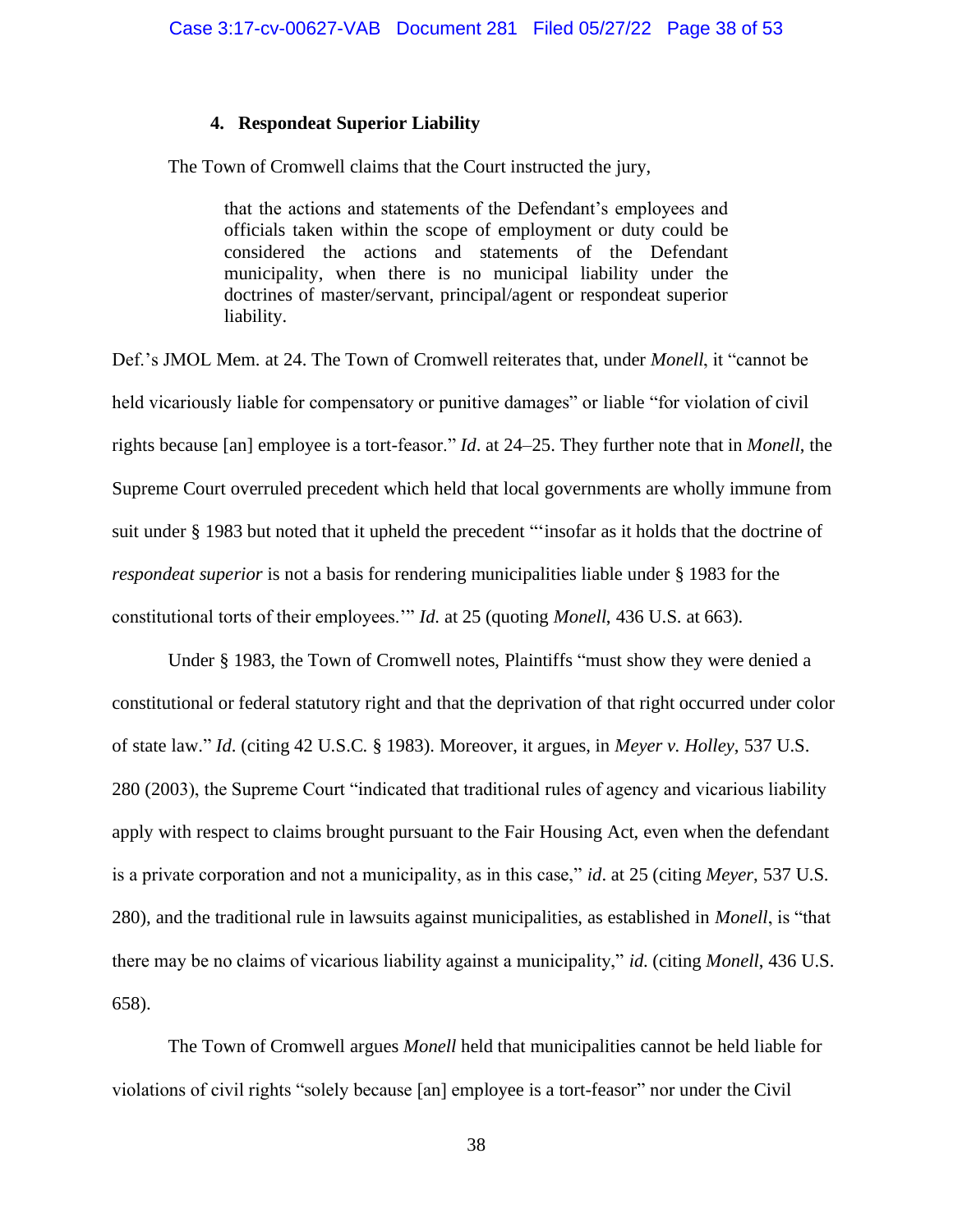#### 4. Respondeat Superior Liability

The Town of Cromwell claims that the Court instructed the jury,

> that the actions and statements of the Defendant's employees and officials taken within the scope of employment or duty could be considered the actions and statements of the Defendant municipality, when there is no municipal liability under the doctrines of master/servant, principal/agent or respondeat superior liability.

Def.'s JMOL Mem. at 24. The Town of Cromwell reiterates that, under *Monell*, it "cannot be held vicariously liable for compensatory or punitive damages" or liable "for violation of civil rights because [an] employee is a tort-feasor." *Id*. at 24–25. They further note that in *Monell*, the Supreme Court overruled precedent which held that local governments are wholly immune from suit under § 1983 but noted that it upheld the precedent "'insofar as it holds that the doctrine of *respondeat superior* is not a basis for rendering municipalities liable under § 1983 for the constitutional torts of their employees.'" *Id.* at 25 (quoting *Monell*, 436 U.S. at 663).

Under § 1983, the Town of Cromwell notes, Plaintiffs "must show they were denied a constitutional or federal statutory right and that the deprivation of that right occurred under color of state law." *Id*. (citing 42 U.S.C. § 1983). Moreover, it argues, in *Meyer v. Holley*, 537 U.S. 280 (2003), the Supreme Court "indicated that traditional rules of agency and vicarious liability apply with respect to claims brought pursuant to the Fair Housing Act, even when the defendant is a private corporation and not a municipality, as in this case," *id*. at 25 (citing *Meyer*, 537 U.S. 280), and the traditional rule in lawsuits against municipalities, as established in *Monell*, is "that there may be no claims of vicarious liability against a municipality," *id.* (citing *Monell*, 436 U.S. 658).

The Town of Cromwell argues *Monell* held that municipalities cannot be held liable for violations of civil rights "solely because [an] employee is a tort-feasor" nor under the Civil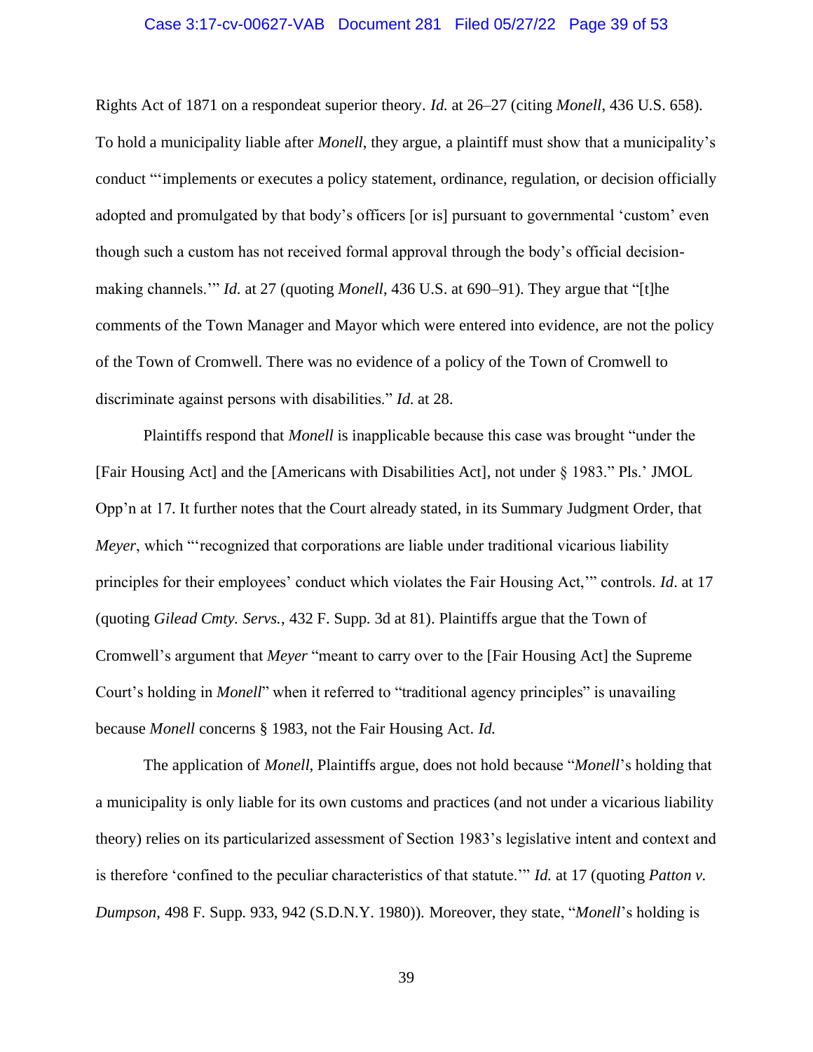Rights Act of 1871 on a respondeat superior theory. *Id.* at 26–27 (citing *Monell*, 436 U.S. 658). To hold a municipality liable after *Monell*, they argue, a plaintiff must show that a municipality's conduct "'implements or executes a policy statement, ordinance, regulation, or decision officially adopted and promulgated by that body's officers [or is] pursuant to governmental 'custom' even though such a custom has not received formal approval through the body's official decision-making channels.'" *Id.* at 27 (quoting *Monell*, 436 U.S. at 690–91). They argue that "[t]he comments of the Town Manager and Mayor which were entered into evidence, are not the policy of the Town of Cromwell. There was no evidence of a policy of the Town of Cromwell to discriminate against persons with disabilities." *Id.* at 28.

Plaintiffs respond that *Monell* is inapplicable because this case was brought "under the [Fair Housing Act] and the [Americans with Disabilities Act], not under § 1983." Pls.' JMOL Opp'n at 17. It further notes that the Court already stated, in its Summary Judgment Order, that *Meyer*, which "'recognized that corporations are liable under traditional vicarious liability principles for their employees' conduct which violates the Fair Housing Act,'" controls. *Id*. at 17 (quoting *Gilead Cmty. Servs.*, 432 F. Supp. 3d at 81). Plaintiffs argue that the Town of Cromwell's argument that *Meyer* "meant to carry over to the [Fair Housing Act] the Supreme Court's holding in *Monell*" when it referred to "traditional agency principles" is unavailing because *Monell* concerns § 1983, not the Fair Housing Act. *Id.*

The application of *Monell*, Plaintiffs argue, does not hold because "*Monell*'s holding that a municipality is only liable for its own customs and practices (and not under a vicarious liability theory) relies on its particularized assessment of Section 1983's legislative intent and context and is therefore 'confined to the peculiar characteristics of that statute.'" *Id.* at 17 (quoting *Patton v. Dumpson*, 498 F. Supp. 933, 942 (S.D.N.Y. 1980)). Moreover, they state, "*Monell*'s holding is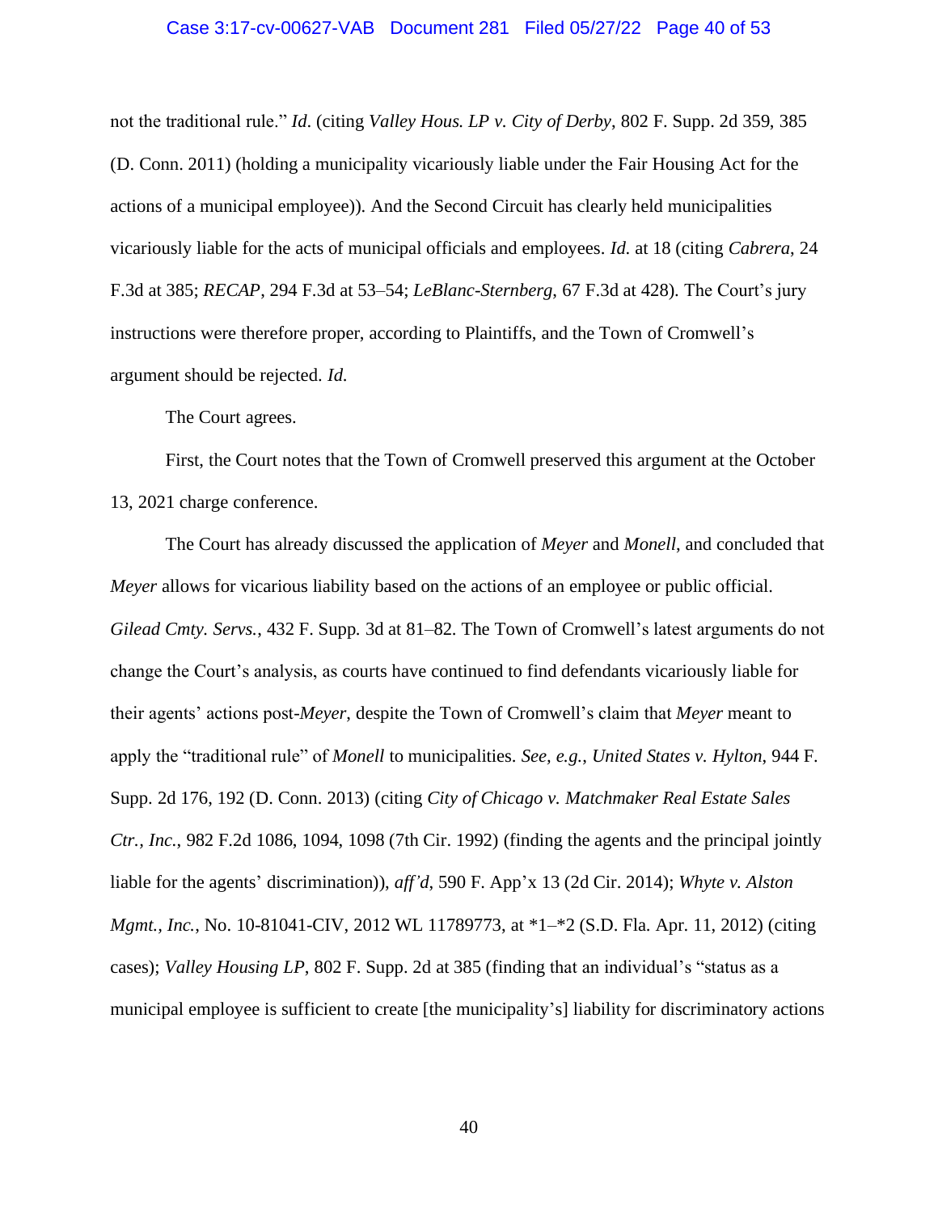not the traditional rule." *Id.* (citing *Valley Hous. LP v. City of Derby*, 802 F. Supp. 2d 359, 385 (D. Conn. 2011) (holding a municipality vicariously liable under the Fair Housing Act for the actions of a municipal employee)). And the Second Circuit has clearly held municipalities vicariously liable for the acts of municipal officials and employees. *Id.* at 18 (citing *Cabrera*, 24 F.3d at 385; *RECAP*, 294 F.3d at 53–54; *LeBlanc-Sternberg*, 67 F.3d at 428). The Court's jury instructions were therefore proper, according to Plaintiffs, and the Town of Cromwell's argument should be rejected. *Id.*

The Court agrees.

First, the Court notes that the Town of Cromwell preserved this argument at the October 13, 2021 charge conference.

The Court has already discussed the application of *Meyer* and *Monell*, and concluded that *Meyer* allows for vicarious liability based on the actions of an employee or public official. *Gilead Cmty. Servs.*, 432 F. Supp. 3d at 81–82. The Town of Cromwell's latest arguments do not change the Court's analysis, as courts have continued to find defendants vicariously liable for their agents' actions post-*Meyer*, despite the Town of Cromwell's claim that *Meyer* meant to apply the "traditional rule" of *Monell* to municipalities. *See, e.g.*, *United States v. Hylton*, 944 F. Supp. 2d 176, 192 (D. Conn. 2013) (citing *City of Chicago v. Matchmaker Real Estate Sales Ctr., Inc.*, 982 F.2d 1086, 1094, 1098 (7th Cir. 1992) (finding the agents and the principal jointly liable for the agents' discrimination)), *aff'd*, 590 F. App'x 13 (2d Cir. 2014); *Whyte v. Alston Mgmt., Inc.*, No. 10-81041-CIV, 2012 WL 11789773, at *1–*2 (S.D. Fla. Apr. 11, 2012) (citing cases); *Valley Housing LP*, 802 F. Supp. 2d at 385 (finding that an individual's "status as a municipal employee is sufficient to create [the municipality's] liability for discriminatory actions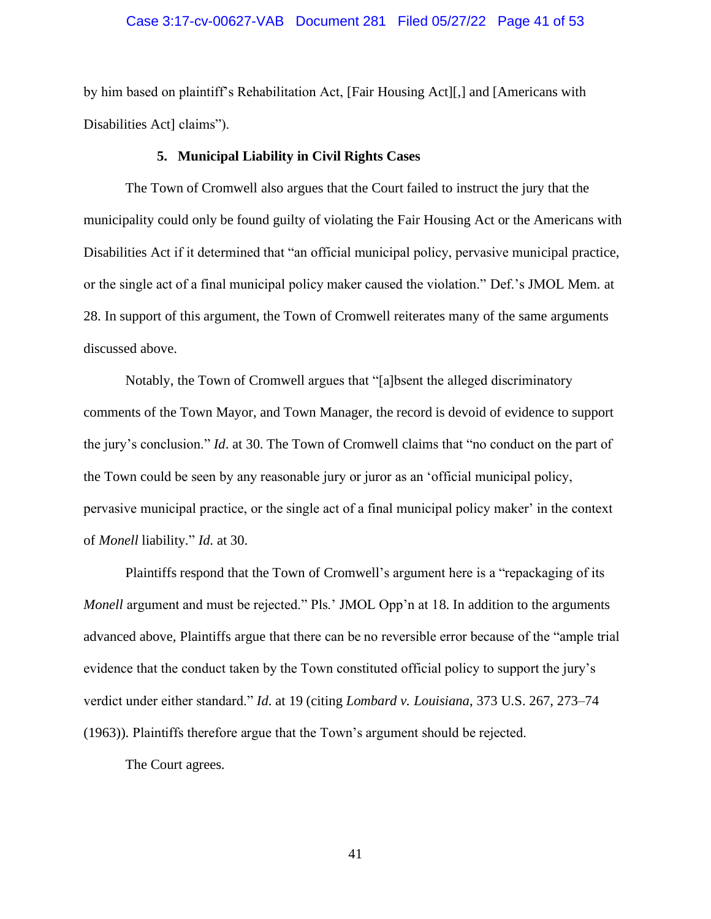by him based on plaintiff's Rehabilitation Act, [Fair Housing Act][,] and [Americans with Disabilities Act] claims").

### 5. Municipal Liability in Civil Rights Cases

The Town of Cromwell also argues that the Court failed to instruct the jury that the municipality could only be found guilty of violating the Fair Housing Act or the Americans with Disabilities Act if it determined that "an official municipal policy, pervasive municipal practice, or the single act of a final municipal policy maker caused the violation." Def.'s JMOL Mem. at 28. In support of this argument, the Town of Cromwell reiterates many of the same arguments discussed above.

Notably, the Town of Cromwell argues that "[a]bsent the alleged discriminatory comments of the Town Mayor, and Town Manager, the record is devoid of evidence to support the jury's conclusion." *Id*. at 30. The Town of Cromwell claims that "no conduct on the part of the Town could be seen by any reasonable jury or juror as an 'official municipal policy, pervasive municipal practice, or the single act of a final municipal policy maker' in the context of *Monell* liability." *Id.* at 30.

Plaintiffs respond that the Town of Cromwell's argument here is a "repackaging of its *Monell* argument and must be rejected." Pls.' JMOL Opp'n at 18. In addition to the arguments advanced above, Plaintiffs argue that there can be no reversible error because of the "ample trial evidence that the conduct taken by the Town constituted official policy to support the jury's verdict under either standard." *Id*. at 19 (citing *Lombard v. Louisiana*, 373 U.S. 267, 273–74 (1963)). Plaintiffs therefore argue that the Town's argument should be rejected.

The Court agrees.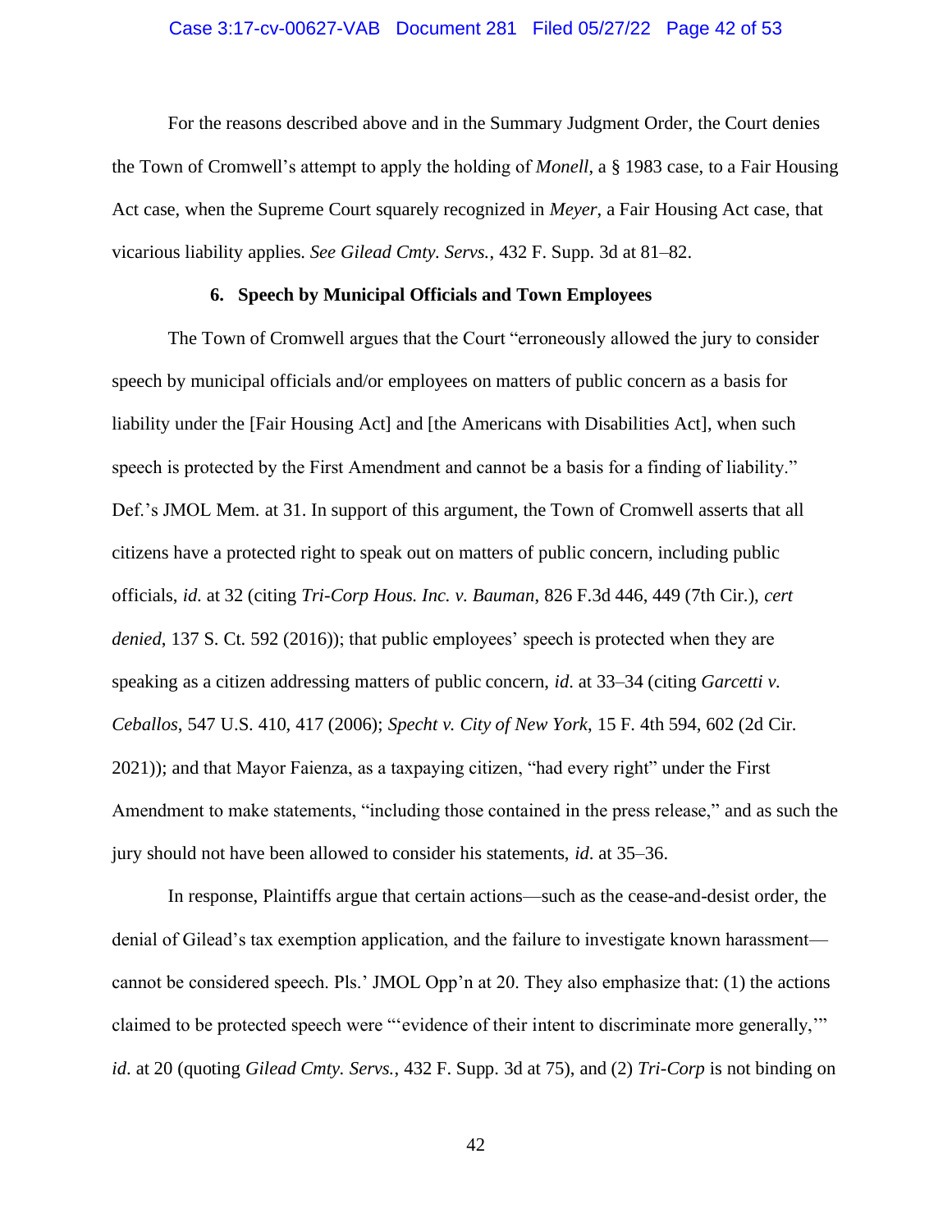For the reasons described above and in the Summary Judgment Order, the Court denies the Town of Cromwell's attempt to apply the holding of *Monell*, a § 1983 case, to a Fair Housing Act case, when the Supreme Court squarely recognized in *Meyer*, a Fair Housing Act case, that vicarious liability applies. *See Gilead Cmty. Servs.*, 432 F. Supp. 3d at 81–82.

### 6. Speech by Municipal Officials and Town Employees

The Town of Cromwell argues that the Court "erroneously allowed the jury to consider speech by municipal officials and/or employees on matters of public concern as a basis for liability under the [Fair Housing Act] and [the Americans with Disabilities Act], when such speech is protected by the First Amendment and cannot be a basis for a finding of liability." Def.'s JMOL Mem. at 31. In support of this argument, the Town of Cromwell asserts that all citizens have a protected right to speak out on matters of public concern, including public officials, *id.* at 32 (citing *Tri-Corp Hous. Inc. v. Bauman*, 826 F.3d 446, 449 (7th Cir.), *cert denied*, 137 S. Ct. 592 (2016)); that public employees' speech is protected when they are speaking as a citizen addressing matters of public concern, *id*. at 33–34 (citing *Garcetti v. Ceballos*, 547 U.S. 410, 417 (2006); *Specht v. City of New York*, 15 F. 4th 594, 602 (2d Cir. 2021)); and that Mayor Faienza, as a taxpaying citizen, "had every right" under the First Amendment to make statements, "including those contained in the press release," and as such the jury should not have been allowed to consider his statements, *id*. at 35–36.

In response, Plaintiffs argue that certain actions—such as the cease-and-desist order, the denial of Gilead's tax exemption application, and the failure to investigate known harassment—cannot be considered speech. Pls.' JMOL Opp'n at 20. They also emphasize that: (1) the actions claimed to be protected speech were "'evidence of their intent to discriminate more generally,'" *id*. at 20 (quoting *Gilead Cmty. Servs.*, 432 F. Supp. 3d at 75), and (2) *Tri-Corp* is not binding on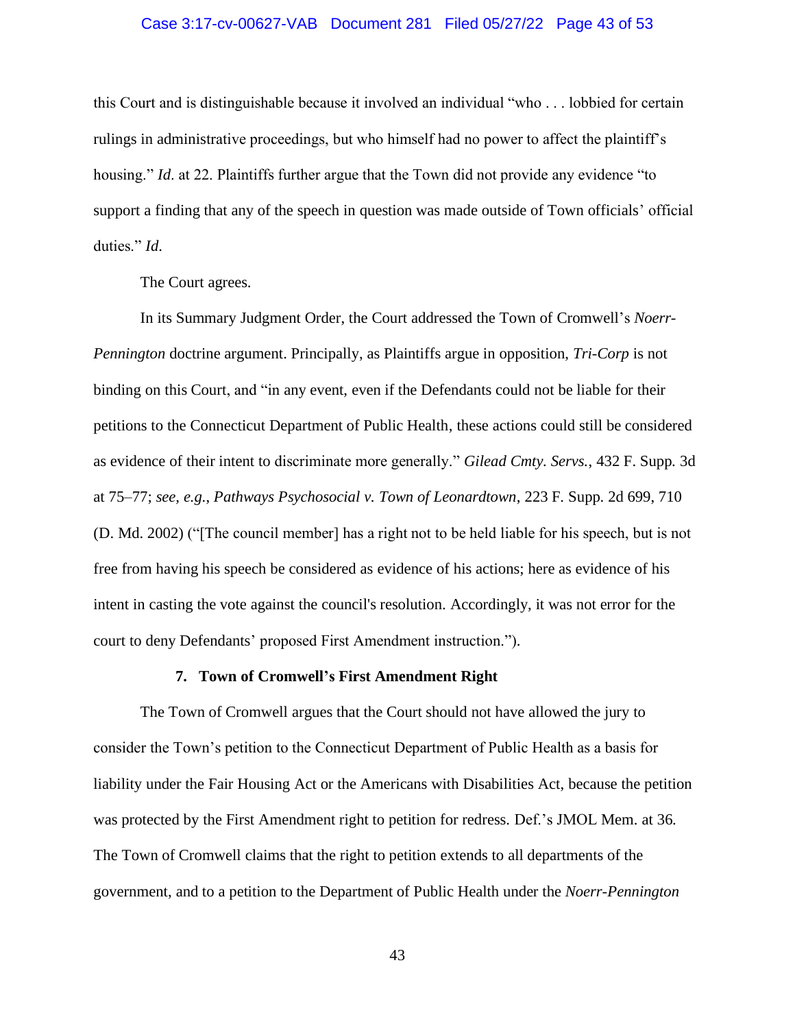this Court and is distinguishable because it involved an individual "who . . . lobbied for certain rulings in administrative proceedings, but who himself had no power to affect the plaintiff's housing." *Id*. at 22. Plaintiffs further argue that the Town did not provide any evidence "to support a finding that any of the speech in question was made outside of Town officials' official duties." *Id*.

The Court agrees.

In its Summary Judgment Order, the Court addressed the Town of Cromwell's *Noerr-Pennington* doctrine argument. Principally, as Plaintiffs argue in opposition, *Tri-Corp* is not binding on this Court, and "in any event, even if the Defendants could not be liable for their petitions to the Connecticut Department of Public Health, these actions could still be considered as evidence of their intent to discriminate more generally." *Gilead Cmty. Servs.*, 432 F. Supp. 3d at 75–77; *see, e.g.*, *Pathways Psychosocial v. Town of Leonardtown*, 223 F. Supp. 2d 699, 710 (D. Md. 2002) ("[The council member] has a right not to be held liable for his speech, but is not free from having his speech be considered as evidence of his actions; here as evidence of his intent in casting the vote against the council's resolution. Accordingly, it was not error for the court to deny Defendants' proposed First Amendment instruction.").

#### 7. Town of Cromwell's First Amendment Right

The Town of Cromwell argues that the Court should not have allowed the jury to consider the Town's petition to the Connecticut Department of Public Health as a basis for liability under the Fair Housing Act or the Americans with Disabilities Act, because the petition was protected by the First Amendment right to petition for redress. Def.'s JMOL Mem. at 36. The Town of Cromwell claims that the right to petition extends to all departments of the government, and to a petition to the Department of Public Health under the *Noerr-Pennington*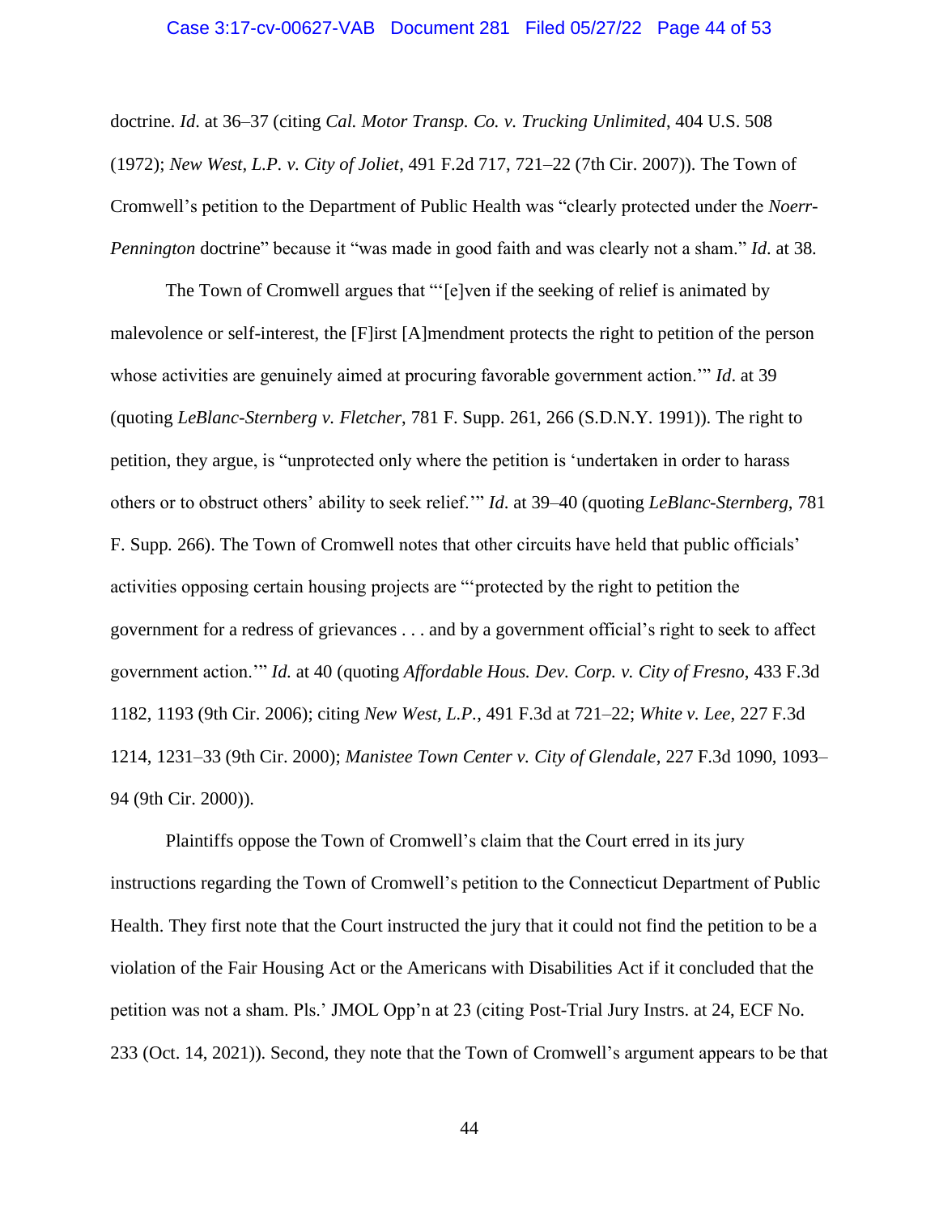doctrine. *Id*. at 36–37 (citing *Cal. Motor Transp. Co. v. Trucking Unlimited*, 404 U.S. 508 (1972); *New West, L.P. v. City of Joliet*, 491 F.2d 717, 721–22 (7th Cir. 2007)). The Town of Cromwell's petition to the Department of Public Health was "clearly protected under the *Noerr-Pennington* doctrine" because it "was made in good faith and was clearly not a sham." *Id*. at 38.

The Town of Cromwell argues that "'[e]ven if the seeking of relief is animated by malevolence or self-interest, the [F]irst [A]mendment protects the right to petition of the person whose activities are genuinely aimed at procuring favorable government action.'" *Id*. at 39 (quoting *LeBlanc-Sternberg v. Fletcher*, 781 F. Supp. 261, 266 (S.D.N.Y. 1991)). The right to petition, they argue, is "unprotected only where the petition is 'undertaken in order to harass others or to obstruct others' ability to seek relief.'" *Id*. at 39–40 (quoting *LeBlanc-Sternberg*, 781 F. Supp. 266). The Town of Cromwell notes that other circuits have held that public officials' activities opposing certain housing projects are "'protected by the right to petition the government for a redress of grievances . . . and by a government official's right to seek to affect government action.'" *Id.* at 40 (quoting *Affordable Hous. Dev. Corp. v. City of Fresno*, 433 F.3d 1182, 1193 (9th Cir. 2006); citing *New West, L.P.*, 491 F.3d at 721–22; *White v. Lee*, 227 F.3d 1214, 1231–33 (9th Cir. 2000); *Manistee Town Center v. City of Glendale*, 227 F.3d 1090, 1093–94 (9th Cir. 2000)).

Plaintiffs oppose the Town of Cromwell's claim that the Court erred in its jury instructions regarding the Town of Cromwell's petition to the Connecticut Department of Public Health. They first note that the Court instructed the jury that it could not find the petition to be a violation of the Fair Housing Act or the Americans with Disabilities Act if it concluded that the petition was not a sham. Pls.' JMOL Opp'n at 23 (citing Post-Trial Jury Instrs. at 24, ECF No. 233 (Oct. 14, 2021)). Second, they note that the Town of Cromwell's argument appears to be that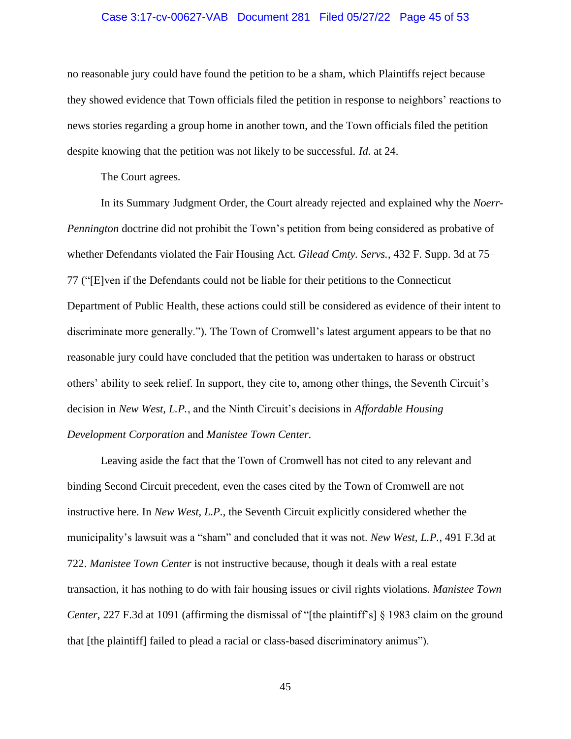no reasonable jury could have found the petition to be a sham, which Plaintiffs reject because they showed evidence that Town officials filed the petition in response to neighbors' reactions to news stories regarding a group home in another town, and the Town officials filed the petition despite knowing that the petition was not likely to be successful. *Id.* at 24.

The Court agrees.

In its Summary Judgment Order, the Court already rejected and explained why the *Noerr-Pennington* doctrine did not prohibit the Town's petition from being considered as probative of whether Defendants violated the Fair Housing Act. *Gilead Cmty. Servs.*, 432 F. Supp. 3d at 75–77 ("[E]ven if the Defendants could not be liable for their petitions to the Connecticut Department of Public Health, these actions could still be considered as evidence of their intent to discriminate more generally."). The Town of Cromwell's latest argument appears to be that no reasonable jury could have concluded that the petition was undertaken to harass or obstruct others' ability to seek relief. In support, they cite to, among other things, the Seventh Circuit's decision in *New West, L.P.*, and the Ninth Circuit's decisions in *Affordable Housing Development Corporation* and *Manistee Town Center*.

Leaving aside the fact that the Town of Cromwell has not cited to any relevant and binding Second Circuit precedent, even the cases cited by the Town of Cromwell are not instructive here. In *New West, L.P.*, the Seventh Circuit explicitly considered whether the municipality's lawsuit was a "sham" and concluded that it was not. *New West, L.P.*, 491 F.3d at 722. *Manistee Town Center* is not instructive because, though it deals with a real estate transaction, it has nothing to do with fair housing issues or civil rights violations. *Manistee Town Center*, 227 F.3d at 1091 (affirming the dismissal of "[the plaintiff's] § 1983 claim on the ground that [the plaintiff] failed to plead a racial or class-based discriminatory animus").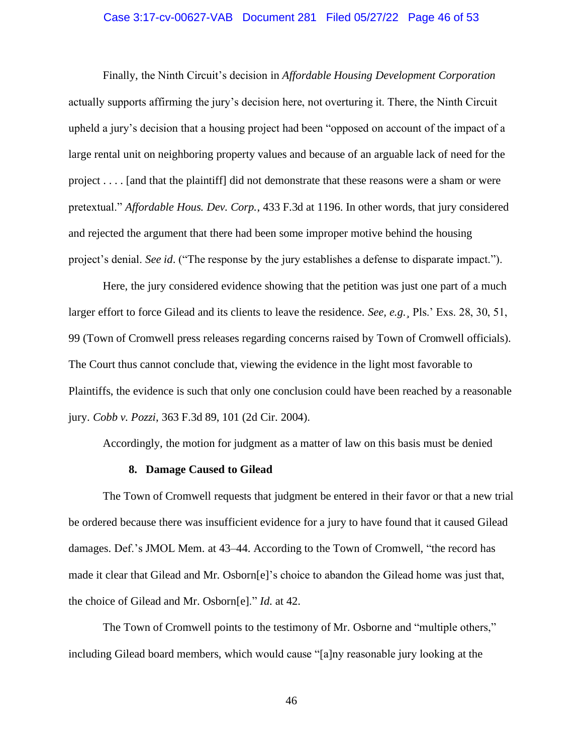Finally, the Ninth Circuit's decision in *Affordable Housing Development Corporation* actually supports affirming the jury's decision here, not overturing it. There, the Ninth Circuit upheld a jury's decision that a housing project had been "opposed on account of the impact of a large rental unit on neighboring property values and because of an arguable lack of need for the project . . . . [and that the plaintiff] did not demonstrate that these reasons were a sham or were pretextual." *Affordable Hous. Dev. Corp.*, 433 F.3d at 1196. In other words, that jury considered and rejected the argument that there had been some improper motive behind the housing project's denial. *See id*. ("The response by the jury establishes a defense to disparate impact.").

Here, the jury considered evidence showing that the petition was just one part of a much larger effort to force Gilead and its clients to leave the residence. *See, e.g.*¸ Pls.' Exs. 28, 30, 51, 99 (Town of Cromwell press releases regarding concerns raised by Town of Cromwell officials). The Court thus cannot conclude that, viewing the evidence in the light most favorable to Plaintiffs, the evidence is such that only one conclusion could have been reached by a reasonable jury. *Cobb v. Pozzi*, 363 F.3d 89, 101 (2d Cir. 2004).

Accordingly, the motion for judgment as a matter of law on this basis must be denied

**8. Damage Caused to Gilead**

The Town of Cromwell requests that judgment be entered in their favor or that a new trial be ordered because there was insufficient evidence for a jury to have found that it caused Gilead damages. Def.'s JMOL Mem. at 43–44. According to the Town of Cromwell, "the record has made it clear that Gilead and Mr. Osborn[e]'s choice to abandon the Gilead home was just that, the choice of Gilead and Mr. Osborn[e]." *Id.* at 42.

The Town of Cromwell points to the testimony of Mr. Osborne and "multiple others," including Gilead board members, which would cause "[a]ny reasonable jury looking at the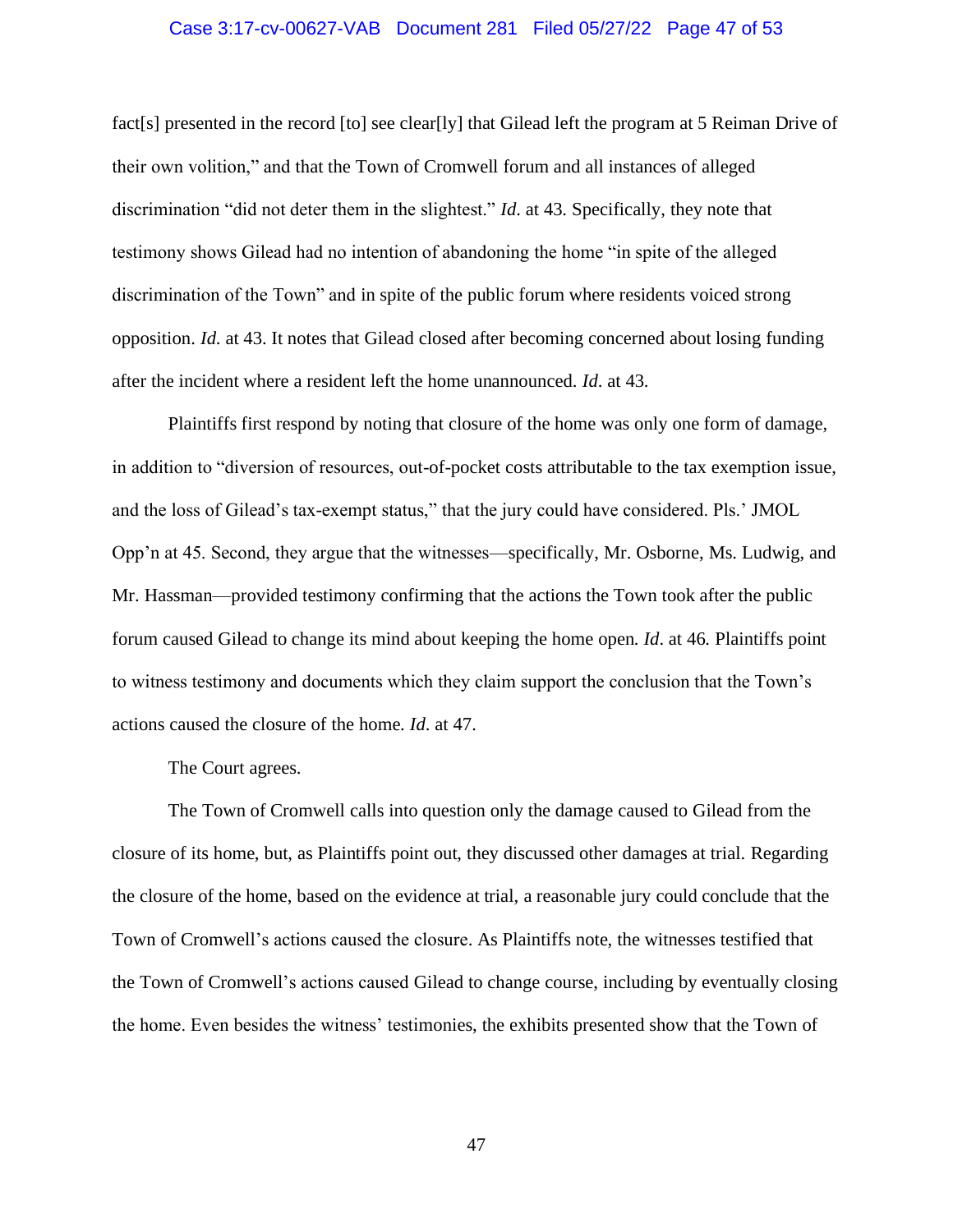fact[s] presented in the record [to] see clear[ly] that Gilead left the program at 5 Reiman Drive of their own volition," and that the Town of Cromwell forum and all instances of alleged discrimination "did not deter them in the slightest." *Id*. at 43. Specifically, they note that testimony shows Gilead had no intention of abandoning the home "in spite of the alleged discrimination of the Town" and in spite of the public forum where residents voiced strong opposition. *Id.* at 43. It notes that Gilead closed after becoming concerned about losing funding after the incident where a resident left the home unannounced. *Id*. at 43.

Plaintiffs first respond by noting that closure of the home was only one form of damage, in addition to "diversion of resources, out-of-pocket costs attributable to the tax exemption issue, and the loss of Gilead's tax-exempt status," that the jury could have considered. Pls.' JMOL Opp'n at 45. Second, they argue that the witnesses—specifically, Mr. Osborne, Ms. Ludwig, and Mr. Hassman—provided testimony confirming that the actions the Town took after the public forum caused Gilead to change its mind about keeping the home open. *Id*. at 46. Plaintiffs point to witness testimony and documents which they claim support the conclusion that the Town's actions caused the closure of the home. *Id*. at 47.

The Court agrees.

The Town of Cromwell calls into question only the damage caused to Gilead from the closure of its home, but, as Plaintiffs point out, they discussed other damages at trial. Regarding the closure of the home, based on the evidence at trial, a reasonable jury could conclude that the Town of Cromwell's actions caused the closure. As Plaintiffs note, the witnesses testified that the Town of Cromwell's actions caused Gilead to change course, including by eventually closing the home. Even besides the witness' testimonies, the exhibits presented show that the Town of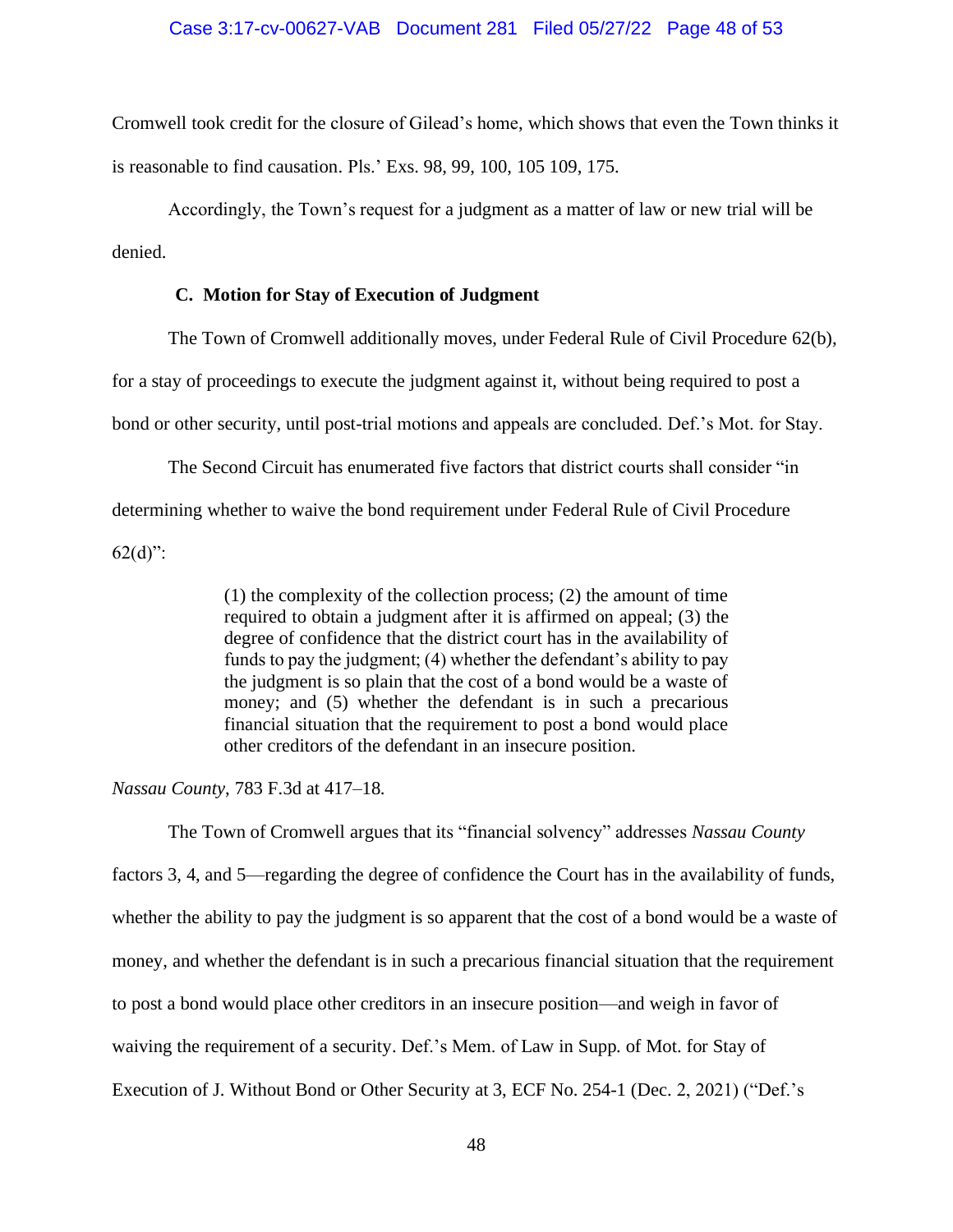Cromwell took credit for the closure of Gilead's home, which shows that even the Town thinks it is reasonable to find causation. Pls.' Exs. 98, 99, 100, 105 109, 175.

Accordingly, the Town's request for a judgment as a matter of law or new trial will be denied.

### C. Motion for Stay of Execution of Judgment

The Town of Cromwell additionally moves, under Federal Rule of Civil Procedure 62(b), for a stay of proceedings to execute the judgment against it, without being required to post a bond or other security, until post-trial motions and appeals are concluded. Def.'s Mot. for Stay.

The Second Circuit has enumerated five factors that district courts shall consider "in determining whether to waive the bond requirement under Federal Rule of Civil Procedure 62(d)":

> (1) the complexity of the collection process; (2) the amount of time required to obtain a judgment after it is affirmed on appeal; (3) the degree of confidence that the district court has in the availability of funds to pay the judgment; (4) whether the defendant's ability to pay the judgment is so plain that the cost of a bond would be a waste of money; and (5) whether the defendant is in such a precarious financial situation that the requirement to post a bond would place other creditors of the defendant in an insecure position.

*Nassau County*, 783 F.3d at 417–18.

The Town of Cromwell argues that its "financial solvency" addresses *Nassau County* factors 3, 4, and 5—regarding the degree of confidence the Court has in the availability of funds, whether the ability to pay the judgment is so apparent that the cost of a bond would be a waste of money, and whether the defendant is in such a precarious financial situation that the requirement to post a bond would place other creditors in an insecure position—and weigh in favor of waiving the requirement of a security. Def.'s Mem. of Law in Supp. of Mot. for Stay of Execution of J. Without Bond or Other Security at 3, ECF No. 254-1 (Dec. 2, 2021) ("Def.'s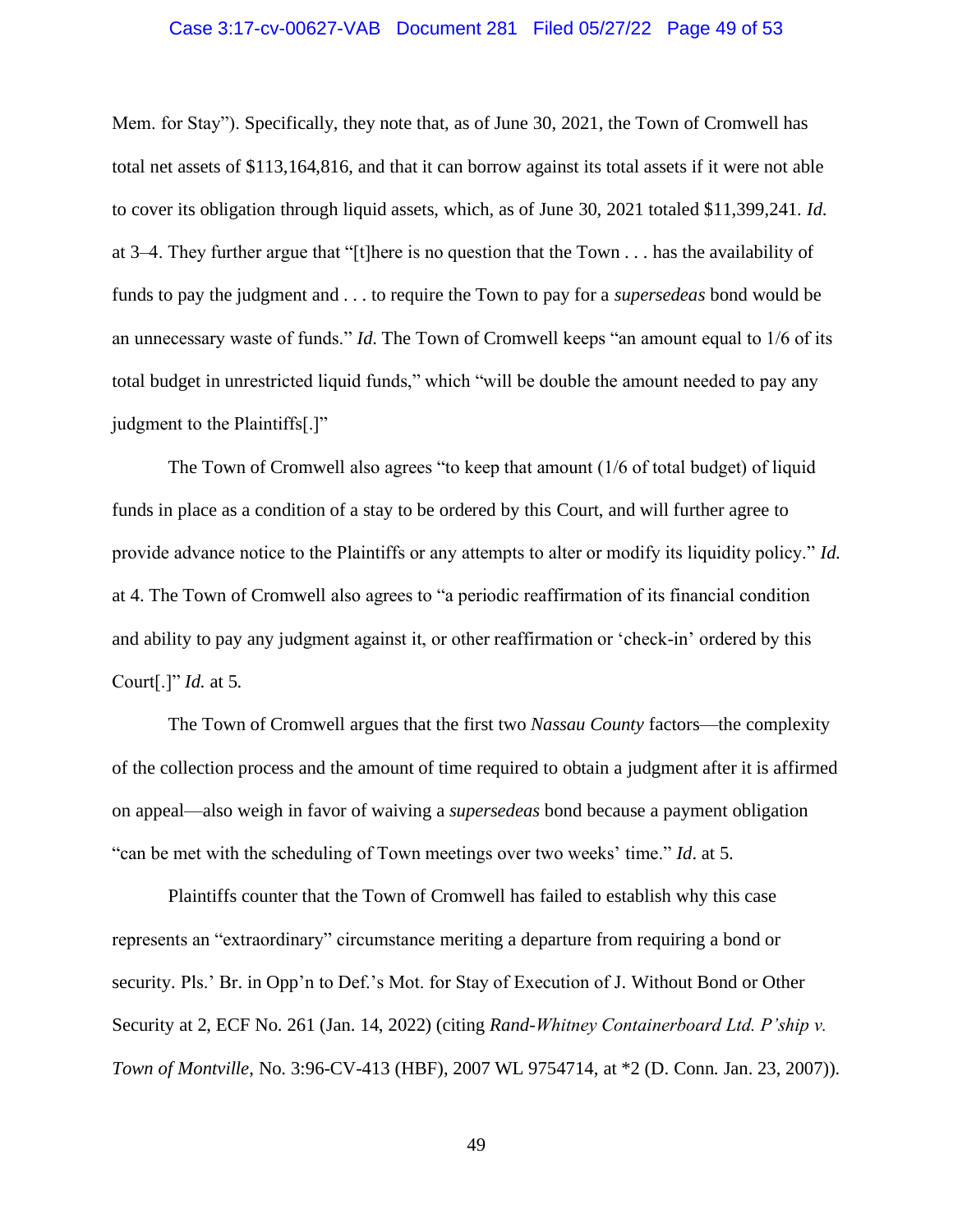Mem. for Stay"). Specifically, they note that, as of June 30, 2021, the Town of Cromwell has total net assets of $113,164,816, and that it can borrow against its total assets if it were not able to cover its obligation through liquid assets, which, as of June 30, 2021 totaled $11,399,241. *Id.* at 3–4. They further argue that "[t]here is no question that the Town . . . has the availability of funds to pay the judgment and . . . to require the Town to pay for a *supersedeas* bond would be an unnecessary waste of funds." *Id.* The Town of Cromwell keeps "an amount equal to 1/6 of its total budget in unrestricted liquid funds," which "will be double the amount needed to pay any judgment to the Plaintiffs[.]"

The Town of Cromwell also agrees "to keep that amount (1/6 of total budget) of liquid funds in place as a condition of a stay to be ordered by this Court, and will further agree to provide advance notice to the Plaintiffs or any attempts to alter or modify its liquidity policy." *Id.* at 4. The Town of Cromwell also agrees to "a periodic reaffirmation of its financial condition and ability to pay any judgment against it, or other reaffirmation or 'check-in' ordered by this Court[.]" *Id.* at 5.

The Town of Cromwell argues that the first two *Nassau County* factors—the complexity of the collection process and the amount of time required to obtain a judgment after it is affirmed on appeal—also weigh in favor of waiving a *supersedeas* bond because a payment obligation "can be met with the scheduling of Town meetings over two weeks' time." *Id*. at 5.

Plaintiffs counter that the Town of Cromwell has failed to establish why this case represents an "extraordinary" circumstance meriting a departure from requiring a bond or security. Pls.' Br. in Opp'n to Def.'s Mot. for Stay of Execution of J. Without Bond or Other Security at 2, ECF No. 261 (Jan. 14, 2022) (citing *Rand-Whitney Containerboard Ltd. P'ship v. Town of Montville*, No. 3:96-CV-413 (HBF), 2007 WL 9754714, at *2 (D. Conn. Jan. 23, 2007)).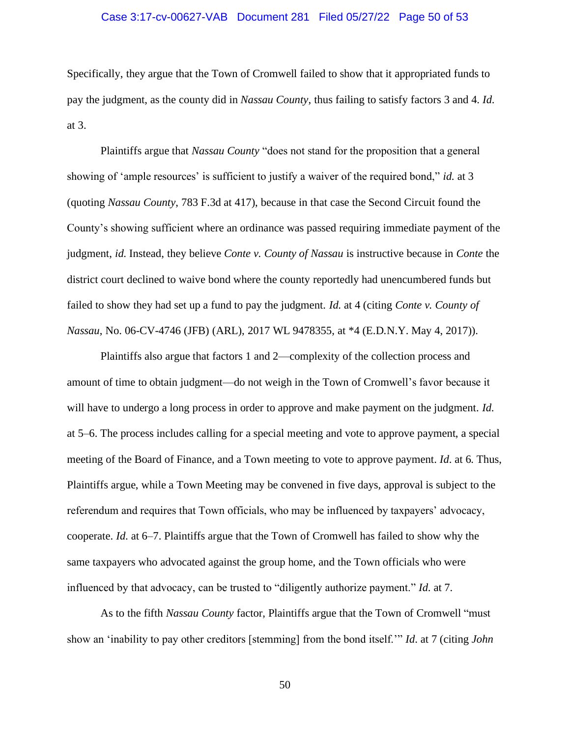Specifically, they argue that the Town of Cromwell failed to show that it appropriated funds to pay the judgment, as the county did in *Nassau County*, thus failing to satisfy factors 3 and 4. *Id.* at 3.

Plaintiffs argue that *Nassau County* "does not stand for the proposition that a general showing of 'ample resources' is sufficient to justify a waiver of the required bond," *id.* at 3 (quoting *Nassau County*, 783 F.3d at 417), because in that case the Second Circuit found the County's showing sufficient where an ordinance was passed requiring immediate payment of the judgment, *id.* Instead, they believe *Conte v. County of Nassau* is instructive because in *Conte* the district court declined to waive bond where the county reportedly had unencumbered funds but failed to show they had set up a fund to pay the judgment. *Id.* at 4 (citing *Conte v. County of Nassau*, No. 06-CV-4746 (JFB) (ARL), 2017 WL 9478355, at *4 (E.D.N.Y. May 4, 2017)).

Plaintiffs also argue that factors 1 and 2—complexity of the collection process and amount of time to obtain judgment—do not weigh in the Town of Cromwell's favor because it will have to undergo a long process in order to approve and make payment on the judgment. *Id.* at 5–6. The process includes calling for a special meeting and vote to approve payment, a special meeting of the Board of Finance, and a Town meeting to vote to approve payment. *Id.* at 6. Thus, Plaintiffs argue, while a Town Meeting may be convened in five days, approval is subject to the referendum and requires that Town officials, who may be influenced by taxpayers' advocacy, cooperate. *Id.* at 6–7. Plaintiffs argue that the Town of Cromwell has failed to show why the same taxpayers who advocated against the group home, and the Town officials who were influenced by that advocacy, can be trusted to "diligently authorize payment." *Id.* at 7.

As to the fifth *Nassau County* factor, Plaintiffs argue that the Town of Cromwell "must show an 'inability to pay other creditors [stemming] from the bond itself.'" *Id.* at 7 (citing *John*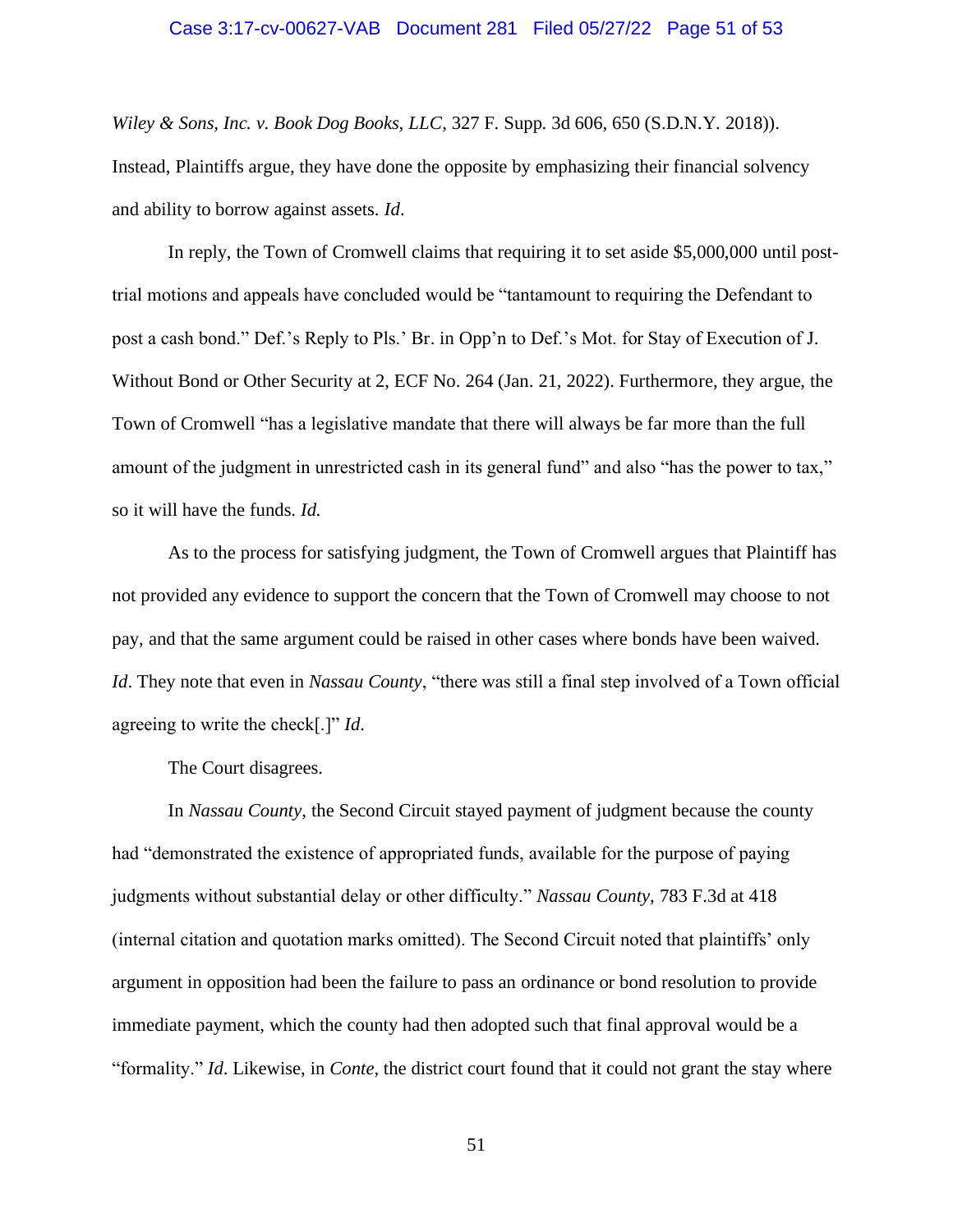*Wiley & Sons, Inc. v. Book Dog Books, LLC*, 327 F. Supp. 3d 606, 650 (S.D.N.Y. 2018)). Instead, Plaintiffs argue, they have done the opposite by emphasizing their financial solvency and ability to borrow against assets. *Id*.

In reply, the Town of Cromwell claims that requiring it to set aside $5,000,000 until post-trial motions and appeals have concluded would be "tantamount to requiring the Defendant to post a cash bond." Def.'s Reply to Pls.' Br. in Opp'n to Def.'s Mot. for Stay of Execution of J. Without Bond or Other Security at 2, ECF No. 264 (Jan. 21, 2022). Furthermore, they argue, the Town of Cromwell "has a legislative mandate that there will always be far more than the full amount of the judgment in unrestricted cash in its general fund" and also "has the power to tax," so it will have the funds. *Id.*

As to the process for satisfying judgment, the Town of Cromwell argues that Plaintiff has not provided any evidence to support the concern that the Town of Cromwell may choose to not pay, and that the same argument could be raised in other cases where bonds have been waived. *Id*. They note that even in *Nassau County*, "there was still a final step involved of a Town official agreeing to write the check[.]" *Id*.

The Court disagrees.

In *Nassau County*, the Second Circuit stayed payment of judgment because the county had "demonstrated the existence of appropriated funds, available for the purpose of paying judgments without substantial delay or other difficulty." *Nassau County*, 783 F.3d at 418 (internal citation and quotation marks omitted). The Second Circuit noted that plaintiffs' only argument in opposition had been the failure to pass an ordinance or bond resolution to provide immediate payment, which the county had then adopted such that final approval would be a "formality." *Id*. Likewise, in *Conte*, the district court found that it could not grant the stay where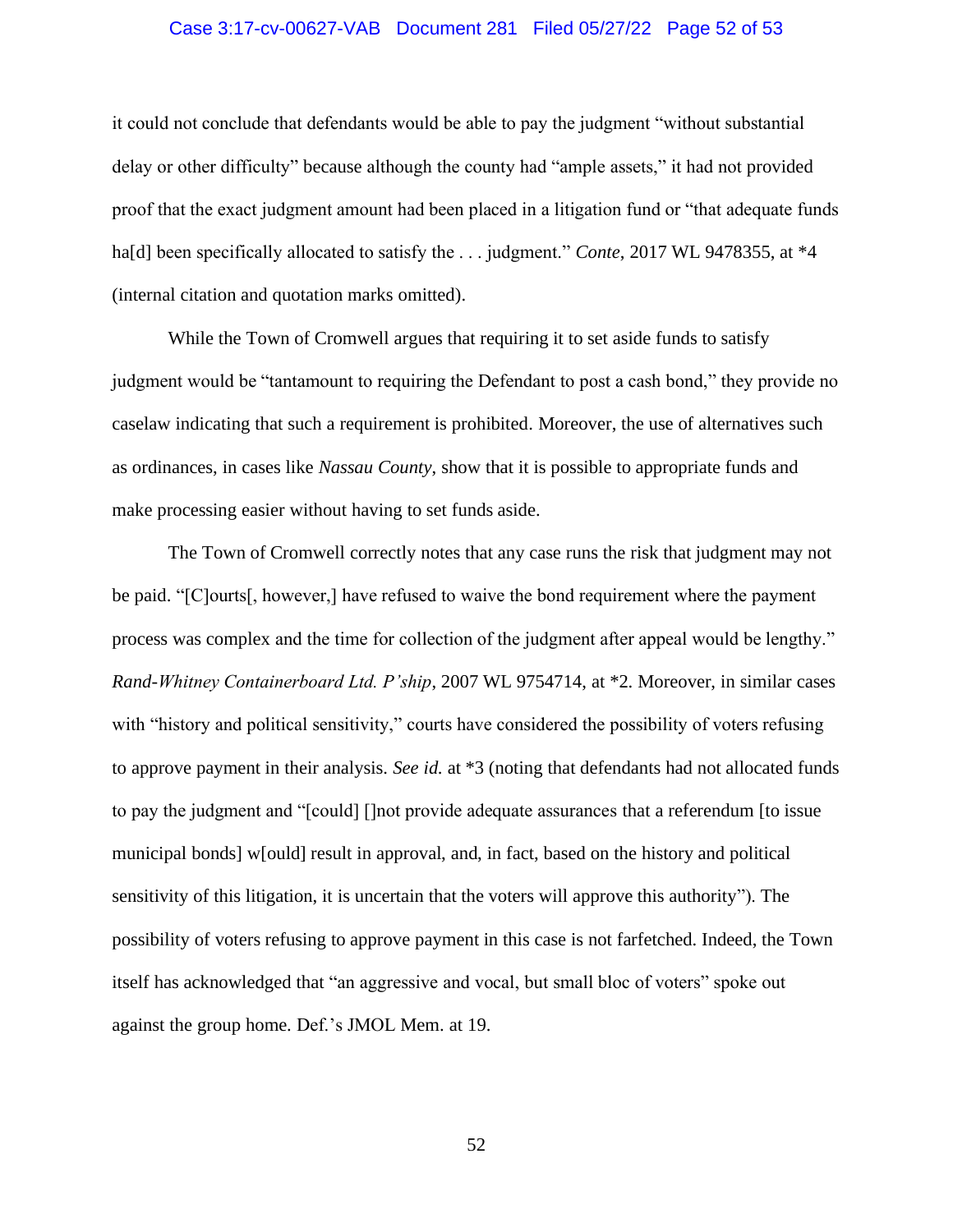it could not conclude that defendants would be able to pay the judgment "without substantial delay or other difficulty" because although the county had "ample assets," it had not provided proof that the exact judgment amount had been placed in a litigation fund or "that adequate funds ha[d] been specifically allocated to satisfy the . . . judgment." *Conte*, 2017 WL 9478355, at *4 (internal citation and quotation marks omitted).

While the Town of Cromwell argues that requiring it to set aside funds to satisfy judgment would be "tantamount to requiring the Defendant to post a cash bond," they provide no caselaw indicating that such a requirement is prohibited. Moreover, the use of alternatives such as ordinances, in cases like *Nassau County*, show that it is possible to appropriate funds and make processing easier without having to set funds aside.

The Town of Cromwell correctly notes that any case runs the risk that judgment may not be paid. "[C]ourts[, however,] have refused to waive the bond requirement where the payment process was complex and the time for collection of the judgment after appeal would be lengthy." *Rand-Whitney Containerboard Ltd. P'ship*, 2007 WL 9754714, at *2. Moreover, in similar cases with "history and political sensitivity," courts have considered the possibility of voters refusing to approve payment in their analysis. *See id.* at *3 (noting that defendants had not allocated funds to pay the judgment and "[could] []not provide adequate assurances that a referendum [to issue municipal bonds] w[ould] result in approval, and, in fact, based on the history and political sensitivity of this litigation, it is uncertain that the voters will approve this authority"). The possibility of voters refusing to approve payment in this case is not farfetched. Indeed, the Town itself has acknowledged that "an aggressive and vocal, but small bloc of voters" spoke out against the group home. Def.'s JMOL Mem. at 19.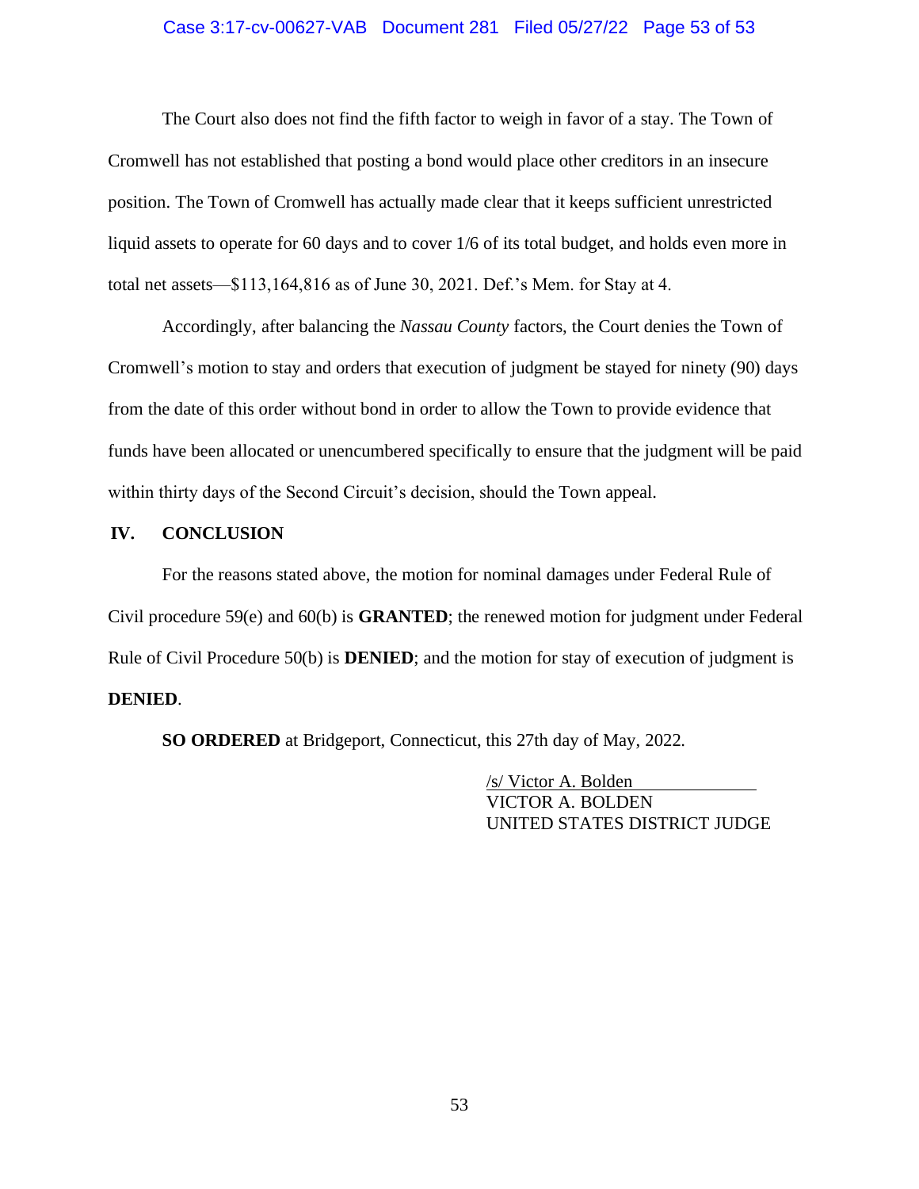The Court also does not find the fifth factor to weigh in favor of a stay. The Town of Cromwell has not established that posting a bond would place other creditors in an insecure position. The Town of Cromwell has actually made clear that it keeps sufficient unrestricted liquid assets to operate for 60 days and to cover 1/6 of its total budget, and holds even more in total net assets—$113,164,816 as of June 30, 2021. Def.'s Mem. for Stay at 4.

Accordingly, after balancing the *Nassau County* factors, the Court denies the Town of Cromwell's motion to stay and orders that execution of judgment be stayed for ninety (90) days from the date of this order without bond in order to allow the Town to provide evidence that funds have been allocated or unencumbered specifically to ensure that the judgment will be paid within thirty days of the Second Circuit's decision, should the Town appeal.

## IV. CONCLUSION

For the reasons stated above, the motion for nominal damages under Federal Rule of Civil procedure 59(e) and 60(b) is **GRANTED**; the renewed motion for judgment under Federal Rule of Civil Procedure 50(b) is **DENIED**; and the motion for stay of execution of judgment is **DENIED**.

**SO ORDERED** at Bridgeport, Connecticut, this 27th day of May, 2022.

/s/ Victor A. Bolden
VICTOR A. BOLDEN
UNITED STATES DISTRICT JUDGE